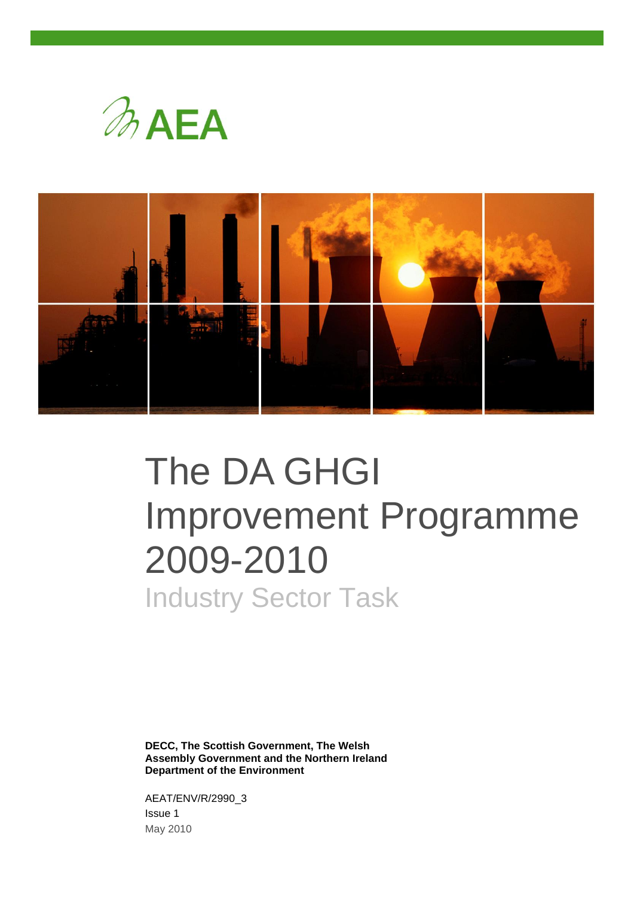AEA

# The DA GHGI Improvement Programme 2009-2010

## Industry Sector Task

**DECC, The Scottish Government, The Welsh Assembly Government and the Northern Ireland Department of the Environment**

AEAT/ENV/R/2990_3
Issue 1
May 2010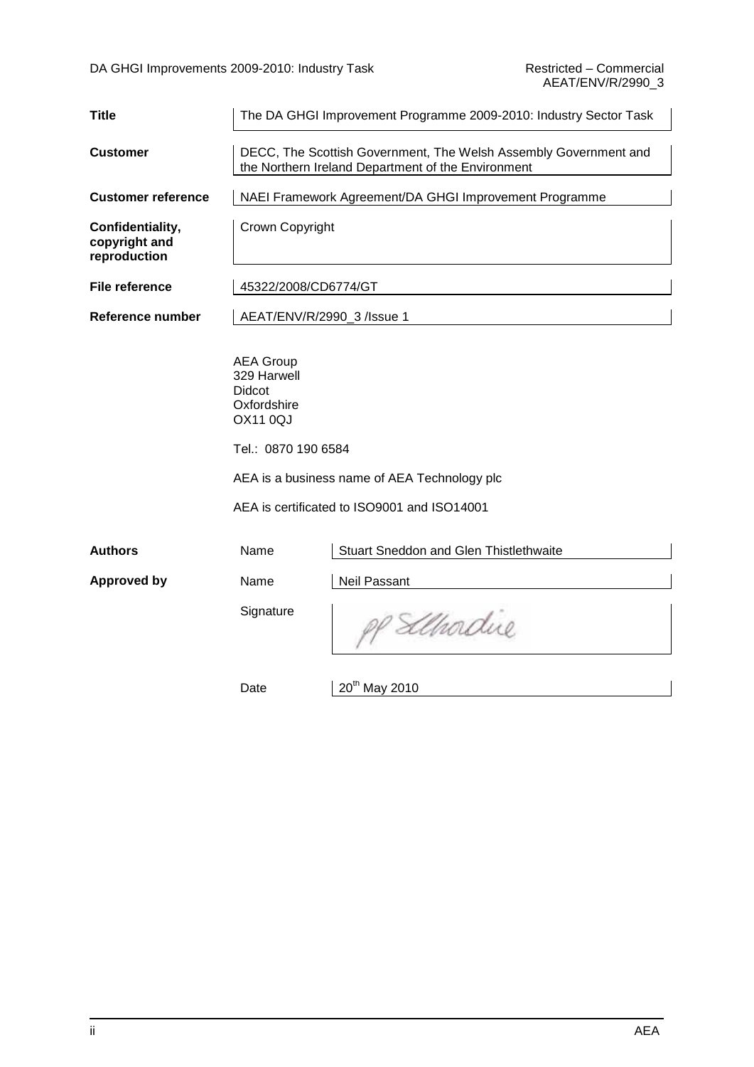| | | |
|---|---|---|
| **Title** | The DA GHGI Improvement Programme 2009-2010: Industry Sector Task | |
| **Customer** | DECC, The Scottish Government, The Welsh Assembly Government and the Northern Ireland Department of the Environment | |
| **Customer reference** | NAEI Framework Agreement/DA GHGI Improvement Programme | |
| **Confidentiality, copyright and reproduction** | Crown Copyright | |
| **File reference** | 45322/2008/CD6774/GT | |
| **Reference number** | AEAT/ENV/R/2990_3 /Issue 1 | |

AEA Group
329 Harwell
Didcot
Oxfordshire
OX11 0QJ

Tel.: 0870 190 6584

AEA is a business name of AEA Technology plc

AEA is certificated to ISO9001 and ISO14001

| | | |
|---|---|---|
| **Authors** | Name | Stuart Sneddon and Glen Thistlethwaite |
| **Approved by** | Name | Neil Passant |
| | Signature | pp SThordue |
| | Date | 20th May 2010 |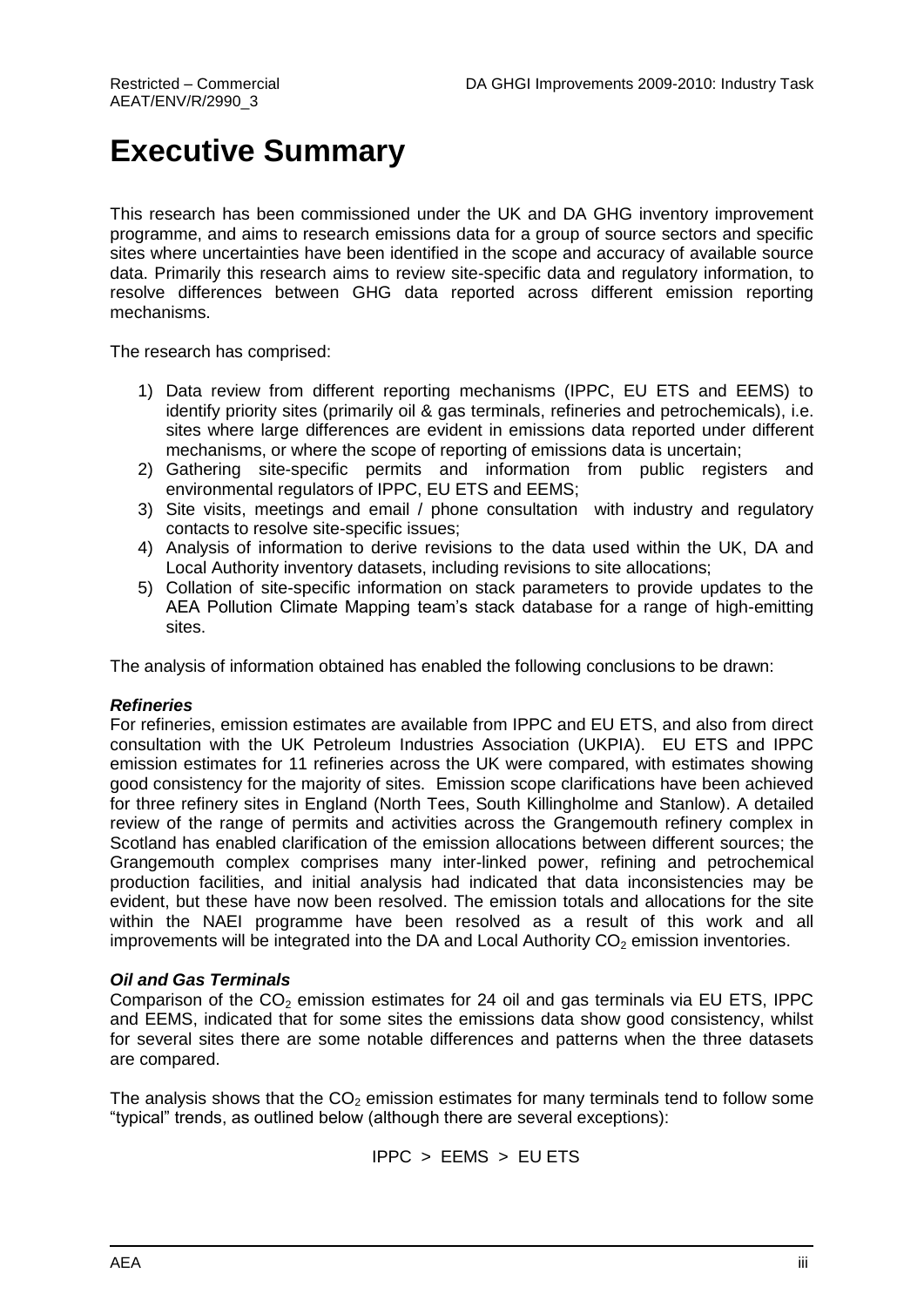# Executive Summary

This research has been commissioned under the UK and DA GHG inventory improvement programme, and aims to research emissions data for a group of source sectors and specific sites where uncertainties have been identified in the scope and accuracy of available source data. Primarily this research aims to review site-specific data and regulatory information, to resolve differences between GHG data reported across different emission reporting mechanisms.

The research has comprised:

1) Data review from different reporting mechanisms (IPPC, EU ETS and EEMS) to identify priority sites (primarily oil & gas terminals, refineries and petrochemicals), i.e. sites where large differences are evident in emissions data reported under different mechanisms, or where the scope of reporting of emissions data is uncertain;
2) Gathering site-specific permits and information from public registers and environmental regulators of IPPC, EU ETS and EEMS;
3) Site visits, meetings and email / phone consultation with industry and regulatory contacts to resolve site-specific issues;
4) Analysis of information to derive revisions to the data used within the UK, DA and Local Authority inventory datasets, including revisions to site allocations;
5) Collation of site-specific information on stack parameters to provide updates to the AEA Pollution Climate Mapping team's stack database for a range of high-emitting sites.

The analysis of information obtained has enabled the following conclusions to be drawn:

***Refineries***

For refineries, emission estimates are available from IPPC and EU ETS, and also from direct consultation with the UK Petroleum Industries Association (UKPIA). EU ETS and IPPC emission estimates for 11 refineries across the UK were compared, with estimates showing good consistency for the majority of sites. Emission scope clarifications have been achieved for three refinery sites in England (North Tees, South Killingholme and Stanlow). A detailed review of the range of permits and activities across the Grangemouth refinery complex in Scotland has enabled clarification of the emission allocations between different sources; the Grangemouth complex comprises many inter-linked power, refining and petrochemical production facilities, and initial analysis had indicated that data inconsistencies may be evident, but these have now been resolved. The emission totals and allocations for the site within the NAEI programme have been resolved as a result of this work and all improvements will be integrated into the DA and Local Authority $CO_2$ emission inventories.

***Oil and Gas Terminals***

Comparison of the $CO_2$ emission estimates for 24 oil and gas terminals via EU ETS, IPPC and EEMS, indicated that for some sites the emissions data show good consistency, whilst for several sites there are some notable differences and patterns when the three datasets are compared.

The analysis shows that the $CO_2$ emission estimates for many terminals tend to follow some "typical" trends, as outlined below (although there are several exceptions):

IPPC > EEMS > EU ETS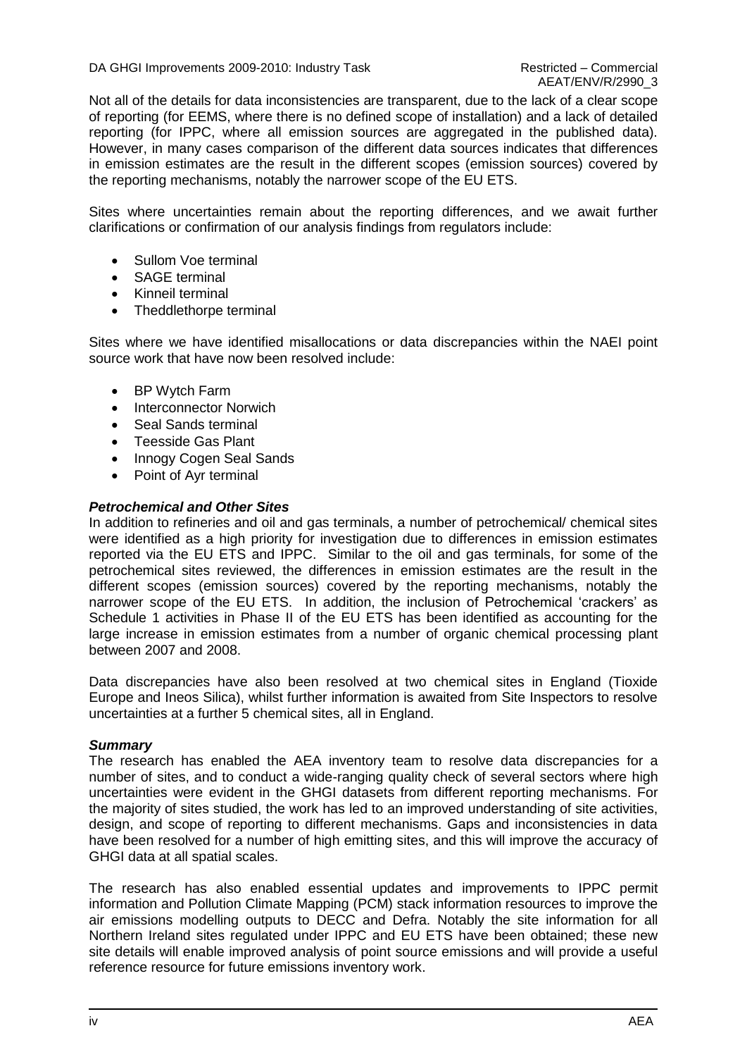Not all of the details for data inconsistencies are transparent, due to the lack of a clear scope of reporting (for EEMS, where there is no defined scope of installation) and a lack of detailed reporting (for IPPC, where all emission sources are aggregated in the published data). However, in many cases comparison of the different data sources indicates that differences in emission estimates are the result in the different scopes (emission sources) covered by the reporting mechanisms, notably the narrower scope of the EU ETS.

Sites where uncertainties remain about the reporting differences, and we await further clarifications or confirmation of our analysis findings from regulators include:

- Sullom Voe terminal
- SAGE terminal
- Kinneil terminal
- Theddlethorpe terminal

Sites where we have identified misallocations or data discrepancies within the NAEI point source work that have now been resolved include:

- BP Wytch Farm
- Interconnector Norwich
- Seal Sands terminal
- Teesside Gas Plant
- Innogy Cogen Seal Sands
- Point of Ayr terminal

***Petrochemical and Other Sites***

In addition to refineries and oil and gas terminals, a number of petrochemical/ chemical sites were identified as a high priority for investigation due to differences in emission estimates reported via the EU ETS and IPPC. Similar to the oil and gas terminals, for some of the petrochemical sites reviewed, the differences in emission estimates are the result in the different scopes (emission sources) covered by the reporting mechanisms, notably the narrower scope of the EU ETS. In addition, the inclusion of Petrochemical 'crackers' as Schedule 1 activities in Phase II of the EU ETS has been identified as accounting for the large increase in emission estimates from a number of organic chemical processing plant between 2007 and 2008.

Data discrepancies have also been resolved at two chemical sites in England (Tioxide Europe and Ineos Silica), whilst further information is awaited from Site Inspectors to resolve uncertainties at a further 5 chemical sites, all in England.

***Summary***

The research has enabled the AEA inventory team to resolve data discrepancies for a number of sites, and to conduct a wide-ranging quality check of several sectors where high uncertainties were evident in the GHGI datasets from different reporting mechanisms. For the majority of sites studied, the work has led to an improved understanding of site activities, design, and scope of reporting to different mechanisms. Gaps and inconsistencies in data have been resolved for a number of high emitting sites, and this will improve the accuracy of GHGI data at all spatial scales.

The research has also enabled essential updates and improvements to IPPC permit information and Pollution Climate Mapping (PCM) stack information resources to improve the air emissions modelling outputs to DECC and Defra. Notably the site information for all Northern Ireland sites regulated under IPPC and EU ETS have been obtained; these new site details will enable improved analysis of point source emissions and will provide a useful reference resource for future emissions inventory work.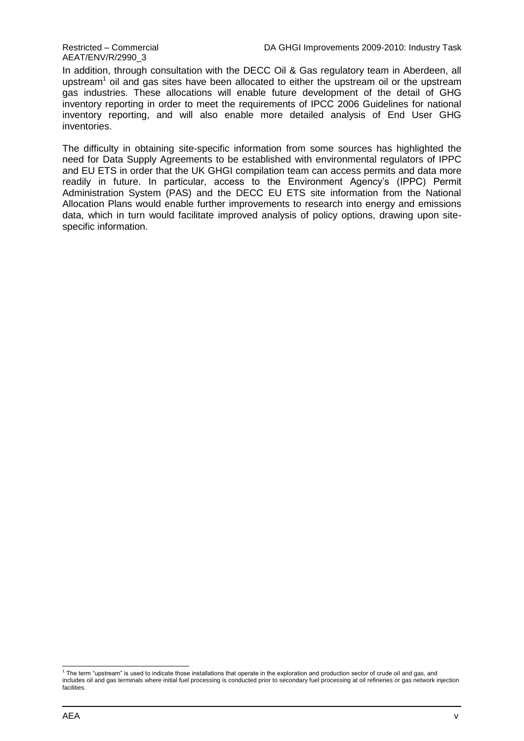In addition, through consultation with the DECC Oil & Gas regulatory team in Aberdeen, all upstream[1] oil and gas sites have been allocated to either the upstream oil or the upstream gas industries. These allocations will enable future development of the detail of GHG inventory reporting in order to meet the requirements of IPCC 2006 Guidelines for national inventory reporting, and will also enable more detailed analysis of End User GHG inventories.

The difficulty in obtaining site-specific information from some sources has highlighted the need for Data Supply Agreements to be established with environmental regulators of IPPC and EU ETS in order that the UK GHGI compilation team can access permits and data more readily in future. In particular, access to the Environment Agency's (IPPC) Permit Administration System (PAS) and the DECC EU ETS site information from the National Allocation Plans would enable further improvements to research into energy and emissions data, which in turn would facilitate improved analysis of policy options, drawing upon site-specific information.

[1] The term "upstream" is used to indicate those installations that operate in the exploration and production sector of crude oil and gas, and includes oil and gas terminals where initial fuel processing is conducted prior to secondary fuel processing at oil refineries or gas network injection facilities.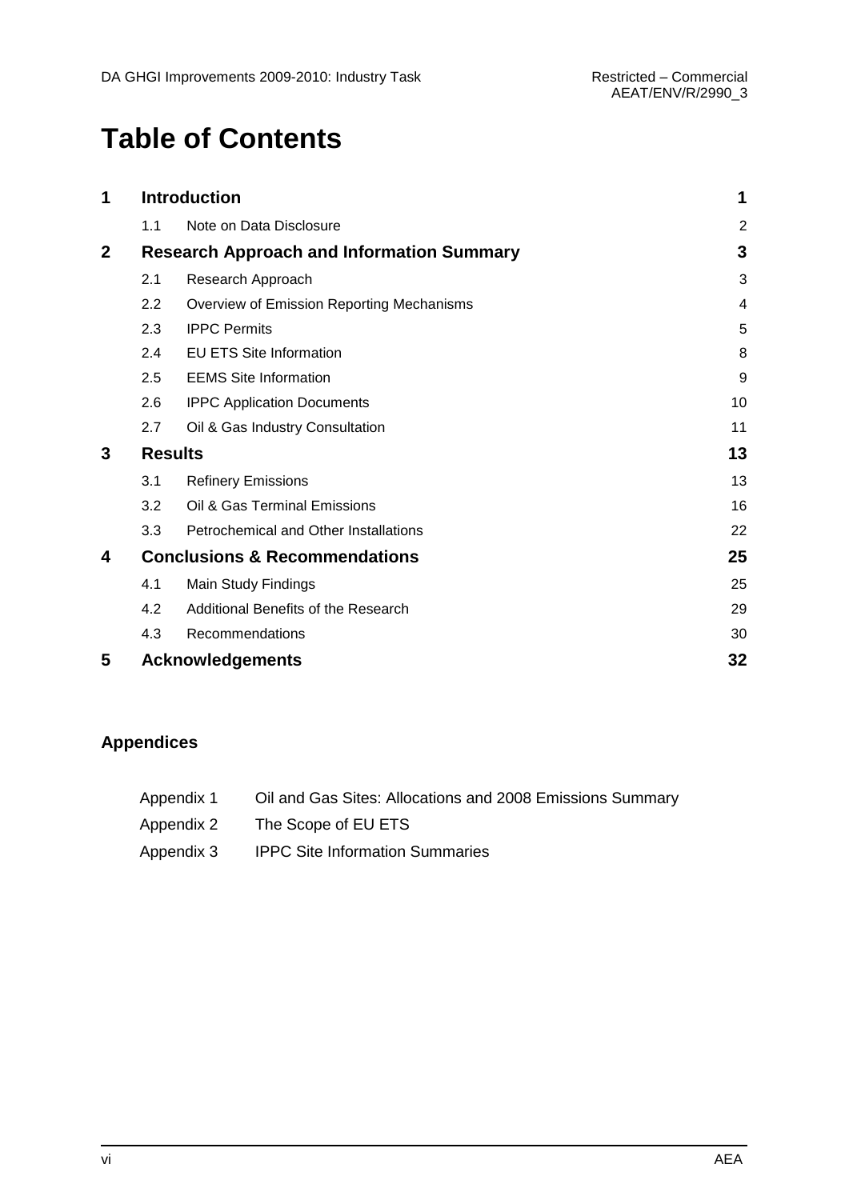# Table of Contents

| | | |
|---|---|---|
| **1** | **Introduction** | **1** |
| 1.1 | Note on Data Disclosure | 2 |
| **2** | **Research Approach and Information Summary** | **3** |
| 2.1 | Research Approach | 3 |
| 2.2 | Overview of Emission Reporting Mechanisms | 4 |
| 2.3 | IPPC Permits | 5 |
| 2.4 | EU ETS Site Information | 8 |
| 2.5 | EEMS Site Information | 9 |
| 2.6 | IPPC Application Documents | 10 |
| 2.7 | Oil & Gas Industry Consultation | 11 |
| **3** | **Results** | **13** |
| 3.1 | Refinery Emissions | 13 |
| 3.2 | Oil & Gas Terminal Emissions | 16 |
| 3.3 | Petrochemical and Other Installations | 22 |
| **4** | **Conclusions & Recommendations** | **25** |
| 4.1 | Main Study Findings | 25 |
| 4.2 | Additional Benefits of the Research | 29 |
| 4.3 | Recommendations | 30 |
| **5** | **Acknowledgements** | **32** |

## Appendices

| | |
|---|---|
| Appendix 1 | Oil and Gas Sites: Allocations and 2008 Emissions Summary |
| Appendix 2 | The Scope of EU ETS |
| Appendix 3 | IPPC Site Information Summaries |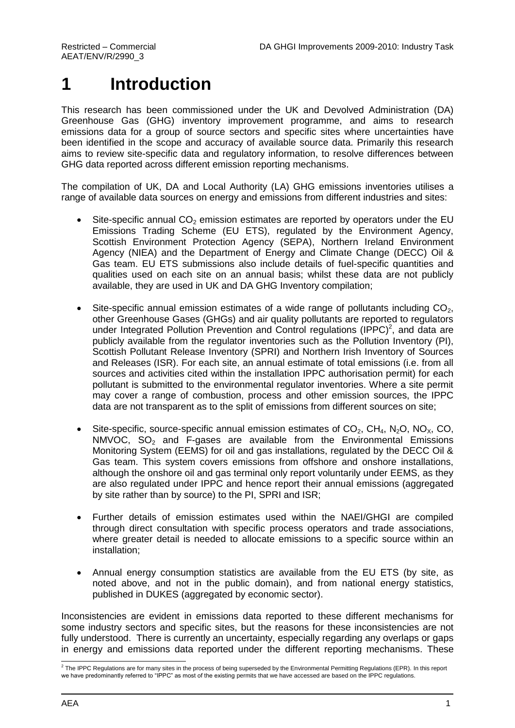# 1 Introduction

This research has been commissioned under the UK and Devolved Administration (DA) Greenhouse Gas (GHG) inventory improvement programme, and aims to research emissions data for a group of source sectors and specific sites where uncertainties have been identified in the scope and accuracy of available source data. Primarily this research aims to review site-specific data and regulatory information, to resolve differences between GHG data reported across different emission reporting mechanisms.

The compilation of UK, DA and Local Authority (LA) GHG emissions inventories utilises a range of available data sources on energy and emissions from different industries and sites:

- Site-specific annual $CO_2$ emission estimates are reported by operators under the EU Emissions Trading Scheme (EU ETS), regulated by the Environment Agency, Scottish Environment Protection Agency (SEPA), Northern Ireland Environment Agency (NIEA) and the Department of Energy and Climate Change (DECC) Oil & Gas team. EU ETS submissions also include details of fuel-specific quantities and qualities used on each site on an annual basis; whilst these data are not publicly available, they are used in UK and DA GHG Inventory compilation;

- Site-specific annual emission estimates of a wide range of pollutants including $CO_2$, other Greenhouse Gases (GHGs) and air quality pollutants are reported to regulators under Integrated Pollution Prevention and Control regulations (IPPC)[2], and data are publicly available from the regulator inventories such as the Pollution Inventory (PI), Scottish Pollutant Release Inventory (SPRI) and Northern Irish Inventory of Sources and Releases (ISR). For each site, an annual estimate of total emissions (i.e. from all sources and activities cited within the installation IPPC authorisation permit) for each pollutant is submitted to the environmental regulator inventories. Where a site permit may cover a range of combustion, process and other emission sources, the IPPC data are not transparent as to the split of emissions from different sources on site;

- Site-specific, source-specific annual emission estimates of $CO_2$, $CH_4$, $N_2O$, $NO_X$, CO, NMVOC, $SO_2$ and F-gases are available from the Environmental Emissions Monitoring System (EEMS) for oil and gas installations, regulated by the DECC Oil & Gas team. This system covers emissions from offshore and onshore installations, although the onshore oil and gas terminal only report voluntarily under EEMS, as they are also regulated under IPPC and hence report their annual emissions (aggregated by site rather than by source) to the PI, SPRI and ISR;

- Further details of emission estimates used within the NAEI/GHGI are compiled through direct consultation with specific process operators and trade associations, where greater detail is needed to allocate emissions to a specific source within an installation;

- Annual energy consumption statistics are available from the EU ETS (by site, as noted above, and not in the public domain), and from national energy statistics, published in DUKES (aggregated by economic sector).

Inconsistencies are evident in emissions data reported to these different mechanisms for some industry sectors and specific sites, but the reasons for these inconsistencies are not fully understood. There is currently an uncertainty, especially regarding any overlaps or gaps in energy and emissions data reported under the different reporting mechanisms. These

[2] The IPPC Regulations are for many sites in the process of being superseded by the Environmental Permitting Regulations (EPR). In this report we have predominantly referred to "IPPC" as most of the existing permits that we have accessed are based on the IPPC regulations.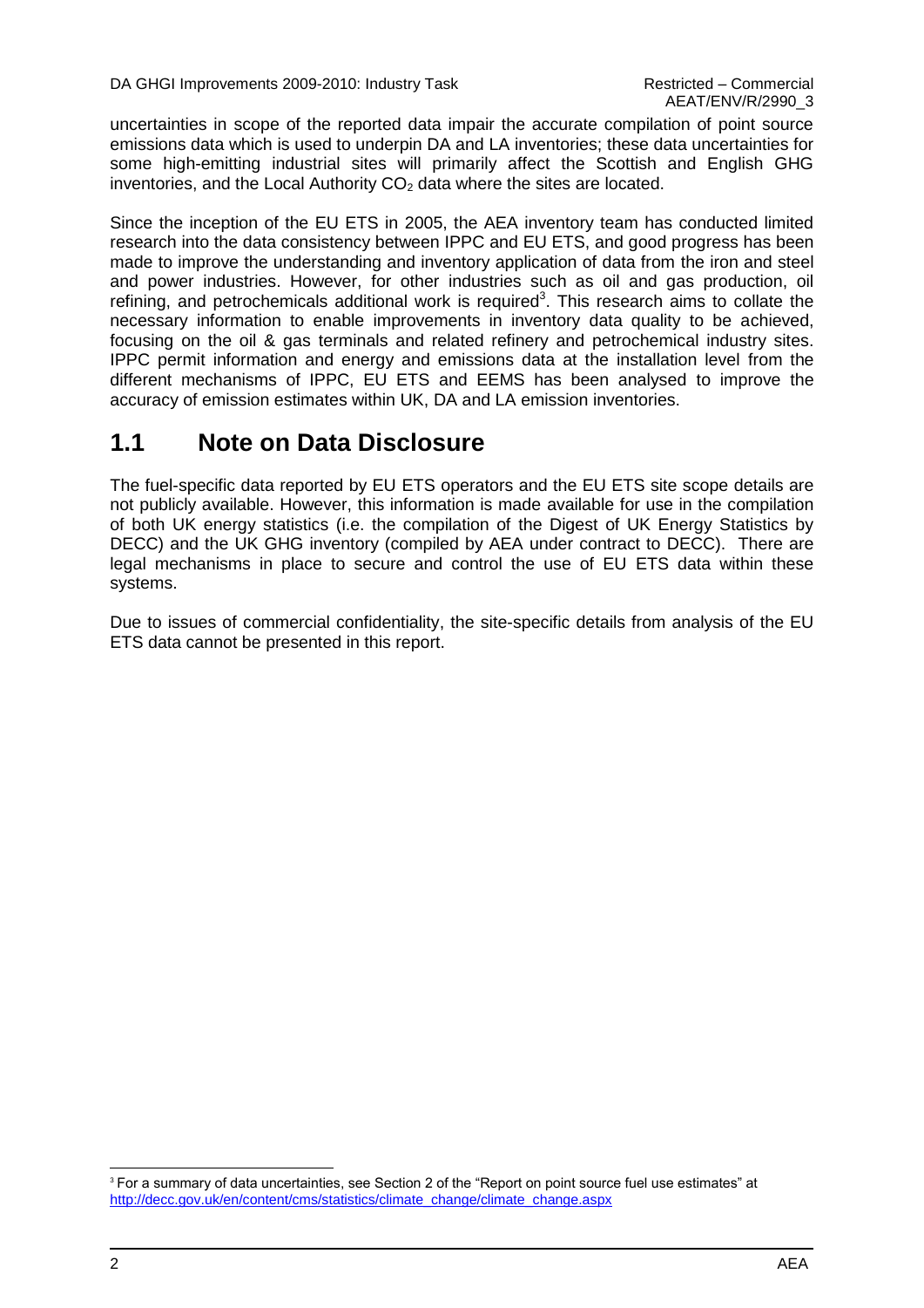uncertainties in scope of the reported data impair the accurate compilation of point source emissions data which is used to underpin DA and LA inventories; these data uncertainties for some high-emitting industrial sites will primarily affect the Scottish and English GHG inventories, and the Local Authority $CO_2$ data where the sites are located.

Since the inception of the EU ETS in 2005, the AEA inventory team has conducted limited research into the data consistency between IPPC and EU ETS, and good progress has been made to improve the understanding and inventory application of data from the iron and steel and power industries. However, for other industries such as oil and gas production, oil refining, and petrochemicals additional work is required[3]. This research aims to collate the necessary information to enable improvements in inventory data quality to be achieved, focusing on the oil & gas terminals and related refinery and petrochemical industry sites. IPPC permit information and energy and emissions data at the installation level from the different mechanisms of IPPC, EU ETS and EEMS has been analysed to improve the accuracy of emission estimates within UK, DA and LA emission inventories.

## 1.1 Note on Data Disclosure

The fuel-specific data reported by EU ETS operators and the EU ETS site scope details are not publicly available. However, this information is made available for use in the compilation of both UK energy statistics (i.e. the compilation of the Digest of UK Energy Statistics by DECC) and the UK GHG inventory (compiled by AEA under contract to DECC). There are legal mechanisms in place to secure and control the use of EU ETS data within these systems.

Due to issues of commercial confidentiality, the site-specific details from analysis of the EU ETS data cannot be presented in this report.

---

[3] For a summary of data uncertainties, see Section 2 of the "Report on point source fuel use estimates" at http://decc.gov.uk/en/content/cms/statistics/climate_change/climate_change.aspx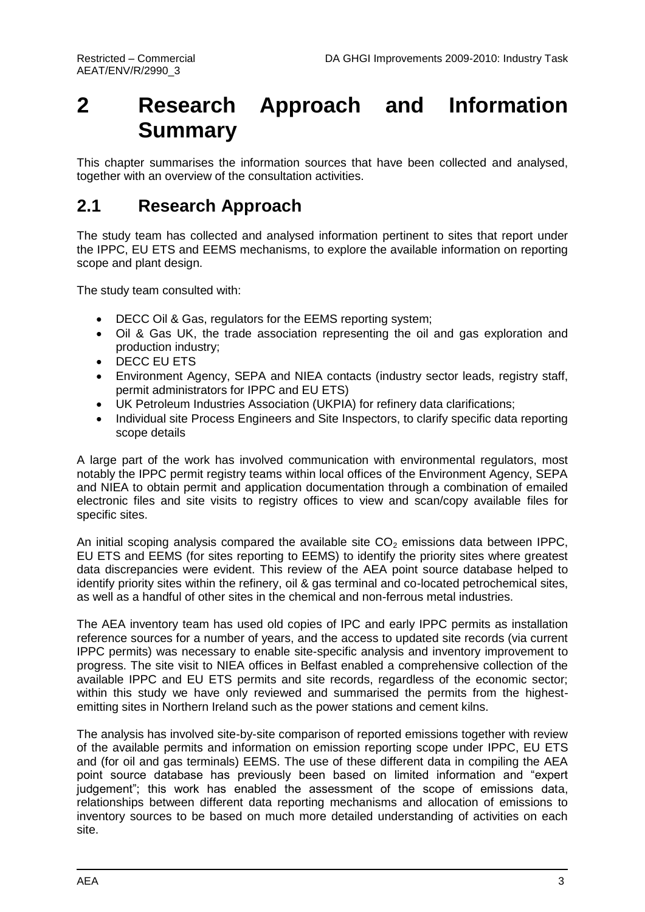# 2 Research Approach and Information Summary

This chapter summarises the information sources that have been collected and analysed, together with an overview of the consultation activities.

## 2.1 Research Approach

The study team has collected and analysed information pertinent to sites that report under the IPPC, EU ETS and EEMS mechanisms, to explore the available information on reporting scope and plant design.

The study team consulted with:

- DECC Oil & Gas, regulators for the EEMS reporting system;
- Oil & Gas UK, the trade association representing the oil and gas exploration and production industry;
- DECC EU ETS
- Environment Agency, SEPA and NIEA contacts (industry sector leads, registry staff, permit administrators for IPPC and EU ETS)
- UK Petroleum Industries Association (UKPIA) for refinery data clarifications;
- Individual site Process Engineers and Site Inspectors, to clarify specific data reporting scope details

A large part of the work has involved communication with environmental regulators, most notably the IPPC permit registry teams within local offices of the Environment Agency, SEPA and NIEA to obtain permit and application documentation through a combination of emailed electronic files and site visits to registry offices to view and scan/copy available files for specific sites.

An initial scoping analysis compared the available site $CO_2$ emissions data between IPPC, EU ETS and EEMS (for sites reporting to EEMS) to identify the priority sites where greatest data discrepancies were evident. This review of the AEA point source database helped to identify priority sites within the refinery, oil & gas terminal and co-located petrochemical sites, as well as a handful of other sites in the chemical and non-ferrous metal industries.

The AEA inventory team has used old copies of IPC and early IPPC permits as installation reference sources for a number of years, and the access to updated site records (via current IPPC permits) was necessary to enable site-specific analysis and inventory improvement to progress. The site visit to NIEA offices in Belfast enabled a comprehensive collection of the available IPPC and EU ETS permits and site records, regardless of the economic sector; within this study we have only reviewed and summarised the permits from the highest-emitting sites in Northern Ireland such as the power stations and cement kilns.

The analysis has involved site-by-site comparison of reported emissions together with review of the available permits and information on emission reporting scope under IPPC, EU ETS and (for oil and gas terminals) EEMS. The use of these different data in compiling the AEA point source database has previously been based on limited information and "expert judgement"; this work has enabled the assessment of the scope of emissions data, relationships between different data reporting mechanisms and allocation of emissions to inventory sources to be based on much more detailed understanding of activities on each site.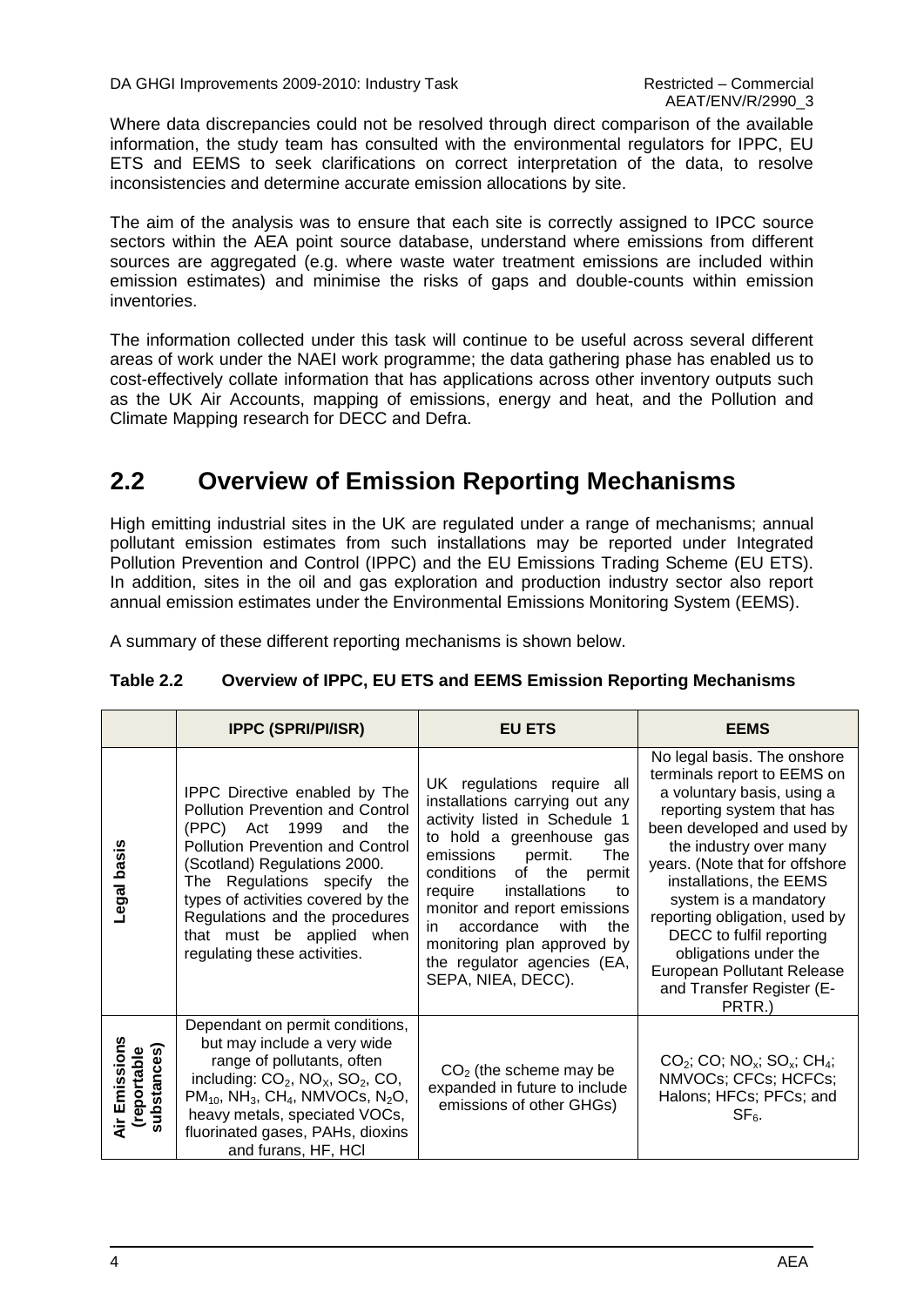Where data discrepancies could not be resolved through direct comparison of the available information, the study team has consulted with the environmental regulators for IPPC, EU ETS and EEMS to seek clarifications on correct interpretation of the data, to resolve inconsistencies and determine accurate emission allocations by site.

The aim of the analysis was to ensure that each site is correctly assigned to IPCC source sectors within the AEA point source database, understand where emissions from different sources are aggregated (e.g. where waste water treatment emissions are included within emission estimates) and minimise the risks of gaps and double-counts within emission inventories.

The information collected under this task will continue to be useful across several different areas of work under the NAEI work programme; the data gathering phase has enabled us to cost-effectively collate information that has applications across other inventory outputs such as the UK Air Accounts, mapping of emissions, energy and heat, and the Pollution and Climate Mapping research for DECC and Defra.

## 2.2 Overview of Emission Reporting Mechanisms

High emitting industrial sites in the UK are regulated under a range of mechanisms; annual pollutant emission estimates from such installations may be reported under Integrated Pollution Prevention and Control (IPPC) and the EU Emissions Trading Scheme (EU ETS). In addition, sites in the oil and gas exploration and production industry sector also report annual emission estimates under the Environmental Emissions Monitoring System (EEMS).

A summary of these different reporting mechanisms is shown below.

**Table 2.2 Overview of IPPC, EU ETS and EEMS Emission Reporting Mechanisms**

| | IPPC (SPRI/PI/ISR) | EU ETS | EEMS |
|---|---|---|---|
| Legal basis | IPPC Directive enabled by The Pollution Prevention and Control (PPC) Act 1999 and the Pollution Prevention and Control (Scotland) Regulations 2000. The Regulations specify the types of activities covered by the Regulations and the procedures that must be applied when regulating these activities. | UK regulations require all installations carrying out any activity listed in Schedule 1 to hold a greenhouse gas emissions permit. The conditions of the permit require installations to monitor and report emissions in accordance with the monitoring plan approved by the regulator agencies (EA, SEPA, NIEA, DECC). | No legal basis. The onshore terminals report to EEMS on a voluntary basis, using a reporting system that has been developed and used by the industry over many years. (Note that for offshore installations, the EEMS system is a mandatory reporting obligation, used by DECC to fulfil reporting obligations under the European Pollutant Release and Transfer Register (E-PRTR.) |
| Air Emissions (reportable substances) | Dependant on permit conditions, but may include a very wide range of pollutants, often including: $CO_2$, $NO_X$, $SO_2$, CO, $PM_{10}$, $NH_3$, $CH_4$, NMVOCs, $N_2O$, heavy metals, speciated VOCs, fluorinated gases, PAHs, dioxins and furans, HF, HCl | $CO_2$ (the scheme may be expanded in future to include emissions of other GHGs) | $CO_2$; CO; $NO_x$; $SO_x$; $CH_4$; NMVOCs; CFCs; HCFCs; Halons; HFCs; PFCs; and $SF_6$. |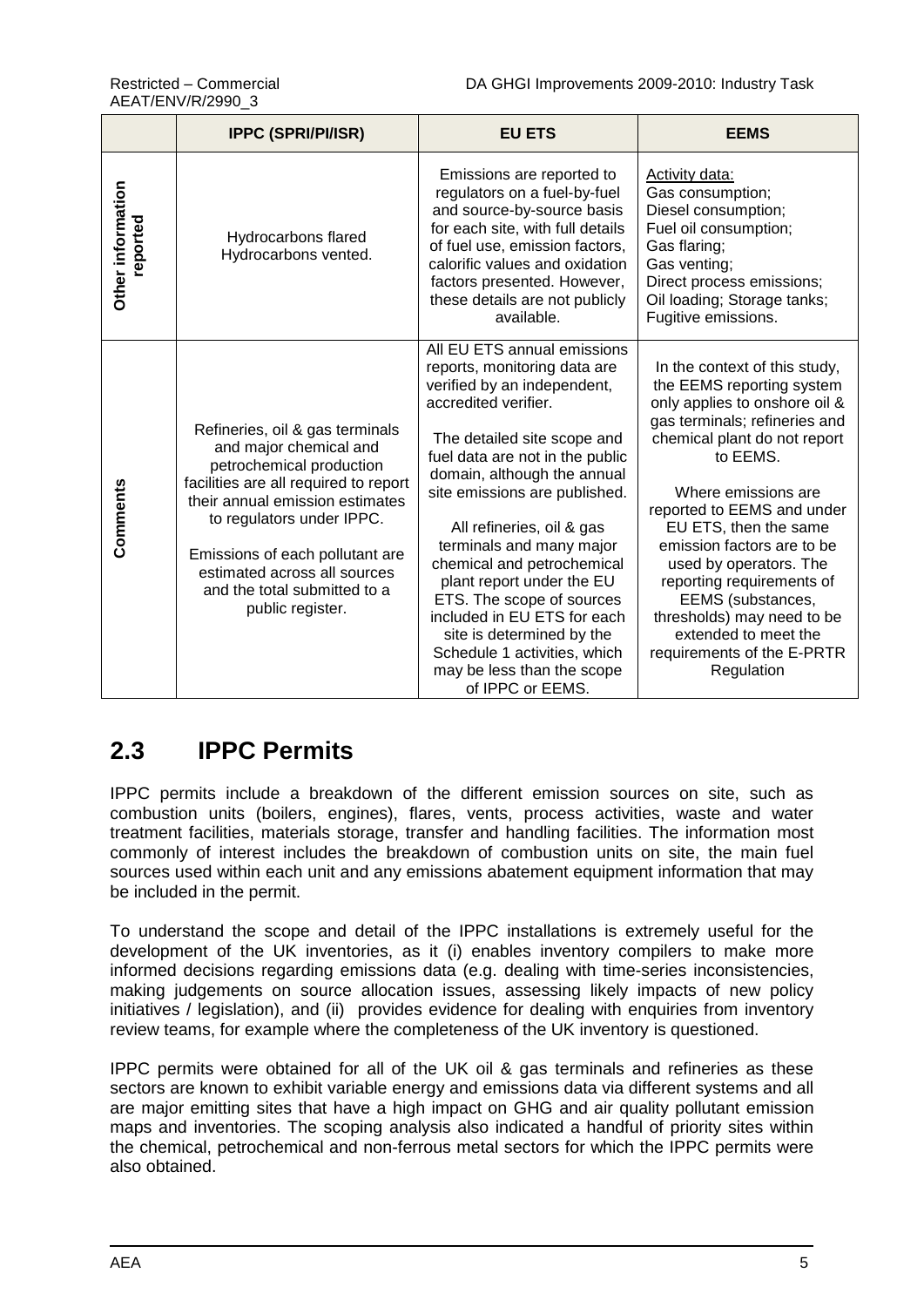| | IPPC (SPRI/PI/ISR) | EU ETS | EEMS |
|---|---|---|---|
| **Other information reported** | Hydrocarbons flared<br>Hydrocarbons vented. | Emissions are reported to regulators on a fuel-by-fuel and source-by-source basis for each site, with full details of fuel use, emission factors, calorific values and oxidation factors presented. However, these details are not publicly available. | Activity data:<br>Gas consumption;<br>Diesel consumption;<br>Fuel oil consumption;<br>Gas flaring;<br>Gas venting;<br>Direct process emissions;<br>Oil loading; Storage tanks;<br>Fugitive emissions. |
| **Comments** | Refineries, oil & gas terminals and major chemical and petrochemical production facilities are all required to report their annual emission estimates to regulators under IPPC.<br><br>Emissions of each pollutant are estimated across all sources and the total submitted to a public register. | All EU ETS annual emissions reports, monitoring data are verified by an independent, accredited verifier.<br><br>The detailed site scope and fuel data are not in the public domain, although the annual site emissions are published.<br><br>All refineries, oil & gas terminals and many major chemical and petrochemical plant report under the EU ETS. The scope of sources included in EU ETS for each site is determined by the Schedule 1 activities, which may be less than the scope of IPPC or EEMS. | In the context of this study, the EEMS reporting system only applies to onshore oil & gas terminals; refineries and chemical plant do not report to EEMS.<br><br>Where emissions are reported to EEMS and under EU ETS, then the same emission factors are to be used by operators. The reporting requirements of EEMS (substances, thresholds) may need to be extended to meet the requirements of the E-PRTR Regulation |

## 2.3 IPPC Permits

IPPC permits include a breakdown of the different emission sources on site, such as combustion units (boilers, engines), flares, vents, process activities, waste and water treatment facilities, materials storage, transfer and handling facilities. The information most commonly of interest includes the breakdown of combustion units on site, the main fuel sources used within each unit and any emissions abatement equipment information that may be included in the permit.

To understand the scope and detail of the IPPC installations is extremely useful for the development of the UK inventories, as it (i) enables inventory compilers to make more informed decisions regarding emissions data (e.g. dealing with time-series inconsistencies, making judgements on source allocation issues, assessing likely impacts of new policy initiatives / legislation), and (ii) provides evidence for dealing with enquiries from inventory review teams, for example where the completeness of the UK inventory is questioned.

IPPC permits were obtained for all of the UK oil & gas terminals and refineries as these sectors are known to exhibit variable energy and emissions data via different systems and all are major emitting sites that have a high impact on GHG and air quality pollutant emission maps and inventories. The scoping analysis also indicated a handful of priority sites within the chemical, petrochemical and non-ferrous metal sectors for which the IPPC permits were also obtained.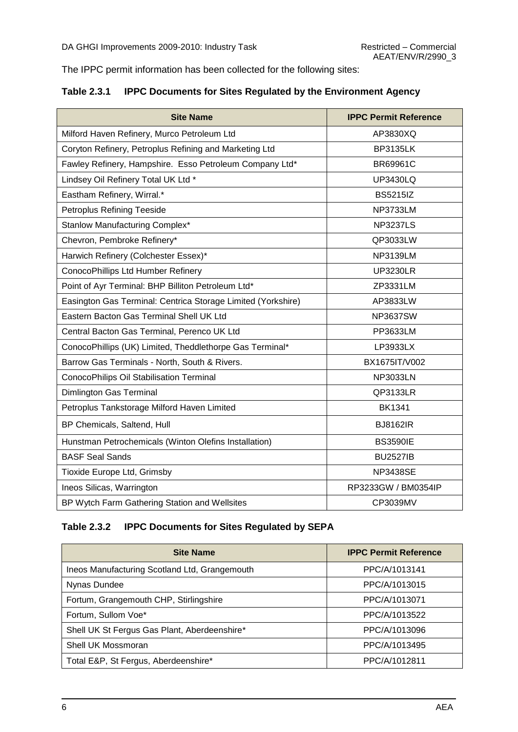The IPPC permit information has been collected for the following sites:

**Table 2.3.1 IPPC Documents for Sites Regulated by the Environment Agency**

| Site Name | IPPC Permit Reference |
|---|---|
| Milford Haven Refinery, Murco Petroleum Ltd | AP3830XQ |
| Coryton Refinery, Petroplus Refining and Marketing Ltd | BP3135LK |
| Fawley Refinery, Hampshire. Esso Petroleum Company Ltd* | BR69961C |
| Lindsey Oil Refinery Total UK Ltd * | UP3430LQ |
| Eastham Refinery, Wirral.* | BS5215IZ |
| Petroplus Refining Teeside | NP3733LM |
| Stanlow Manufacturing Complex* | NP3237LS |
| Chevron, Pembroke Refinery* | QP3033LW |
| Harwich Refinery (Colchester Essex)* | NP3139LM |
| ConocoPhillips Ltd Humber Refinery | UP3230LR |
| Point of Ayr Terminal: BHP Billiton Petroleum Ltd* | ZP3331LM |
| Easington Gas Terminal: Centrica Storage Limited (Yorkshire) | AP3833LW |
| Eastern Bacton Gas Terminal Shell UK Ltd | NP3637SW |
| Central Bacton Gas Terminal, Perenco UK Ltd | PP3633LM |
| ConocoPhillips (UK) Limited, Theddlethorpe Gas Terminal* | LP3933LX |
| Barrow Gas Terminals - North, South & Rivers. | BX1675IT/V002 |
| ConocoPhilips Oil Stabilisation Terminal | NP3033LN |
| Dimlington Gas Terminal | QP3133LR |
| Petroplus Tankstorage Milford Haven Limited | BK1341 |
| BP Chemicals, Saltend, Hull | BJ8162IR |
| Hunstman Petrochemicals (Winton Olefins Installation) | BS3590IE |
| BASF Seal Sands | BU2527IB |
| Tioxide Europe Ltd, Grimsby | NP3438SE |
| Ineos Silicas, Warrington | RP3233GW / BM0354IP |
| BP Wytch Farm Gathering Station and Wellsites | CP3039MV |

**Table 2.3.2 IPPC Documents for Sites Regulated by SEPA**

| Site Name | IPPC Permit Reference |
|---|---|
| Ineos Manufacturing Scotland Ltd, Grangemouth | PPC/A/1013141 |
| Nynas Dundee | PPC/A/1013015 |
| Fortum, Grangemouth CHP, Stirlingshire | PPC/A/1013071 |
| Fortum, Sullom Voe* | PPC/A/1013522 |
| Shell UK St Fergus Gas Plant, Aberdeenshire* | PPC/A/1013096 |
| Shell UK Mossmoran | PPC/A/1013495 |
| Total E&P, St Fergus, Aberdeenshire* | PPC/A/1012811 |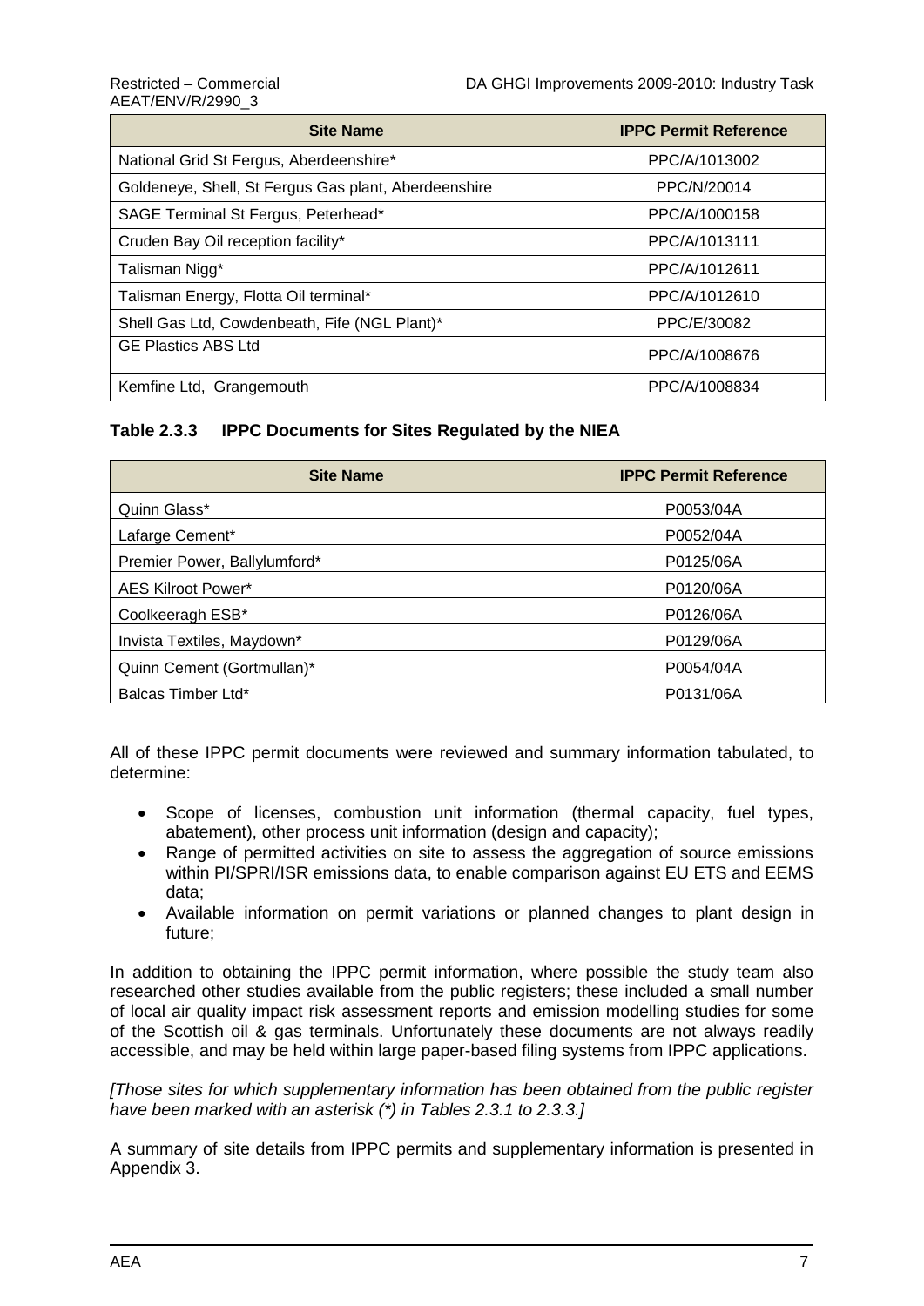| Site Name | IPPC Permit Reference |
|---|---|
| National Grid St Fergus, Aberdeenshire* | PPC/A/1013002 |
| Goldeneye, Shell, St Fergus Gas plant, Aberdeenshire | PPC/N/20014 |
| SAGE Terminal St Fergus, Peterhead* | PPC/A/1000158 |
| Cruden Bay Oil reception facility* | PPC/A/1013111 |
| Talisman Nigg* | PPC/A/1012611 |
| Talisman Energy, Flotta Oil terminal* | PPC/A/1012610 |
| Shell Gas Ltd, Cowdenbeath, Fife (NGL Plant)* | PPC/E/30082 |
| GE Plastics ABS Ltd | PPC/A/1008676 |
| Kemfine Ltd, Grangemouth | PPC/A/1008834 |

### Table 2.3.3 IPPC Documents for Sites Regulated by the NIEA

| Site Name | IPPC Permit Reference |
|---|---|
| Quinn Glass* | P0053/04A |
| Lafarge Cement* | P0052/04A |
| Premier Power, Ballylumford* | P0125/06A |
| AES Kilroot Power* | P0120/06A |
| Coolkeeragh ESB* | P0126/06A |
| Invista Textiles, Maydown* | P0129/06A |
| Quinn Cement (Gortmullan)* | P0054/04A |
| Balcas Timber Ltd* | P0131/06A |

All of these IPPC permit documents were reviewed and summary information tabulated, to determine:

- Scope of licenses, combustion unit information (thermal capacity, fuel types, abatement), other process unit information (design and capacity);
- Range of permitted activities on site to assess the aggregation of source emissions within PI/SPRI/ISR emissions data, to enable comparison against EU ETS and EEMS data;
- Available information on permit variations or planned changes to plant design in future;

In addition to obtaining the IPPC permit information, where possible the study team also researched other studies available from the public registers; these included a small number of local air quality impact risk assessment reports and emission modelling studies for some of the Scottish oil & gas terminals. Unfortunately these documents are not always readily accessible, and may be held within large paper-based filing systems from IPPC applications.

*[Those sites for which supplementary information has been obtained from the public register have been marked with an asterisk (*) in Tables 2.3.1 to 2.3.3.]*

A summary of site details from IPPC permits and supplementary information is presented in Appendix 3.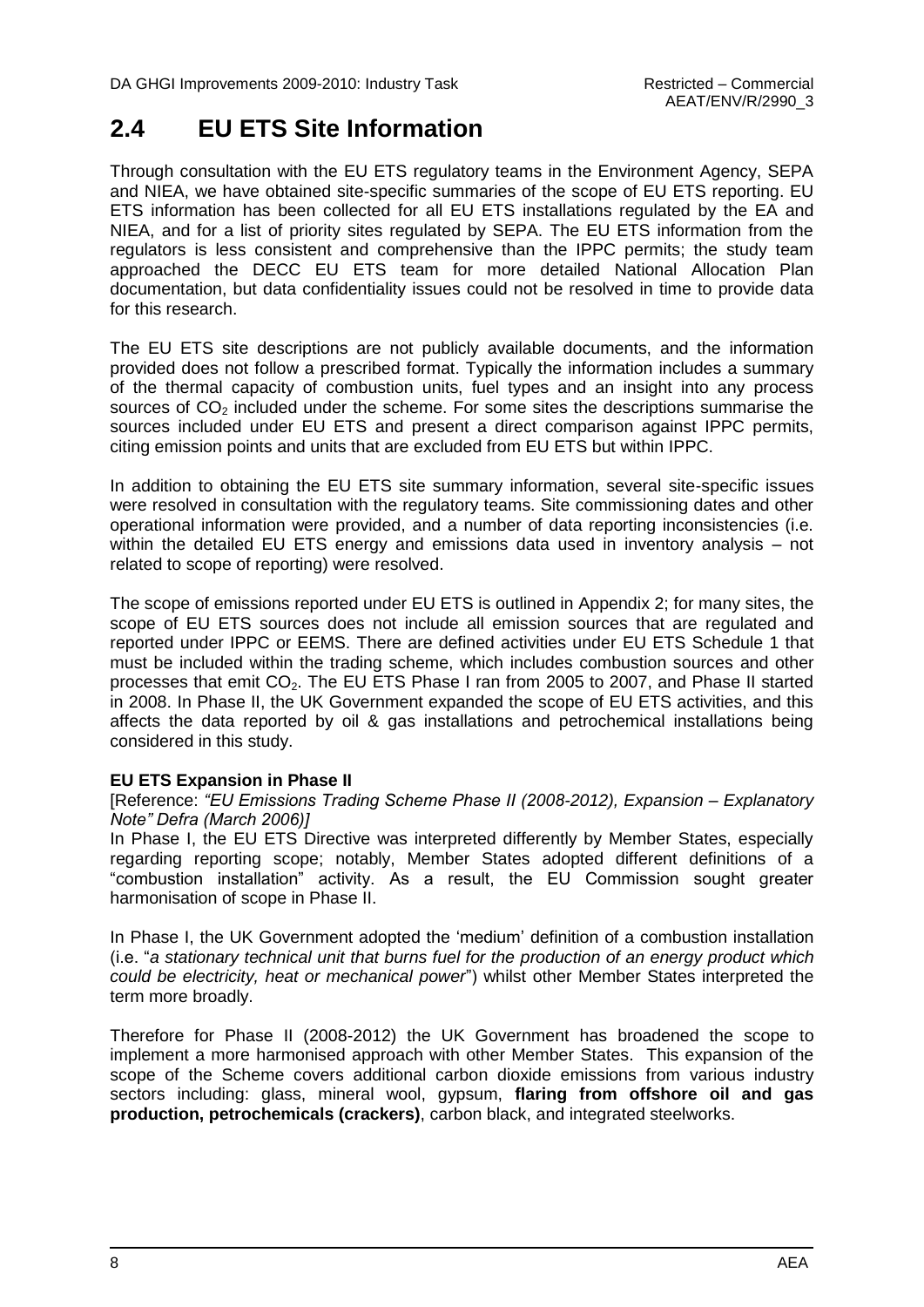## 2.4 EU ETS Site Information

Through consultation with the EU ETS regulatory teams in the Environment Agency, SEPA and NIEA, we have obtained site-specific summaries of the scope of EU ETS reporting. EU ETS information has been collected for all EU ETS installations regulated by the EA and NIEA, and for a list of priority sites regulated by SEPA. The EU ETS information from the regulators is less consistent and comprehensive than the IPPC permits; the study team approached the DECC EU ETS team for more detailed National Allocation Plan documentation, but data confidentiality issues could not be resolved in time to provide data for this research.

The EU ETS site descriptions are not publicly available documents, and the information provided does not follow a prescribed format. Typically the information includes a summary of the thermal capacity of combustion units, fuel types and an insight into any process sources of $CO_2$ included under the scheme. For some sites the descriptions summarise the sources included under EU ETS and present a direct comparison against IPPC permits, citing emission points and units that are excluded from EU ETS but within IPPC.

In addition to obtaining the EU ETS site summary information, several site-specific issues were resolved in consultation with the regulatory teams. Site commissioning dates and other operational information were provided, and a number of data reporting inconsistencies (i.e. within the detailed EU ETS energy and emissions data used in inventory analysis – not related to scope of reporting) were resolved.

The scope of emissions reported under EU ETS is outlined in Appendix 2; for many sites, the scope of EU ETS sources does not include all emission sources that are regulated and reported under IPPC or EEMS. There are defined activities under EU ETS Schedule 1 that must be included within the trading scheme, which includes combustion sources and other processes that emit $CO_2$. The EU ETS Phase I ran from 2005 to 2007, and Phase II started in 2008. In Phase II, the UK Government expanded the scope of EU ETS activities, and this affects the data reported by oil & gas installations and petrochemical installations being considered in this study.

**EU ETS Expansion in Phase II**

[Reference: *"EU Emissions Trading Scheme Phase II (2008-2012), Expansion – Explanatory Note" Defra (March 2006)]*

In Phase I, the EU ETS Directive was interpreted differently by Member States, especially regarding reporting scope; notably, Member States adopted different definitions of a "combustion installation" activity. As a result, the EU Commission sought greater harmonisation of scope in Phase II.

In Phase I, the UK Government adopted the 'medium' definition of a combustion installation (i.e. "*a stationary technical unit that burns fuel for the production of an energy product which could be electricity, heat or mechanical power*") whilst other Member States interpreted the term more broadly.

Therefore for Phase II (2008-2012) the UK Government has broadened the scope to implement a more harmonised approach with other Member States. This expansion of the scope of the Scheme covers additional carbon dioxide emissions from various industry sectors including: glass, mineral wool, gypsum, **flaring from offshore oil and gas production, petrochemicals (crackers)**, carbon black, and integrated steelworks.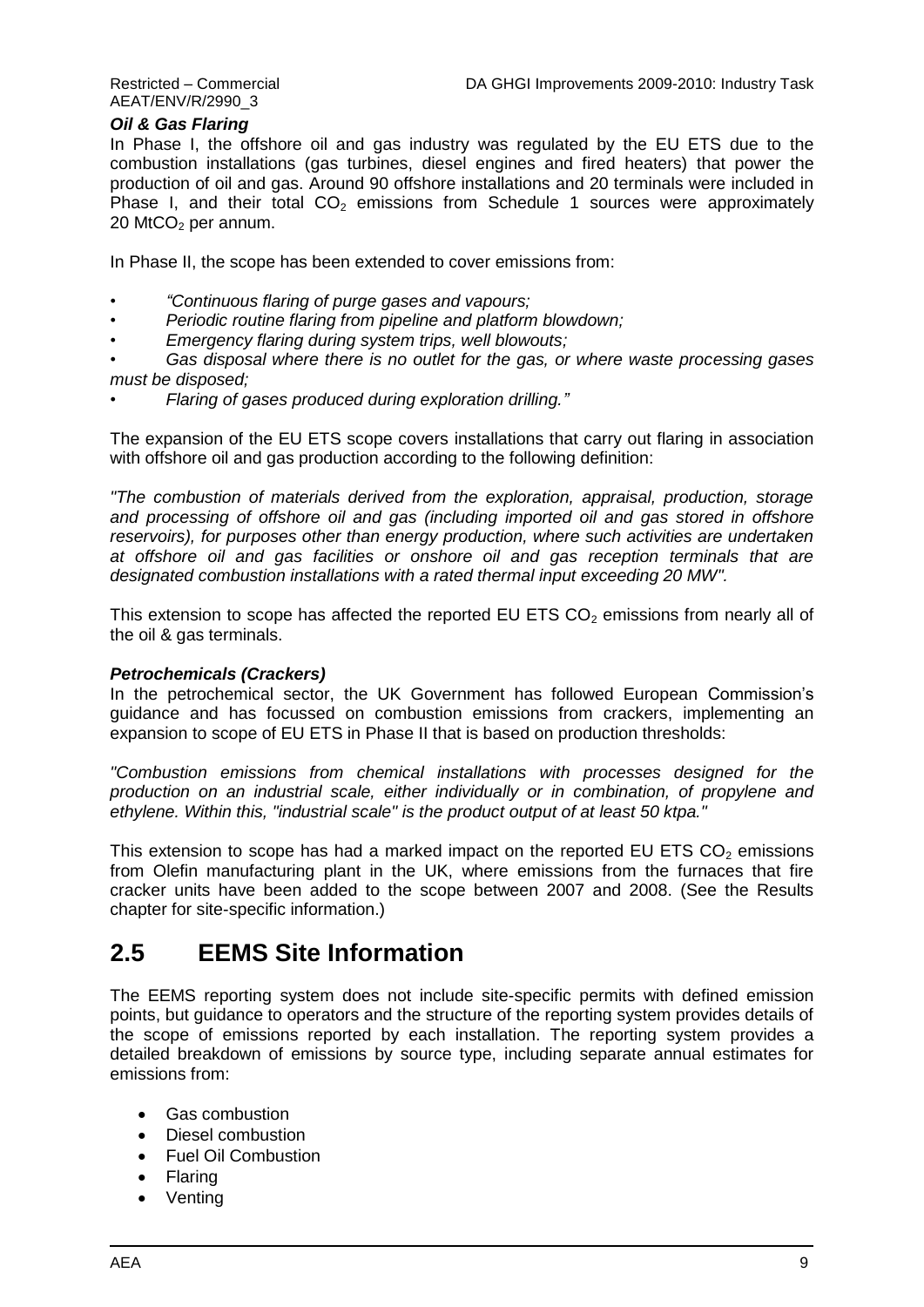***Oil & Gas Flaring***

In Phase I, the offshore oil and gas industry was regulated by the EU ETS due to the combustion installations (gas turbines, diesel engines and fired heaters) that power the production of oil and gas. Around 90 offshore installations and 20 terminals were included in Phase I, and their total $CO_2$ emissions from Schedule 1 sources were approximately 20 $MtCO_2$ per annum.

In Phase II, the scope has been extended to cover emissions from:

- *"Continuous flaring of purge gases and vapours;*
- *Periodic routine flaring from pipeline and platform blowdown;*
- *Emergency flaring during system trips, well blowouts;*
- *Gas disposal where there is no outlet for the gas, or where waste processing gases must be disposed;*
- *Flaring of gases produced during exploration drilling."*

The expansion of the EU ETS scope covers installations that carry out flaring in association with offshore oil and gas production according to the following definition:

*"The combustion of materials derived from the exploration, appraisal, production, storage and processing of offshore oil and gas (including imported oil and gas stored in offshore reservoirs), for purposes other than energy production, where such activities are undertaken at offshore oil and gas facilities or onshore oil and gas reception terminals that are designated combustion installations with a rated thermal input exceeding 20 MW".*

This extension to scope has affected the reported EU ETS $CO_2$ emissions from nearly all of the oil & gas terminals.

***Petrochemicals (Crackers)***

In the petrochemical sector, the UK Government has followed European Commission's guidance and has focussed on combustion emissions from crackers, implementing an expansion to scope of EU ETS in Phase II that is based on production thresholds:

*"Combustion emissions from chemical installations with processes designed for the production on an industrial scale, either individually or in combination, of propylene and ethylene. Within this, "industrial scale" is the product output of at least 50 ktpa."*

This extension to scope has had a marked impact on the reported EU ETS $CO_2$ emissions from Olefin manufacturing plant in the UK, where emissions from the furnaces that fire cracker units have been added to the scope between 2007 and 2008. (See the Results chapter for site-specific information.)

## 2.5 EEMS Site Information

The EEMS reporting system does not include site-specific permits with defined emission points, but guidance to operators and the structure of the reporting system provides details of the scope of emissions reported by each installation. The reporting system provides a detailed breakdown of emissions by source type, including separate annual estimates for emissions from:

- Gas combustion
- Diesel combustion
- Fuel Oil Combustion
- Flaring
- Venting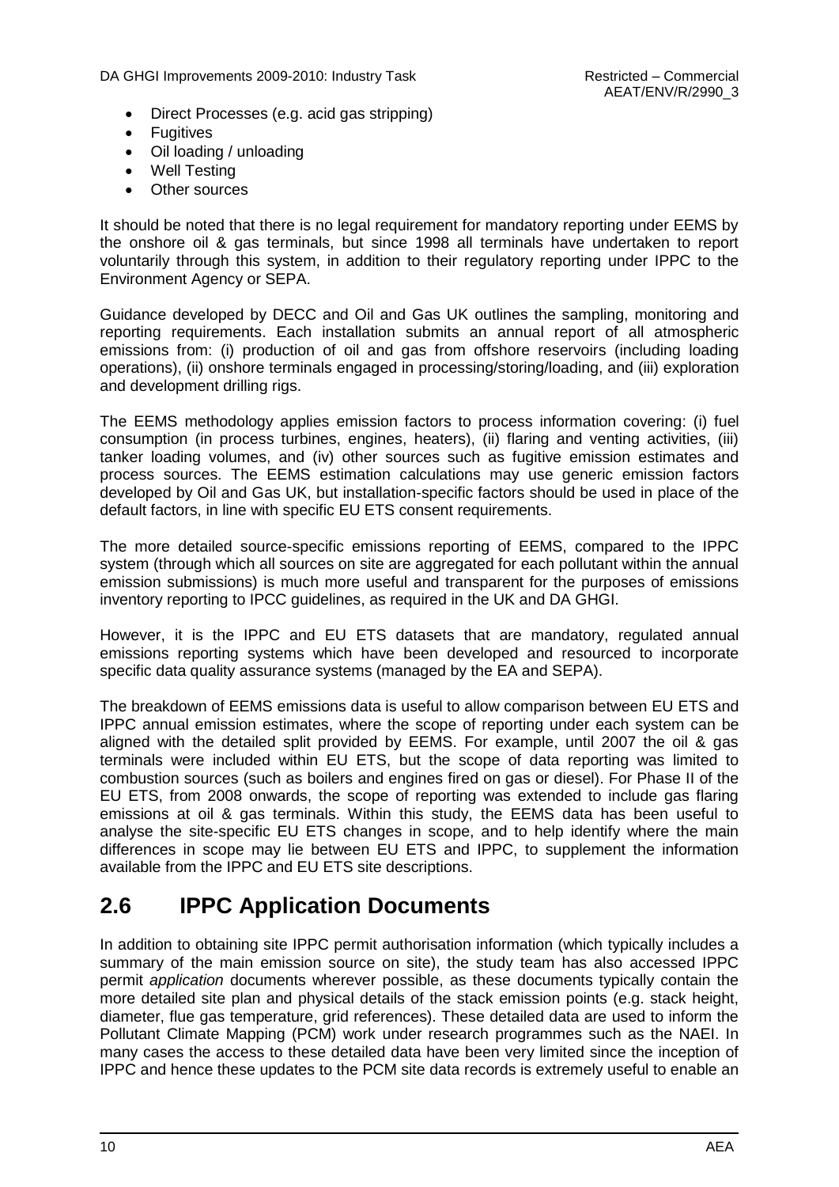- Direct Processes (e.g. acid gas stripping)
- Fugitives
- Oil loading / unloading
- Well Testing
- Other sources

It should be noted that there is no legal requirement for mandatory reporting under EEMS by the onshore oil & gas terminals, but since 1998 all terminals have undertaken to report voluntarily through this system, in addition to their regulatory reporting under IPPC to the Environment Agency or SEPA.

Guidance developed by DECC and Oil and Gas UK outlines the sampling, monitoring and reporting requirements. Each installation submits an annual report of all atmospheric emissions from: (i) production of oil and gas from offshore reservoirs (including loading operations), (ii) onshore terminals engaged in processing/storing/loading, and (iii) exploration and development drilling rigs.

The EEMS methodology applies emission factors to process information covering: (i) fuel consumption (in process turbines, engines, heaters), (ii) flaring and venting activities, (iii) tanker loading volumes, and (iv) other sources such as fugitive emission estimates and process sources. The EEMS estimation calculations may use generic emission factors developed by Oil and Gas UK, but installation-specific factors should be used in place of the default factors, in line with specific EU ETS consent requirements.

The more detailed source-specific emissions reporting of EEMS, compared to the IPPC system (through which all sources on site are aggregated for each pollutant within the annual emission submissions) is much more useful and transparent for the purposes of emissions inventory reporting to IPCC guidelines, as required in the UK and DA GHGI.

However, it is the IPPC and EU ETS datasets that are mandatory, regulated annual emissions reporting systems which have been developed and resourced to incorporate specific data quality assurance systems (managed by the EA and SEPA).

The breakdown of EEMS emissions data is useful to allow comparison between EU ETS and IPPC annual emission estimates, where the scope of reporting under each system can be aligned with the detailed split provided by EEMS. For example, until 2007 the oil & gas terminals were included within EU ETS, but the scope of data reporting was limited to combustion sources (such as boilers and engines fired on gas or diesel). For Phase II of the EU ETS, from 2008 onwards, the scope of reporting was extended to include gas flaring emissions at oil & gas terminals. Within this study, the EEMS data has been useful to analyse the site-specific EU ETS changes in scope, and to help identify where the main differences in scope may lie between EU ETS and IPPC, to supplement the information available from the IPPC and EU ETS site descriptions.

## 2.6 IPPC Application Documents

In addition to obtaining site IPPC permit authorisation information (which typically includes a summary of the main emission source on site), the study team has also accessed IPPC permit *application* documents wherever possible, as these documents typically contain the more detailed site plan and physical details of the stack emission points (e.g. stack height, diameter, flue gas temperature, grid references). These detailed data are used to inform the Pollutant Climate Mapping (PCM) work under research programmes such as the NAEI. In many cases the access to these detailed data have been very limited since the inception of IPPC and hence these updates to the PCM site data records is extremely useful to enable an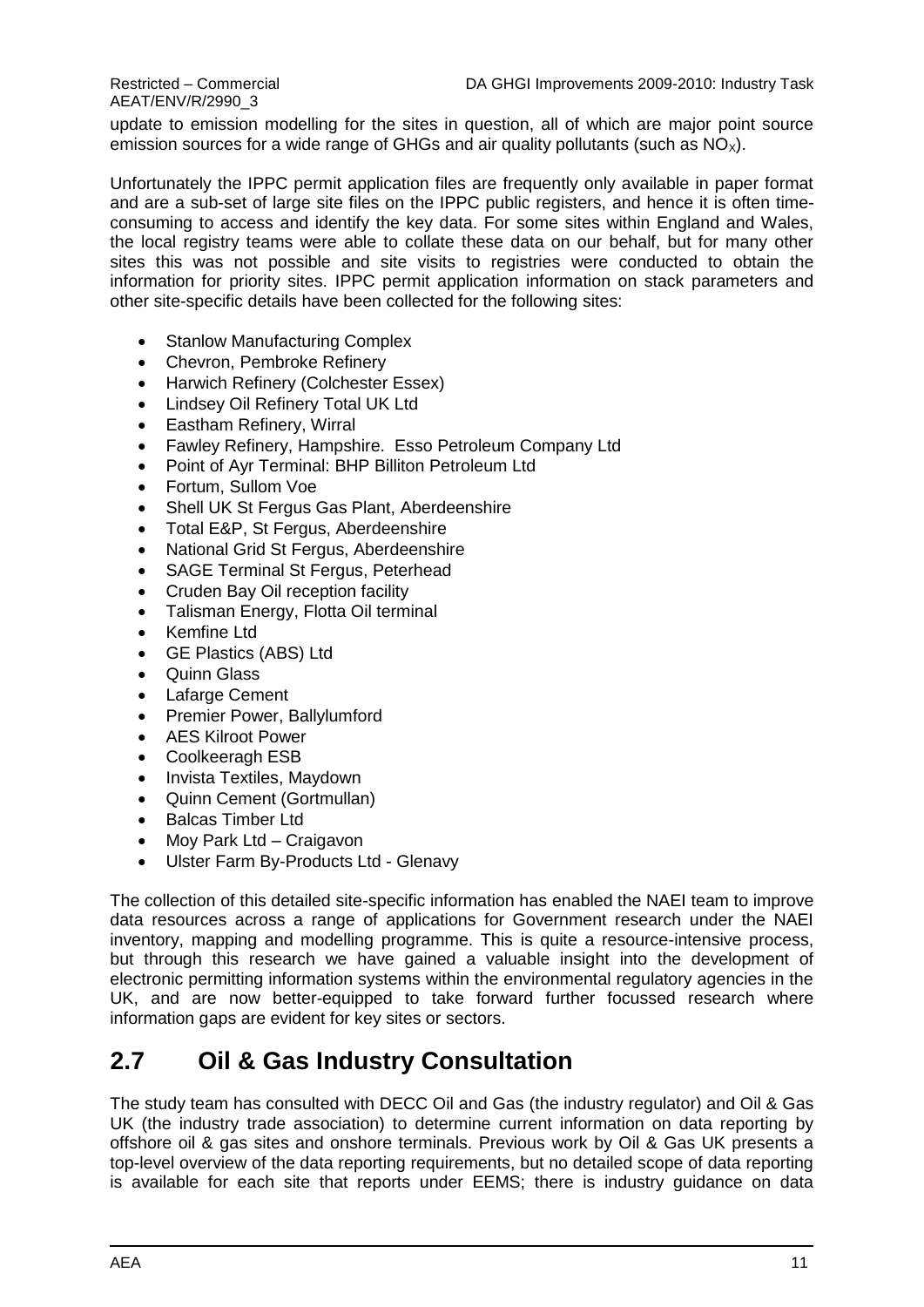update to emission modelling for the sites in question, all of which are major point source emission sources for a wide range of GHGs and air quality pollutants (such as $NO_X$).

Unfortunately the IPPC permit application files are frequently only available in paper format and are a sub-set of large site files on the IPPC public registers, and hence it is often time-consuming to access and identify the key data. For some sites within England and Wales, the local registry teams were able to collate these data on our behalf, but for many other sites this was not possible and site visits to registries were conducted to obtain the information for priority sites. IPPC permit application information on stack parameters and other site-specific details have been collected for the following sites:

- Stanlow Manufacturing Complex
- Chevron, Pembroke Refinery
- Harwich Refinery (Colchester Essex)
- Lindsey Oil Refinery Total UK Ltd
- Eastham Refinery, Wirral
- Fawley Refinery, Hampshire. Esso Petroleum Company Ltd
- Point of Ayr Terminal: BHP Billiton Petroleum Ltd
- Fortum, Sullom Voe
- Shell UK St Fergus Gas Plant, Aberdeenshire
- Total E&P, St Fergus, Aberdeenshire
- National Grid St Fergus, Aberdeenshire
- SAGE Terminal St Fergus, Peterhead
- Cruden Bay Oil reception facility
- Talisman Energy, Flotta Oil terminal
- Kemfine Ltd
- GE Plastics (ABS) Ltd
- Quinn Glass
- Lafarge Cement
- Premier Power, Ballylumford
- AES Kilroot Power
- Coolkeeragh ESB
- Invista Textiles, Maydown
- Quinn Cement (Gortmullan)
- Balcas Timber Ltd
- Moy Park Ltd – Craigavon
- Ulster Farm By-Products Ltd - Glenavy

The collection of this detailed site-specific information has enabled the NAEI team to improve data resources across a range of applications for Government research under the NAEI inventory, mapping and modelling programme. This is quite a resource-intensive process, but through this research we have gained a valuable insight into the development of electronic permitting information systems within the environmental regulatory agencies in the UK, and are now better-equipped to take forward further focussed research where information gaps are evident for key sites or sectors.

## 2.7 Oil & Gas Industry Consultation

The study team has consulted with DECC Oil and Gas (the industry regulator) and Oil & Gas UK (the industry trade association) to determine current information on data reporting by offshore oil & gas sites and onshore terminals. Previous work by Oil & Gas UK presents a top-level overview of the data reporting requirements, but no detailed scope of data reporting is available for each site that reports under EEMS; there is industry guidance on data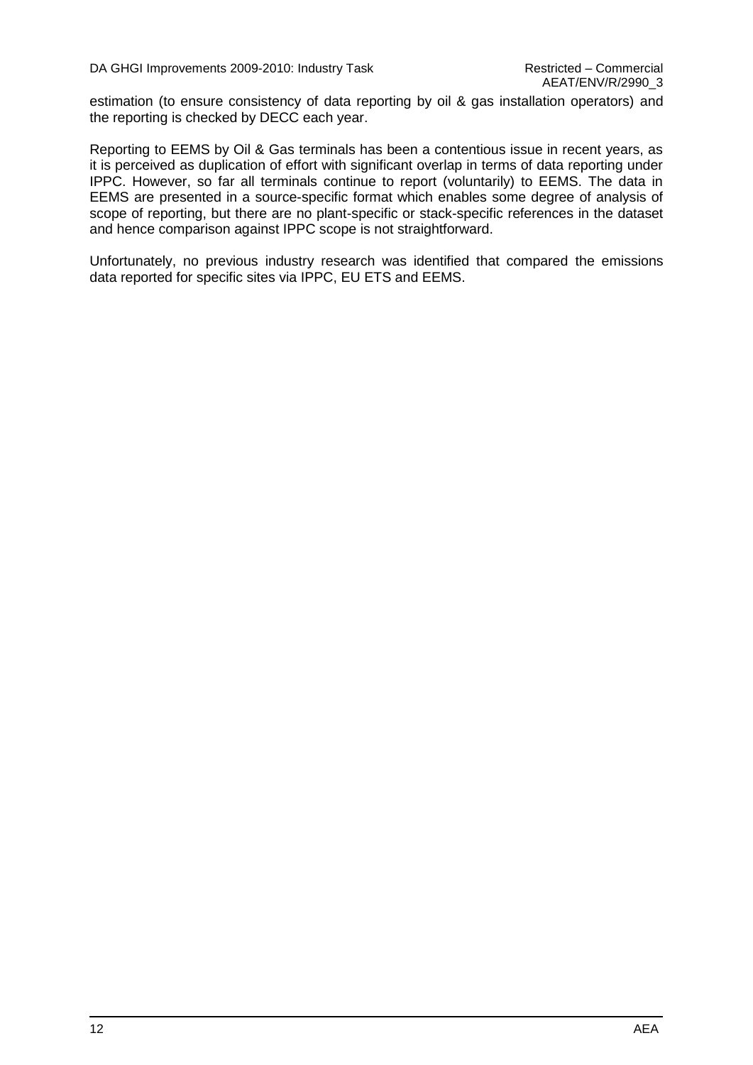estimation (to ensure consistency of data reporting by oil & gas installation operators) and the reporting is checked by DECC each year.

Reporting to EEMS by Oil & Gas terminals has been a contentious issue in recent years, as it is perceived as duplication of effort with significant overlap in terms of data reporting under IPPC. However, so far all terminals continue to report (voluntarily) to EEMS. The data in EEMS are presented in a source-specific format which enables some degree of analysis of scope of reporting, but there are no plant-specific or stack-specific references in the dataset and hence comparison against IPPC scope is not straightforward.

Unfortunately, no previous industry research was identified that compared the emissions data reported for specific sites via IPPC, EU ETS and EEMS.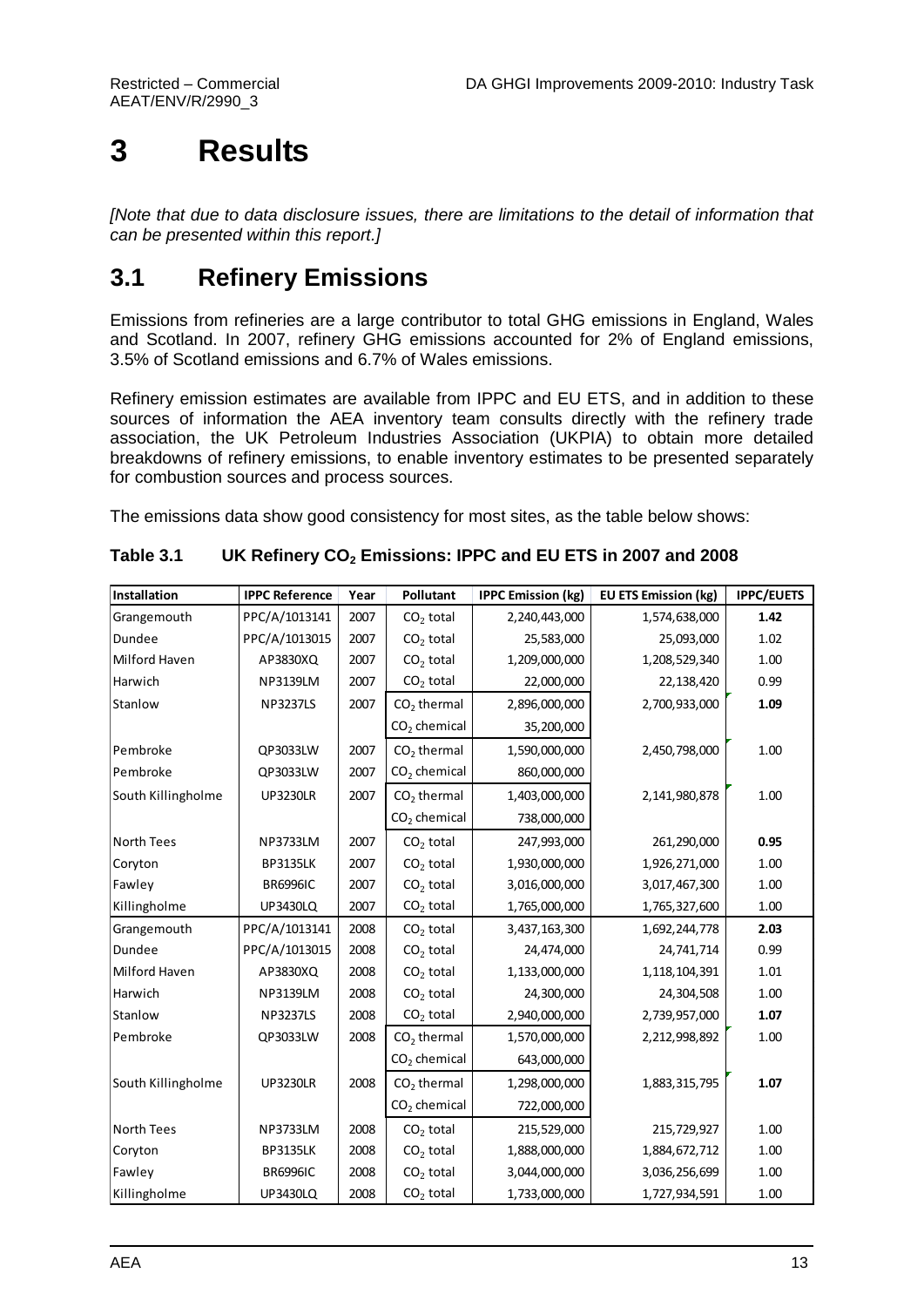# 3 Results

*[Note that due to data disclosure issues, there are limitations to the detail of information that can be presented within this report.]*

## 3.1 Refinery Emissions

Emissions from refineries are a large contributor to total GHG emissions in England, Wales and Scotland. In 2007, refinery GHG emissions accounted for 2% of England emissions, 3.5% of Scotland emissions and 6.7% of Wales emissions.

Refinery emission estimates are available from IPPC and EU ETS, and in addition to these sources of information the AEA inventory team consults directly with the refinery trade association, the UK Petroleum Industries Association (UKPIA) to obtain more detailed breakdowns of refinery emissions, to enable inventory estimates to be presented separately for combustion sources and process sources.

The emissions data show good consistency for most sites, as the table below shows:

**Table 3.1 UK Refinery $CO_2$ Emissions: IPPC and EU ETS in 2007 and 2008**

| Installation | IPPC Reference | Year | Pollutant | IPPC Emission (kg) | EU ETS Emission (kg) | IPPC/EUETS |
|---|---|---|---|---|---|---|
| Grangemouth | PPC/A/1013141 | 2007 | $CO_2$ total | 2,240,443,000 | 1,574,638,000 | **1.42** |
| Dundee | PPC/A/1013015 | 2007 | $CO_2$ total | 25,583,000 | 25,093,000 | 1.02 |
| Milford Haven | AP3830XQ | 2007 | $CO_2$ total | 1,209,000,000 | 1,208,529,340 | 1.00 |
| Harwich | NP3139LM | 2007 | $CO_2$ total | 22,000,000 | 22,138,420 | 0.99 |
| Stanlow | NP3237LS | 2007 | $CO_2$ thermal | 2,896,000,000 | 2,700,933,000 | **1.09** |
| | | | $CO_2$ chemical | 35,200,000 | | |
| Pembroke | QP3033LW | 2007 | $CO_2$ thermal | 1,590,000,000 | 2,450,798,000 | 1.00 |
| Pembroke | QP3033LW | 2007 | $CO_2$ chemical | 860,000,000 | | |
| South Killingholme | UP3230LR | 2007 | $CO_2$ thermal | 1,403,000,000 | 2,141,980,878 | 1.00 |
| | | | $CO_2$ chemical | 738,000,000 | | |
| North Tees | NP3733LM | 2007 | $CO_2$ total | 247,993,000 | 261,290,000 | **0.95** |
| Coryton | BP3135LK | 2007 | $CO_2$ total | 1,930,000,000 | 1,926,271,000 | 1.00 |
| Fawley | BR6996IC | 2007 | $CO_2$ total | 3,016,000,000 | 3,017,467,300 | 1.00 |
| Killingholme | UP3430LQ | 2007 | $CO_2$ total | 1,765,000,000 | 1,765,327,600 | 1.00 |
| Grangemouth | PPC/A/1013141 | 2008 | $CO_2$ total | 3,437,163,300 | 1,692,244,778 | **2.03** |
| Dundee | PPC/A/1013015 | 2008 | $CO_2$ total | 24,474,000 | 24,741,714 | 0.99 |
| Milford Haven | AP3830XQ | 2008 | $CO_2$ total | 1,133,000,000 | 1,118,104,391 | 1.01 |
| Harwich | NP3139LM | 2008 | $CO_2$ total | 24,300,000 | 24,304,508 | 1.00 |
| Stanlow | NP3237LS | 2008 | $CO_2$ total | 2,940,000,000 | 2,739,957,000 | **1.07** |
| Pembroke | QP3033LW | 2008 | $CO_2$ thermal | 1,570,000,000 | 2,212,998,892 | 1.00 |
| | | | $CO_2$ chemical | 643,000,000 | | |
| South Killingholme | UP3230LR | 2008 | $CO_2$ thermal | 1,298,000,000 | 1,883,315,795 | **1.07** |
| | | | $CO_2$ chemical | 722,000,000 | | |
| North Tees | NP3733LM | 2008 | $CO_2$ total | 215,529,000 | 215,729,927 | 1.00 |
| Coryton | BP3135LK | 2008 | $CO_2$ total | 1,888,000,000 | 1,884,672,712 | 1.00 |
| Fawley | BR6996IC | 2008 | $CO_2$ total | 3,044,000,000 | 3,036,256,699 | 1.00 |
| Killingholme | UP3430LQ | 2008 | $CO_2$ total | 1,733,000,000 | 1,727,934,591 | 1.00 |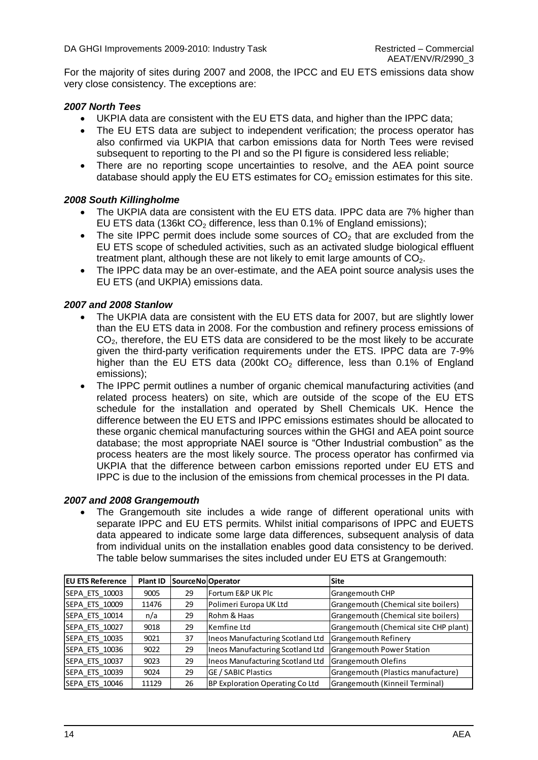For the majority of sites during 2007 and 2008, the IPCC and EU ETS emissions data show very close consistency. The exceptions are:

***2007 North Tees***

- UKPIA data are consistent with the EU ETS data, and higher than the IPPC data;
- The EU ETS data are subject to independent verification; the process operator has also confirmed via UKPIA that carbon emissions data for North Tees were revised subsequent to reporting to the PI and so the PI figure is considered less reliable;
- There are no reporting scope uncertainties to resolve, and the AEA point source database should apply the EU ETS estimates for $CO_2$ emission estimates for this site.

***2008 South Killingholme***

- The UKPIA data are consistent with the EU ETS data. IPPC data are 7% higher than EU ETS data (136kt $CO_2$ difference, less than 0.1% of England emissions);
- The site IPPC permit does include some sources of $CO_2$ that are excluded from the EU ETS scope of scheduled activities, such as an activated sludge biological effluent treatment plant, although these are not likely to emit large amounts of $CO_2$.
- The IPPC data may be an over-estimate, and the AEA point source analysis uses the EU ETS (and UKPIA) emissions data.

***2007 and 2008 Stanlow***

- The UKPIA data are consistent with the EU ETS data for 2007, but are slightly lower than the EU ETS data in 2008. For the combustion and refinery process emissions of $CO_2$, therefore, the EU ETS data are considered to be the most likely to be accurate given the third-party verification requirements under the ETS. IPPC data are 7-9% higher than the EU ETS data (200kt $CO_2$ difference, less than 0.1% of England emissions);
- The IPPC permit outlines a number of organic chemical manufacturing activities (and related process heaters) on site, which are outside of the scope of the EU ETS schedule for the installation and operated by Shell Chemicals UK. Hence the difference between the EU ETS and IPPC emissions estimates should be allocated to these organic chemical manufacturing sources within the GHGI and AEA point source database; the most appropriate NAEI source is "Other Industrial combustion" as the process heaters are the most likely source. The process operator has confirmed via UKPIA that the difference between carbon emissions reported under EU ETS and IPPC is due to the inclusion of the emissions from chemical processes in the PI data.

***2007 and 2008 Grangemouth***

- The Grangemouth site includes a wide range of different operational units with separate IPPC and EU ETS permits. Whilst initial comparisons of IPPC and EUETS data appeared to indicate some large data differences, subsequent analysis of data from individual units on the installation enables good data consistency to be derived. The table below summarises the sites included under EU ETS at Grangemouth:

| EU ETS Reference | Plant ID | SourceNo | Operator | Site |
|---|---|---|---|---|
| SEPA_ETS_10003 | 9005 | 29 | Fortum E&P UK Plc | Grangemouth CHP |
| SEPA_ETS_10009 | 11476 | 29 | Polimeri Europa UK Ltd | Grangemouth (Chemical site boilers) |
| SEPA_ETS_10014 | n/a | 29 | Rohm & Haas | Grangemouth (Chemical site boilers) |
| SEPA_ETS_10027 | 9018 | 29 | Kemfine Ltd | Grangemouth (Chemical site CHP plant) |
| SEPA_ETS_10035 | 9021 | 37 | Ineos Manufacturing Scotland Ltd | Grangemouth Refinery |
| SEPA_ETS_10036 | 9022 | 29 | Ineos Manufacturing Scotland Ltd | Grangemouth Power Station |
| SEPA_ETS_10037 | 9023 | 29 | Ineos Manufacturing Scotland Ltd | Grangemouth Olefins |
| SEPA_ETS_10039 | 9024 | 29 | GE / SABIC Plastics | Grangemouth (Plastics manufacture) |
| SEPA_ETS_10046 | 11129 | 26 | BP Exploration Operating Co Ltd | Grangemouth (Kinneil Terminal) |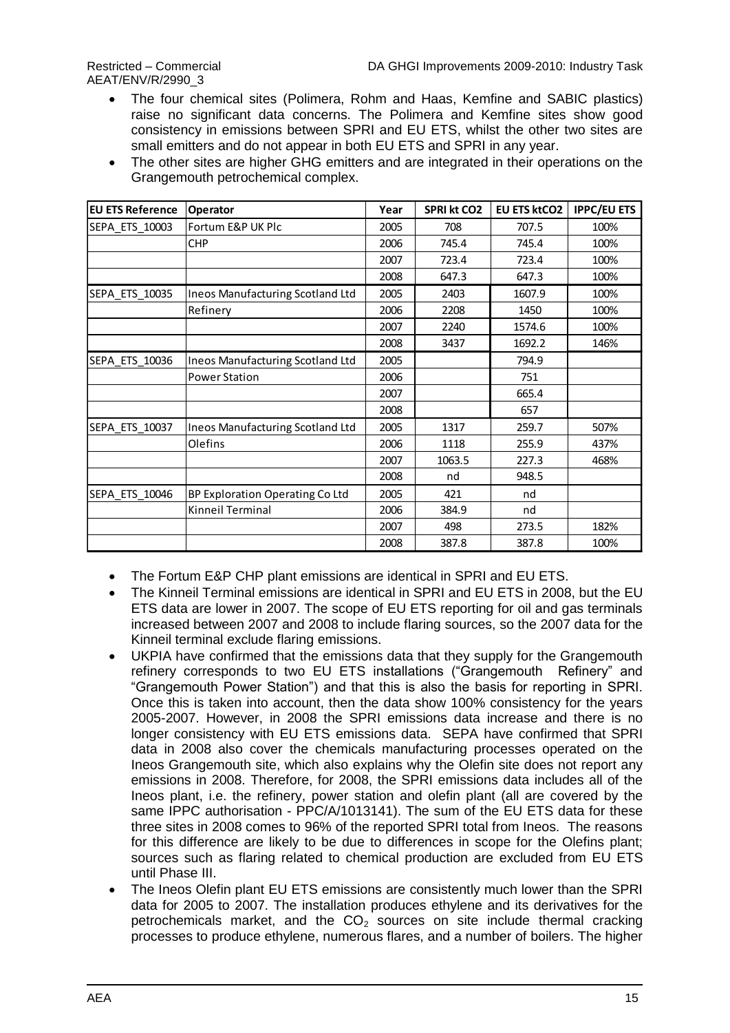- The four chemical sites (Polimera, Rohm and Haas, Kemfine and SABIC plastics) raise no significant data concerns. The Polimera and Kemfine sites show good consistency in emissions between SPRI and EU ETS, whilst the other two sites are small emitters and do not appear in both EU ETS and SPRI in any year.
- The other sites are higher GHG emitters and are integrated in their operations on the Grangemouth petrochemical complex.

| EU ETS Reference | Operator | Year | SPRI kt CO2 | EU ETS ktCO2 | IPPC/EU ETS |
|---|---|---|---|---|---|
| SEPA_ETS_10003 | Fortum E&P UK Plc | 2005 | 708 | 707.5 | 100% |
| | CHP | 2006 | 745.4 | 745.4 | 100% |
| | | 2007 | 723.4 | 723.4 | 100% |
| | | 2008 | 647.3 | 647.3 | 100% |
| SEPA_ETS_10035 | Ineos Manufacturing Scotland Ltd | 2005 | 2403 | 1607.9 | 100% |
| | Refinery | 2006 | 2208 | 1450 | 100% |
| | | 2007 | 2240 | 1574.6 | 100% |
| | | 2008 | 3437 | 1692.2 | 146% |
| SEPA_ETS_10036 | Ineos Manufacturing Scotland Ltd | 2005 | | 794.9 | |
| | Power Station | 2006 | | 751 | |
| | | 2007 | | 665.4 | |
| | | 2008 | | 657 | |
| SEPA_ETS_10037 | Ineos Manufacturing Scotland Ltd | 2005 | 1317 | 259.7 | 507% |
| | Olefins | 2006 | 1118 | 255.9 | 437% |
| | | 2007 | 1063.5 | 227.3 | 468% |
| | | 2008 | nd | 948.5 | |
| SEPA_ETS_10046 | BP Exploration Operating Co Ltd | 2005 | 421 | nd | |
| | Kinneil Terminal | 2006 | 384.9 | nd | |
| | | 2007 | 498 | 273.5 | 182% |
| | | 2008 | 387.8 | 387.8 | 100% |

- The Fortum E&P CHP plant emissions are identical in SPRI and EU ETS.
- The Kinneil Terminal emissions are identical in SPRI and EU ETS in 2008, but the EU ETS data are lower in 2007. The scope of EU ETS reporting for oil and gas terminals increased between 2007 and 2008 to include flaring sources, so the 2007 data for the Kinneil terminal exclude flaring emissions.
- UKPIA have confirmed that the emissions data that they supply for the Grangemouth refinery corresponds to two EU ETS installations ("Grangemouth Refinery" and "Grangemouth Power Station") and that this is also the basis for reporting in SPRI. Once this is taken into account, then the data show 100% consistency for the years 2005-2007. However, in 2008 the SPRI emissions data increase and there is no longer consistency with EU ETS emissions data. SEPA have confirmed that SPRI data in 2008 also cover the chemicals manufacturing processes operated on the Ineos Grangemouth site, which also explains why the Olefin site does not report any emissions in 2008. Therefore, for 2008, the SPRI emissions data includes all of the Ineos plant, i.e. the refinery, power station and olefin plant (all are covered by the same IPPC authorisation - PPC/A/1013141). The sum of the EU ETS data for these three sites in 2008 comes to 96% of the reported SPRI total from Ineos. The reasons for this difference are likely to be due to differences in scope for the Olefins plant; sources such as flaring related to chemical production are excluded from EU ETS until Phase III.
- The Ineos Olefin plant EU ETS emissions are consistently much lower than the SPRI data for 2005 to 2007. The installation produces ethylene and its derivatives for the petrochemicals market, and the $CO_2$ sources on site include thermal cracking processes to produce ethylene, numerous flares, and a number of boilers. The higher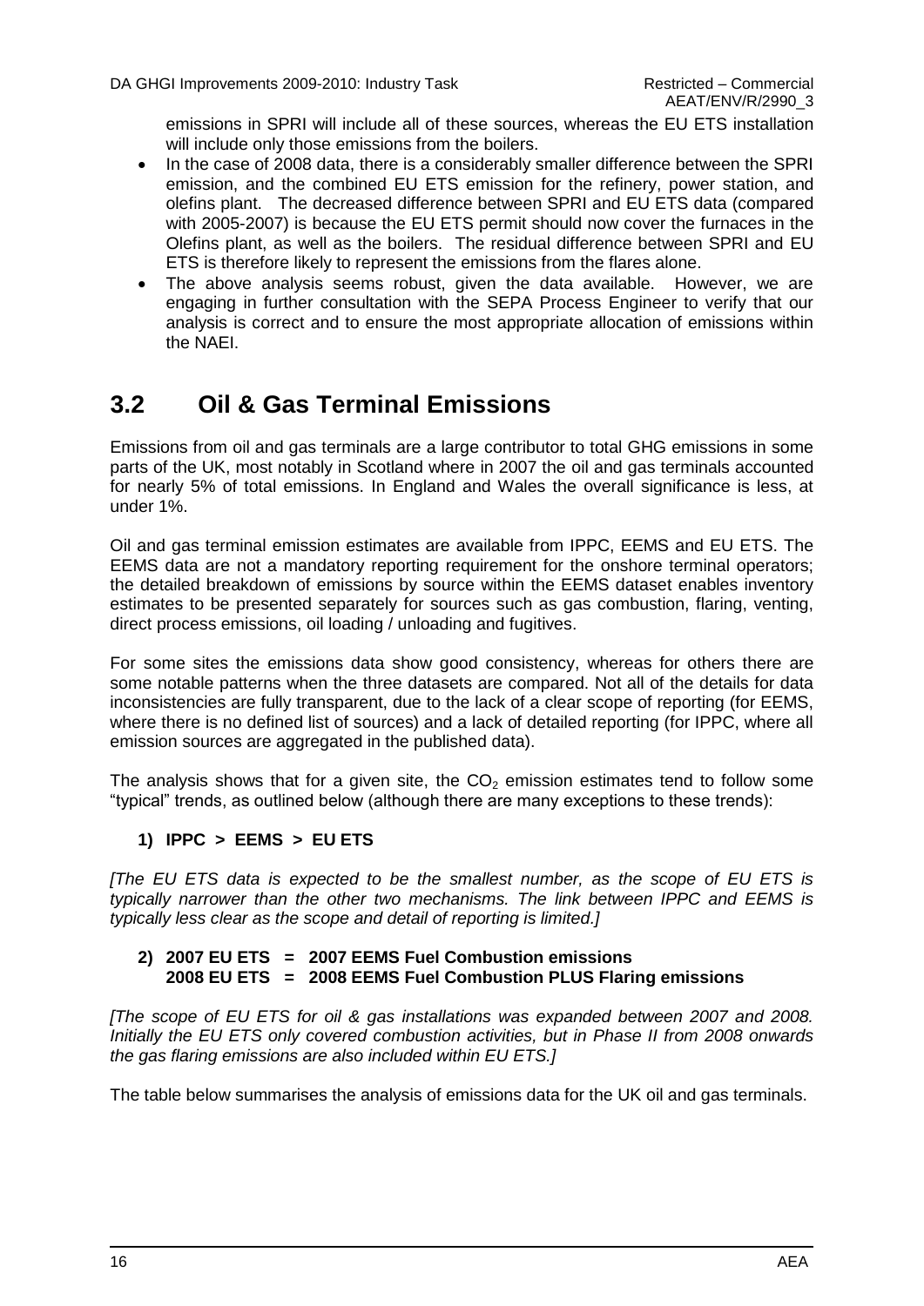emissions in SPRI will include all of these sources, whereas the EU ETS installation will include only those emissions from the boilers.

- In the case of 2008 data, there is a considerably smaller difference between the SPRI emission, and the combined EU ETS emission for the refinery, power station, and olefins plant. The decreased difference between SPRI and EU ETS data (compared with 2005-2007) is because the EU ETS permit should now cover the furnaces in the Olefins plant, as well as the boilers. The residual difference between SPRI and EU ETS is therefore likely to represent the emissions from the flares alone.
- The above analysis seems robust, given the data available. However, we are engaging in further consultation with the SEPA Process Engineer to verify that our analysis is correct and to ensure the most appropriate allocation of emissions within the NAEI.

## 3.2 Oil & Gas Terminal Emissions

Emissions from oil and gas terminals are a large contributor to total GHG emissions in some parts of the UK, most notably in Scotland where in 2007 the oil and gas terminals accounted for nearly 5% of total emissions. In England and Wales the overall significance is less, at under 1%.

Oil and gas terminal emission estimates are available from IPPC, EEMS and EU ETS. The EEMS data are not a mandatory reporting requirement for the onshore terminal operators; the detailed breakdown of emissions by source within the EEMS dataset enables inventory estimates to be presented separately for sources such as gas combustion, flaring, venting, direct process emissions, oil loading / unloading and fugitives.

For some sites the emissions data show good consistency, whereas for others there are some notable patterns when the three datasets are compared. Not all of the details for data inconsistencies are fully transparent, due to the lack of a clear scope of reporting (for EEMS, where there is no defined list of sources) and a lack of detailed reporting (for IPPC, where all emission sources are aggregated in the published data).

The analysis shows that for a given site, the $CO_2$ emission estimates tend to follow some "typical" trends, as outlined below (although there are many exceptions to these trends):

**1) IPPC > EEMS > EU ETS**

*[The EU ETS data is expected to be the smallest number, as the scope of EU ETS is typically narrower than the other two mechanisms. The link between IPPC and EEMS is typically less clear as the scope and detail of reporting is limited.]*

**2) 2007 EU ETS = 2007 EEMS Fuel Combustion emissions**
**2008 EU ETS = 2008 EEMS Fuel Combustion PLUS Flaring emissions**

*[The scope of EU ETS for oil & gas installations was expanded between 2007 and 2008. Initially the EU ETS only covered combustion activities, but in Phase II from 2008 onwards the gas flaring emissions are also included within EU ETS.]*

The table below summarises the analysis of emissions data for the UK oil and gas terminals.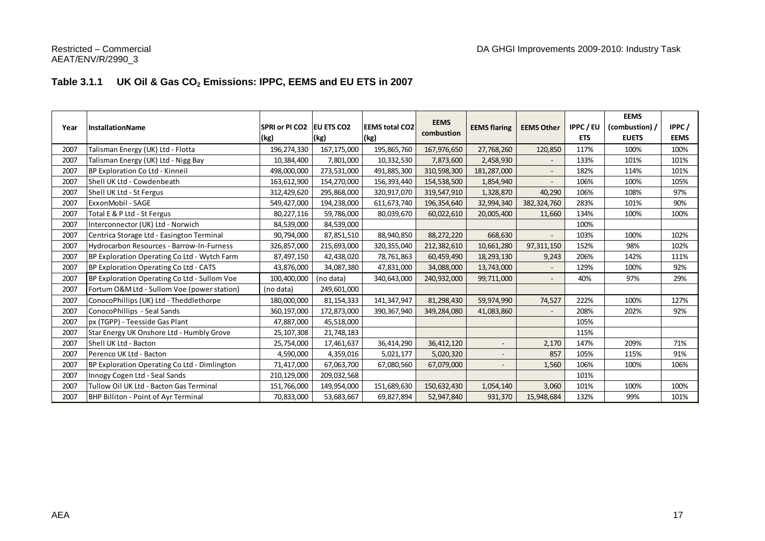### Table 3.1.1 UK Oil & Gas $CO_2$ Emissions: IPPC, EEMS and EU ETS in 2007

| Year | InstallationName | SPRI or PI CO2 (kg) | EU ETS CO2 (kg) | EEMS total CO2 (kg) | EEMS combustion | EEMS flaring | EEMS Other | IPPC / EU ETS | EEMS (combustion) / EUETS | IPPC / EEMS |
|---|---|---|---|---|---|---|---|---|---|---|
| 2007 | Talisman Energy (UK) Ltd - Flotta | 196,274,330 | 167,175,000 | 195,865,760 | 167,976,650 | 27,768,260 | 120,850 | 117% | 100% | 100% |
| 2007 | Talisman Energy (UK) Ltd - Nigg Bay | 10,384,400 | 7,801,000 | 10,332,530 | 7,873,600 | 2,458,930 | - | 133% | 101% | 101% |
| 2007 | BP Exploration Co Ltd - Kinneil | 498,000,000 | 273,531,000 | 491,885,300 | 310,598,300 | 181,287,000 | - | 182% | 114% | 101% |
| 2007 | Shell UK Ltd - Cowdenbeath | 163,612,900 | 154,270,000 | 156,393,440 | 154,538,500 | 1,854,940 | - | 106% | 100% | 105% |
| 2007 | Shell UK Ltd - St Fergus | 312,429,620 | 295,868,000 | 320,917,070 | 319,547,910 | 1,328,870 | 40,290 | 106% | 108% | 97% |
| 2007 | ExxonMobil - SAGE | 549,427,000 | 194,238,000 | 611,673,740 | 196,354,640 | 32,994,340 | 382,324,760 | 283% | 101% | 90% |
| 2007 | Total E & P Ltd - St Fergus | 80,227,116 | 59,786,000 | 80,039,670 | 60,022,610 | 20,005,400 | 11,660 | 134% | 100% | 100% |
| 2007 | Interconnector (UK) Ltd - Norwich | 84,539,000 | 84,539,000 | | | | | 100% | | |
| 2007 | Centrica Storage Ltd - Easington Terminal | 90,794,000 | 87,851,510 | 88,940,850 | 88,272,220 | 668,630 | - | 103% | 100% | 102% |
| 2007 | Hydrocarbon Resources - Barrow-In-Furness | 326,857,000 | 215,693,000 | 320,355,040 | 212,382,610 | 10,661,280 | 97,311,150 | 152% | 98% | 102% |
| 2007 | BP Exploration Operating Co Ltd - Wytch Farm | 87,497,150 | 42,438,020 | 78,761,863 | 60,459,490 | 18,293,130 | 9,243 | 206% | 142% | 111% |
| 2007 | BP Exploration Operating Co Ltd - CATS | 43,876,000 | 34,087,380 | 47,831,000 | 34,088,000 | 13,743,000 | - | 129% | 100% | 92% |
| 2007 | BP Exploration Operating Co Ltd - Sullom Voe | 100,400,000 | (no data) | 340,643,000 | 240,932,000 | 99,711,000 | - | 40% | 97% | 29% |
| 2007 | Fortum O&M Ltd - Sullom Voe (power station) | (no data) | 249,601,000 | | | | | | | |
| 2007 | ConocoPhillips (UK) Ltd - Theddlethorpe | 180,000,000 | 81,154,333 | 141,347,947 | 81,298,430 | 59,974,990 | 74,527 | 222% | 100% | 127% |
| 2007 | ConocoPhillips - Seal Sands | 360,197,000 | 172,873,000 | 390,367,940 | 349,284,080 | 41,083,860 | - | 208% | 202% | 92% |
| 2007 | px (TGPP) - Teesside Gas Plant | 47,887,000 | 45,518,000 | | | | | 105% | | |
| 2007 | Star Energy UK Onshore Ltd - Humbly Grove | 25,107,308 | 21,748,183 | | | | | 115% | | |
| 2007 | Shell UK Ltd - Bacton | 25,754,000 | 17,461,637 | 36,414,290 | 36,412,120 | - | 2,170 | 147% | 209% | 71% |
| 2007 | Perenco UK Ltd - Bacton | 4,590,000 | 4,359,016 | 5,021,177 | 5,020,320 | - | 857 | 105% | 115% | 91% |
| 2007 | BP Exploration Operating Co Ltd - Dimlington | 71,417,000 | 67,063,700 | 67,080,560 | 67,079,000 | - | 1,560 | 106% | 100% | 106% |
| 2007 | Innogy Cogen Ltd - Seal Sands | 210,129,000 | 209,032,568 | | | | | 101% | | |
| 2007 | Tullow Oil UK Ltd - Bacton Gas Terminal | 151,766,000 | 149,954,000 | 151,689,630 | 150,632,430 | 1,054,140 | 3,060 | 101% | 100% | 100% |
| 2007 | BHP Billiton - Point of Ayr Terminal | 70,833,000 | 53,683,667 | 69,827,894 | 52,947,840 | 931,370 | 15,948,684 | 132% | 99% | 101% |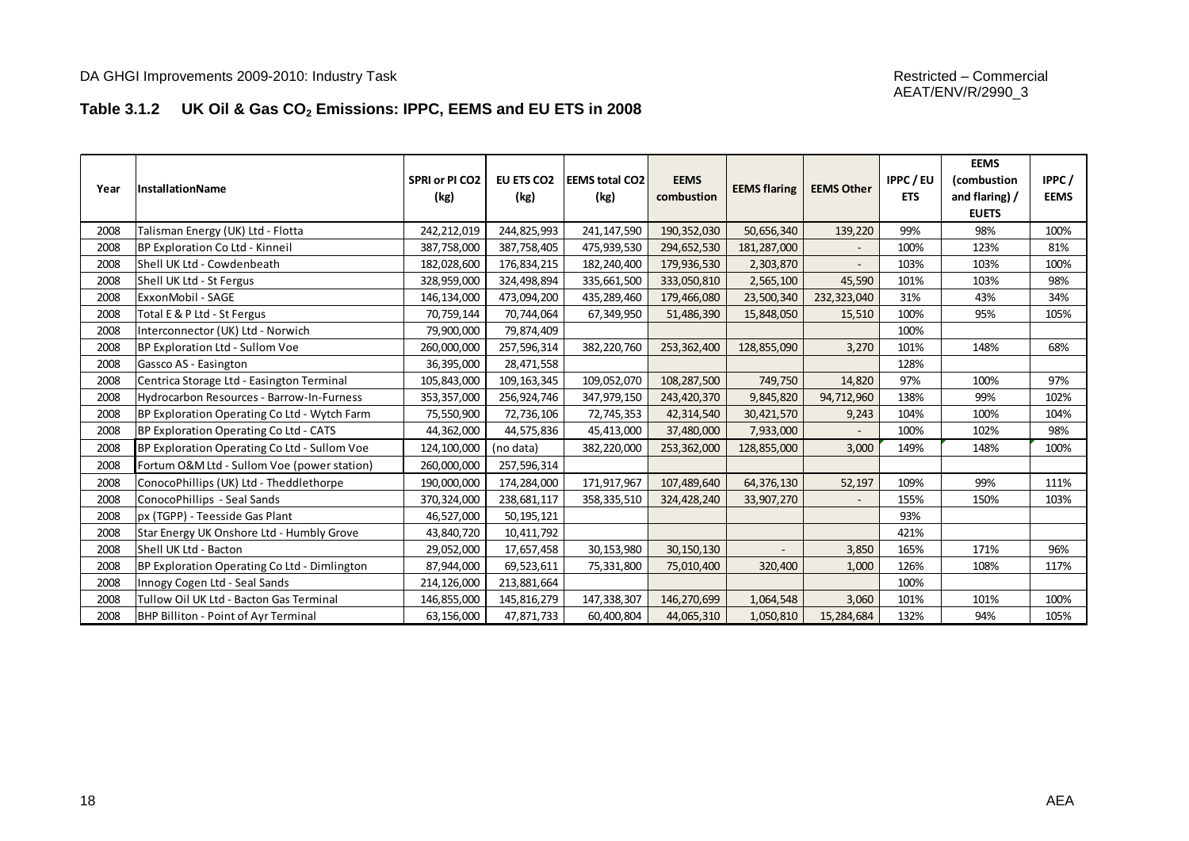### Table 3.1.2 UK Oil & Gas $CO_2$ Emissions: IPPC, EEMS and EU ETS in 2008

| Year | InstallationName | SPRI or PI CO2 (kg) | EU ETS CO2 (kg) | EEMS total CO2 (kg) | EEMS combustion | EEMS flaring | EEMS Other | IPPC / EU ETS | EEMS (combustion and flaring) / EUETS | IPPC / EEMS |
|---|---|---|---|---|---|---|---|---|---|---|
| 2008 | Talisman Energy (UK) Ltd - Flotta | 242,212,019 | 244,825,993 | 241,147,590 | 190,352,030 | 50,656,340 | 139,220 | 99% | 98% | 100% |
| 2008 | BP Exploration Co Ltd - Kinneil | 387,758,000 | 387,758,405 | 475,939,530 | 294,652,530 | 181,287,000 | - | 100% | 123% | 81% |
| 2008 | Shell UK Ltd - Cowdenbeath | 182,028,600 | 176,834,215 | 182,240,400 | 179,936,530 | 2,303,870 | - | 103% | 103% | 100% |
| 2008 | Shell UK Ltd - St Fergus | 328,959,000 | 324,498,894 | 335,661,500 | 333,050,810 | 2,565,100 | 45,590 | 101% | 103% | 98% |
| 2008 | ExxonMobil - SAGE | 146,134,000 | 473,094,200 | 435,289,460 | 179,466,080 | 23,500,340 | 232,323,040 | 31% | 43% | 34% |
| 2008 | Total E & P Ltd - St Fergus | 70,759,144 | 70,744,064 | 67,349,950 | 51,486,390 | 15,848,050 | 15,510 | 100% | 95% | 105% |
| 2008 | Interconnector (UK) Ltd - Norwich | 79,900,000 | 79,874,409 | | | | | 100% | | |
| 2008 | BP Exploration Ltd - Sullom Voe | 260,000,000 | 257,596,314 | 382,220,760 | 253,362,400 | 128,855,090 | 3,270 | 101% | 148% | 68% |
| 2008 | Gassco AS - Easington | 36,395,000 | 28,471,558 | | | | | 128% | | |
| 2008 | Centrica Storage Ltd - Easington Terminal | 105,843,000 | 109,163,345 | 109,052,070 | 108,287,500 | 749,750 | 14,820 | 97% | 100% | 97% |
| 2008 | Hydrocarbon Resources - Barrow-In-Furness | 353,357,000 | 256,924,746 | 347,979,150 | 243,420,370 | 9,845,820 | 94,712,960 | 138% | 99% | 102% |
| 2008 | BP Exploration Operating Co Ltd - Wytch Farm | 75,550,900 | 72,736,106 | 72,745,353 | 42,314,540 | 30,421,570 | 9,243 | 104% | 100% | 104% |
| 2008 | BP Exploration Operating Co Ltd - CATS | 44,362,000 | 44,575,836 | 45,413,000 | 37,480,000 | 7,933,000 | - | 100% | 102% | 98% |
| 2008 | BP Exploration Operating Co Ltd - Sullom Voe | 124,100,000 | (no data) | 382,220,000 | 253,362,000 | 128,855,000 | 3,000 | 149% | 148% | 100% |
| 2008 | Fortum O&M Ltd - Sullom Voe (power station) | 260,000,000 | 257,596,314 | | | | | | | |
| 2008 | ConocoPhillips (UK) Ltd - Theddlethorpe | 190,000,000 | 174,284,000 | 171,917,967 | 107,489,640 | 64,376,130 | 52,197 | 109% | 99% | 111% |
| 2008 | ConocoPhillips - Seal Sands | 370,324,000 | 238,681,117 | 358,335,510 | 324,428,240 | 33,907,270 | - | 155% | 150% | 103% |
| 2008 | px (TGPP) - Teesside Gas Plant | 46,527,000 | 50,195,121 | | | | | 93% | | |
| 2008 | Star Energy UK Onshore Ltd - Humbly Grove | 43,840,720 | 10,411,792 | | | | | 421% | | |
| 2008 | Shell UK Ltd - Bacton | 29,052,000 | 17,657,458 | 30,153,980 | 30,150,130 | - | 3,850 | 165% | 171% | 96% |
| 2008 | BP Exploration Operating Co Ltd - Dimlington | 87,944,000 | 69,523,611 | 75,331,800 | 75,010,400 | 320,400 | 1,000 | 126% | 108% | 117% |
| 2008 | Innogy Cogen Ltd - Seal Sands | 214,126,000 | 213,881,664 | | | | | 100% | | |
| 2008 | Tullow Oil UK Ltd - Bacton Gas Terminal | 146,855,000 | 145,816,279 | 147,338,307 | 146,270,699 | 1,064,548 | 3,060 | 101% | 101% | 100% |
| 2008 | BHP Billiton - Point of Ayr Terminal | 63,156,000 | 47,871,733 | 60,400,804 | 44,065,310 | 1,050,810 | 15,284,684 | 132% | 94% | 105% |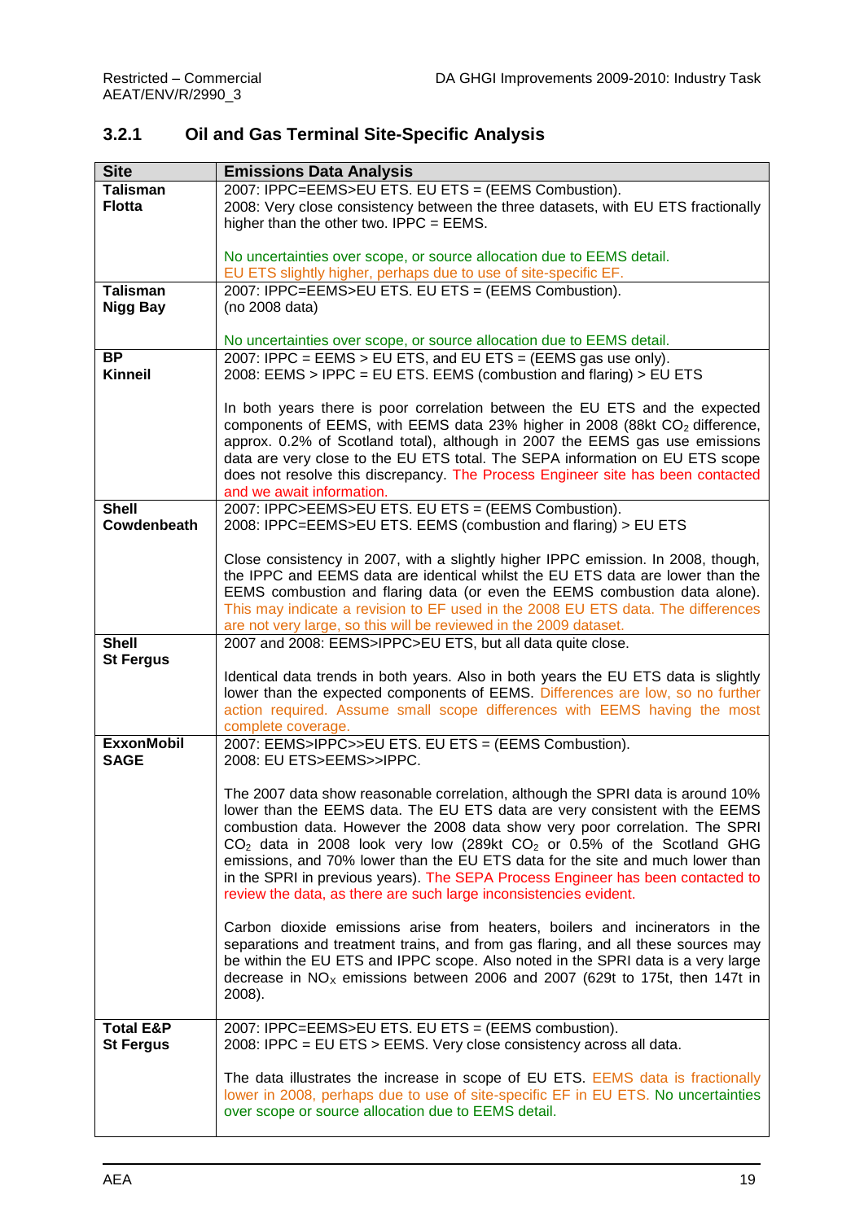### 3.2.1 Oil and Gas Terminal Site-Specific Analysis

| Site | Emissions Data Analysis |
|---|---|
| **Talisman Flotta** | 2007: IPPC=EEMS>EU ETS. EU ETS = (EEMS Combustion).<br>2008: Very close consistency between the three datasets, with EU ETS fractionally higher than the other two. IPPC = EEMS.<br><br>No uncertainties over scope, or source allocation due to EEMS detail.<br>EU ETS slightly higher, perhaps due to use of site-specific EF. |
| **Talisman Nigg Bay** | 2007: IPPC=EEMS>EU ETS. EU ETS = (EEMS Combustion).<br>(no 2008 data)<br><br>No uncertainties over scope, or source allocation due to EEMS detail. |
| **BP Kinneil** | 2007: IPPC = EEMS > EU ETS, and EU ETS = (EEMS gas use only).<br>2008: EEMS > IPPC = EU ETS. EEMS (combustion and flaring) > EU ETS<br><br>In both years there is poor correlation between the EU ETS and the expected components of EEMS, with EEMS data 23% higher in 2008 (88kt $CO_2$ difference, approx. 0.2% of Scotland total), although in 2007 the EEMS gas use emissions data are very close to the EU ETS total. The SEPA information on EU ETS scope does not resolve this discrepancy. The Process Engineer site has been contacted and we await information. |
| **Shell Cowdenbeath** | 2007: IPPC>EEMS>EU ETS. EU ETS = (EEMS Combustion).<br>2008: IPPC=EEMS>EU ETS. EEMS (combustion and flaring) > EU ETS<br><br>Close consistency in 2007, with a slightly higher IPPC emission. In 2008, though, the IPPC and EEMS data are identical whilst the EU ETS data are lower than the EEMS combustion and flaring data (or even the EEMS combustion data alone). This may indicate a revision to EF used in the 2008 EU ETS data. The differences are not very large, so this will be reviewed in the 2009 dataset. |
| **Shell St Fergus** | 2007 and 2008: EEMS>IPPC>EU ETS, but all data quite close.<br><br>Identical data trends in both years. Also in both years the EU ETS data is slightly lower than the expected components of EEMS. Differences are low, so no further action required. Assume small scope differences with EEMS having the most complete coverage. |
| **ExxonMobil SAGE** | 2007: EEMS>IPPC>>EU ETS. EU ETS = (EEMS Combustion).<br>2008: EU ETS>EEMS>>IPPC.<br><br>The 2007 data show reasonable correlation, although the SPRI data is around 10% lower than the EEMS data. The EU ETS data are very consistent with the EEMS combustion data. However the 2008 data show very poor correlation. The SPRI $CO_2$ data in 2008 look very low (289kt $CO_2$ or 0.5% of the Scotland GHG emissions, and 70% lower than the EU ETS data for the site and much lower than in the SPRI in previous years). The SEPA Process Engineer has been contacted to review the data, as there are such large inconsistencies evident.<br><br>Carbon dioxide emissions arise from heaters, boilers and incinerators in the separations and treatment trains, and from gas flaring, and all these sources may be within the EU ETS and IPPC scope. Also noted in the SPRI data is a very large decrease in $NO_X$ emissions between 2006 and 2007 (629t to 175t, then 147t in 2008). |
| **Total E&P St Fergus** | 2007: IPPC=EEMS>EU ETS. EU ETS = (EEMS combustion).<br>2008: IPPC = EU ETS > EEMS. Very close consistency across all data.<br><br>The data illustrates the increase in scope of EU ETS. EEMS data is fractionally lower in 2008, perhaps due to use of site-specific EF in EU ETS. No uncertainties over scope or source allocation due to EEMS detail. |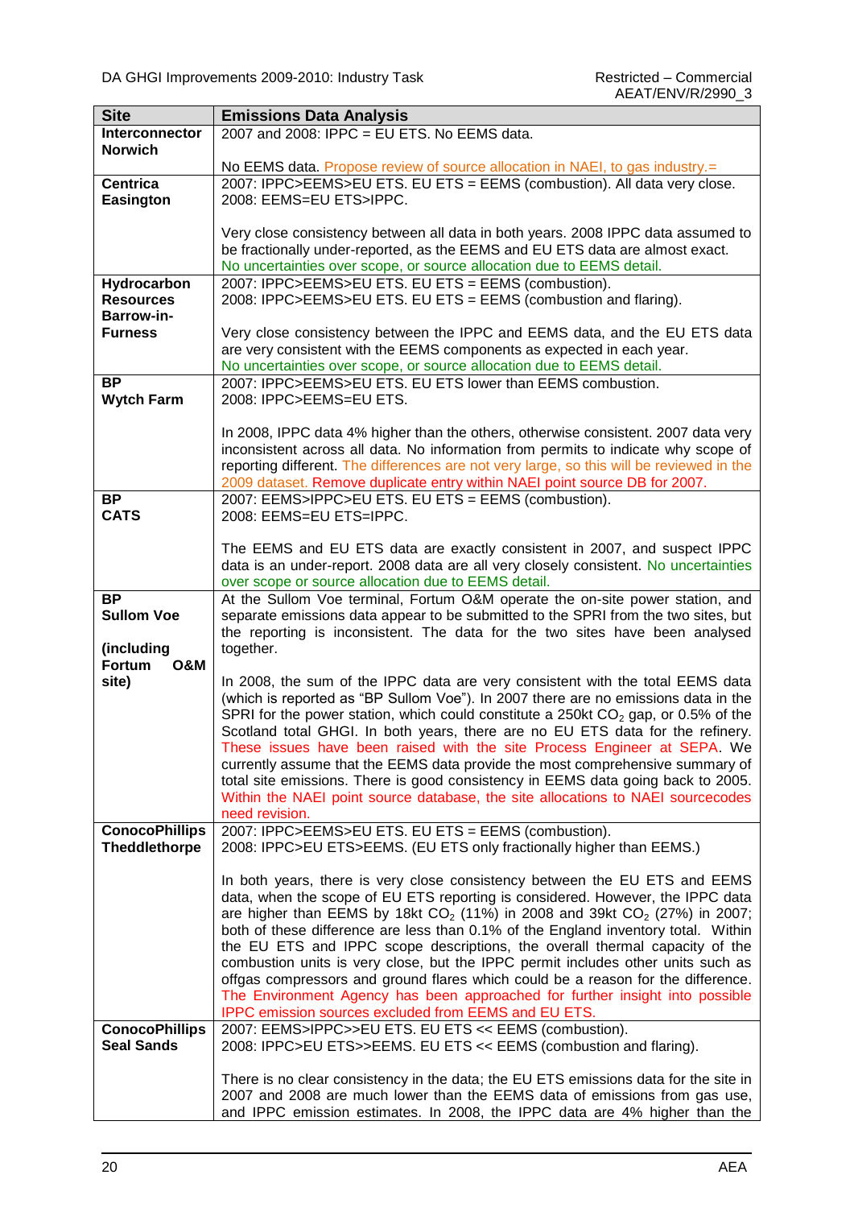| Site | Emissions Data Analysis |
|---|---|
| **Interconnector Norwich** | 2007 and 2008: IPPC = EU ETS. No EEMS data.<br><br>No EEMS data. Propose review of source allocation in NAEI, to gas industry.= |
| **Centrica Easington** | 2007: IPPC>EEMS>EU ETS. EU ETS = EEMS (combustion). All data very close.<br>2008: EEMS=EU ETS>IPPC.<br><br>Very close consistency between all data in both years. 2008 IPPC data assumed to be fractionally under-reported, as the EEMS and EU ETS data are almost exact. No uncertainties over scope, or source allocation due to EEMS detail. |
| **Hydrocarbon Resources Barrow-in-Furness** | 2007: IPPC>EEMS>EU ETS. EU ETS = EEMS (combustion).<br>2008: IPPC>EEMS>EU ETS. EU ETS = EEMS (combustion and flaring).<br><br>Very close consistency between the IPPC and EEMS data, and the EU ETS data are very consistent with the EEMS components as expected in each year. No uncertainties over scope, or source allocation due to EEMS detail. |
| **BP Wytch Farm** | 2007: IPPC>EEMS>EU ETS. EU ETS lower than EEMS combustion.<br>2008: IPPC>EEMS=EU ETS.<br><br>In 2008, IPPC data 4% higher than the others, otherwise consistent. 2007 data very inconsistent across all data. No information from permits to indicate why scope of reporting different. The differences are not very large, so this will be reviewed in the 2009 dataset. Remove duplicate entry within NAEI point source DB for 2007. |
| **BP CATS** | 2007: EEMS>IPPC>EU ETS. EU ETS = EEMS (combustion).<br>2008: EEMS=EU ETS=IPPC.<br><br>The EEMS and EU ETS data are exactly consistent in 2007, and suspect IPPC data is an under-report. 2008 data are all very closely consistent. No uncertainties over scope or source allocation due to EEMS detail. |
| **BP Sullom Voe**<br><br>**(including Fortum O&M site)** | At the Sullom Voe terminal, Fortum O&M operate the on-site power station, and separate emissions data appear to be submitted to the SPRI from the two sites, but the reporting is inconsistent. The data for the two sites have been analysed together.<br><br>In 2008, the sum of the IPPC data are very consistent with the total EEMS data (which is reported as "BP Sullom Voe"). In 2007 there are no emissions data in the SPRI for the power station, which could constitute a 250kt $CO_2$ gap, or 0.5% of the Scotland total GHGI. In both years, there are no EU ETS data for the refinery. These issues have been raised with the site Process Engineer at SEPA. We currently assume that the EEMS data provide the most comprehensive summary of total site emissions. There is good consistency in EEMS data going back to 2005. Within the NAEI point source database, the site allocations to NAEI sourcecodes need revision. |
| **ConocoPhillips Theddlethorpe** | 2007: IPPC>EEMS>EU ETS. EU ETS = EEMS (combustion).<br>2008: IPPC>EU ETS>EEMS. (EU ETS only fractionally higher than EEMS.)<br><br>In both years, there is very close consistency between the EU ETS and EEMS data, when the scope of EU ETS reporting is considered. However, the IPPC data are higher than EEMS by 18kt $CO_2$ (11%) in 2008 and 39kt $CO_2$ (27%) in 2007; both of these difference are less than 0.1% of the England inventory total. Within the EU ETS and IPPC scope descriptions, the overall thermal capacity of the combustion units is very close, but the IPPC permit includes other units such as offgas compressors and ground flares which could be a reason for the difference. The Environment Agency has been approached for further insight into possible IPPC emission sources excluded from EEMS and EU ETS. |
| **ConocoPhillips Seal Sands** | 2007: EEMS>IPPC>>EU ETS. EU ETS << EEMS (combustion).<br>2008: IPPC>EU ETS>>EEMS. EU ETS << EEMS (combustion and flaring).<br><br>There is no clear consistency in the data; the EU ETS emissions data for the site in 2007 and 2008 are much lower than the EEMS data of emissions from gas use, and IPPC emission estimates. In 2008, the IPPC data are 4% higher than the |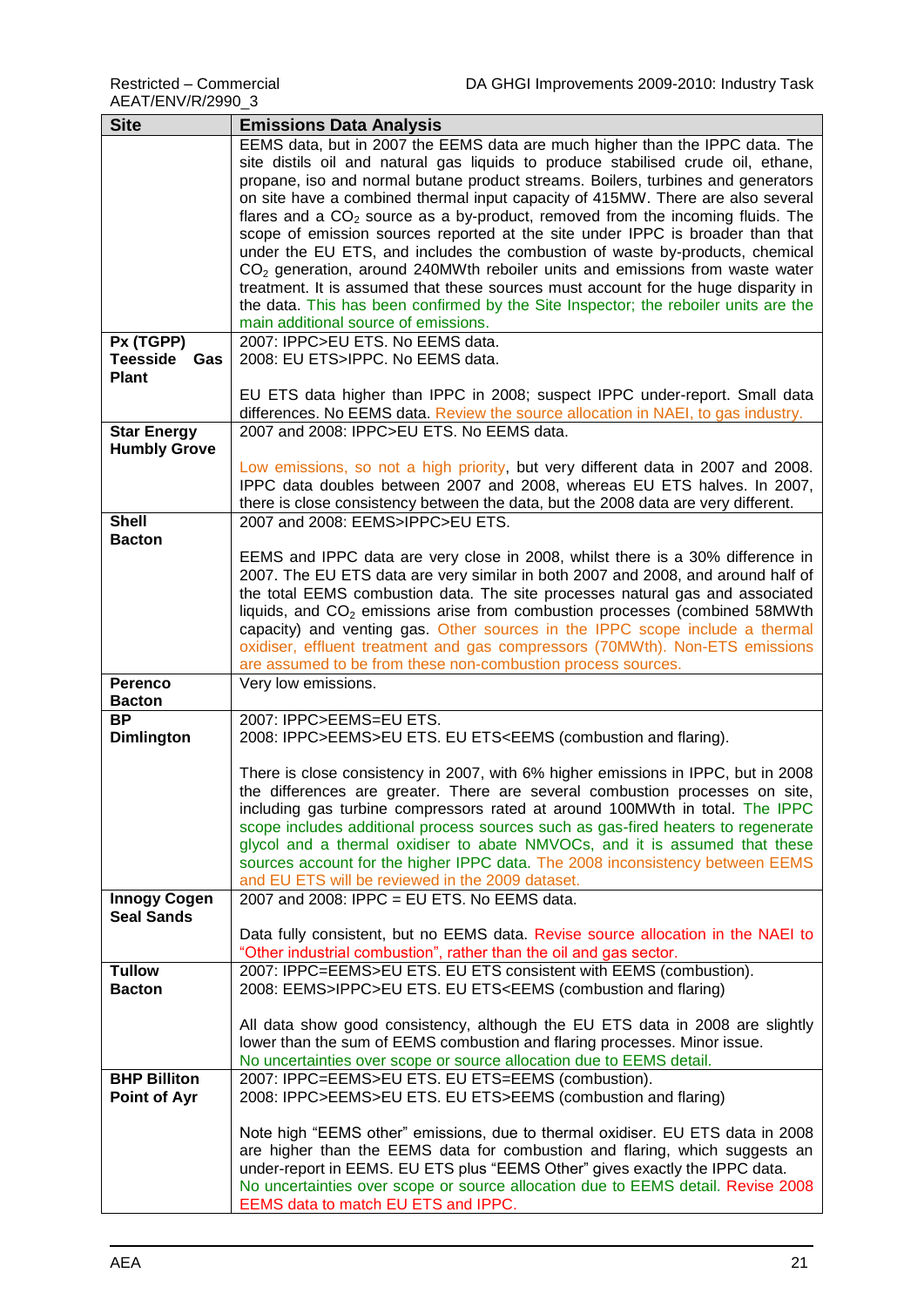| Site | Emissions Data Analysis |
|---|---|
| | EEMS data, but in 2007 the EEMS data are much higher than the IPPC data. The site distils oil and natural gas liquids to produce stabilised crude oil, ethane, propane, iso and normal butane product streams. Boilers, turbines and generators on site have a combined thermal input capacity of 415MW. There are also several flares and a $CO_2$ source as a by-product, removed from the incoming fluids. The scope of emission sources reported at the site under IPPC is broader than that under the EU ETS, and includes the combustion of waste by-products, chemical $CO_2$ generation, around 240MWth reboiler units and emissions from waste water treatment. It is assumed that these sources must account for the huge disparity in the data. This has been confirmed by the Site Inspector; the reboiler units are the main additional source of emissions. |
| **Px (TGPP) Teesside Gas Plant** | 2007: IPPC>EU ETS. No EEMS data.<br>2008: EU ETS>IPPC. No EEMS data.<br><br>EU ETS data higher than IPPC in 2008; suspect IPPC under-report. Small data differences. No EEMS data. Review the source allocation in NAEI, to gas industry. |
| **Star Energy Humbly Grove** | 2007 and 2008: IPPC>EU ETS. No EEMS data.<br><br>Low emissions, so not a high priority, but very different data in 2007 and 2008. IPPC data doubles between 2007 and 2008, whereas EU ETS halves. In 2007, there is close consistency between the data, but the 2008 data are very different. |
| **Shell Bacton** | 2007 and 2008: EEMS>IPPC>EU ETS.<br><br>EEMS and IPPC data are very close in 2008, whilst there is a 30% difference in 2007. The EU ETS data are very similar in both 2007 and 2008, and around half of the total EEMS combustion data. The site processes natural gas and associated liquids, and $CO_2$ emissions arise from combustion processes (combined 58MWth capacity) and venting gas. Other sources in the IPPC scope include a thermal oxidiser, effluent treatment and gas compressors (70MWth). Non-ETS emissions are assumed to be from these non-combustion process sources. |
| **Perenco Bacton** | Very low emissions. |
| **BP Dimlington** | 2007: IPPC>EEMS=EU ETS.<br>2008: IPPC>EEMS>EU ETS. EU ETS<EEMS (combustion and flaring).<br><br>There is close consistency in 2007, with 6% higher emissions in IPPC, but in 2008 the differences are greater. There are several combustion processes on site, including gas turbine compressors rated at around 100MWth in total. The IPPC scope includes additional process sources such as gas-fired heaters to regenerate glycol and a thermal oxidiser to abate NMVOCs, and it is assumed that these sources account for the higher IPPC data. The 2008 inconsistency between EEMS and EU ETS will be reviewed in the 2009 dataset. |
| **Innogy Cogen Seal Sands** | 2007 and 2008: IPPC = EU ETS. No EEMS data.<br><br>Data fully consistent, but no EEMS data. Revise source allocation in the NAEI to "Other industrial combustion", rather than the oil and gas sector. |
| **Tullow Bacton** | 2007: IPPC=EEMS>EU ETS. EU ETS consistent with EEMS (combustion).<br>2008: EEMS>IPPC>EU ETS. EU ETS<EEMS (combustion and flaring)<br><br>All data show good consistency, although the EU ETS data in 2008 are slightly lower than the sum of EEMS combustion and flaring processes. Minor issue. No uncertainties over scope or source allocation due to EEMS detail. |
| **BHP Billiton Point of Ayr** | 2007: IPPC=EEMS>EU ETS. EU ETS=EEMS (combustion).<br>2008: IPPC>EEMS>EU ETS. EU ETS>EEMS (combustion and flaring)<br><br>Note high "EEMS other" emissions, due to thermal oxidiser. EU ETS data in 2008 are higher than the EEMS data for combustion and flaring, which suggests an under-report in EEMS. EU ETS plus "EEMS Other" gives exactly the IPPC data. No uncertainties over scope or source allocation due to EEMS detail. Revise 2008 EEMS data to match EU ETS and IPPC. |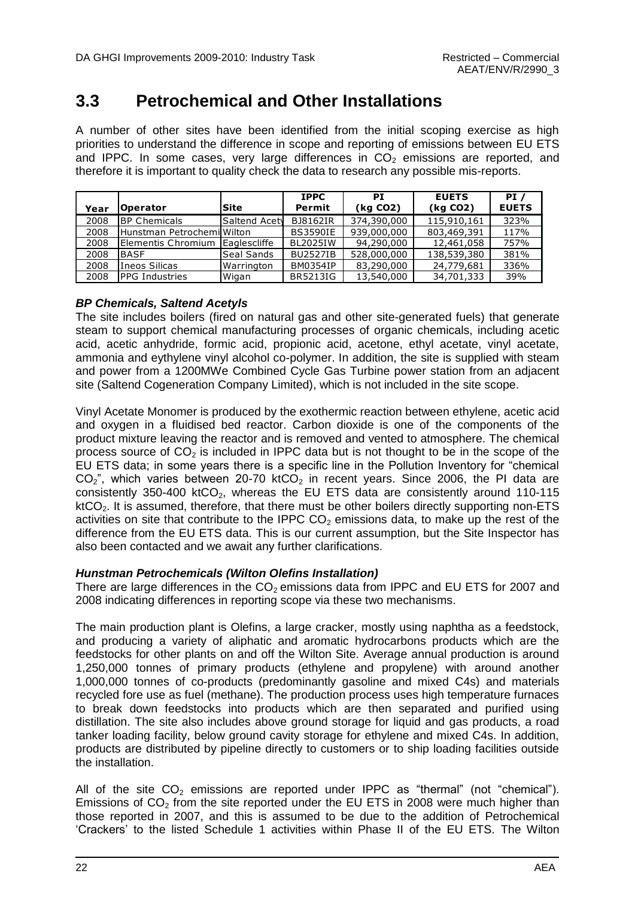# 3.3 Petrochemical and Other Installations

A number of other sites have been identified from the initial scoping exercise as high priorities to understand the difference in scope and reporting of emissions between EU ETS and IPPC. In some cases, very large differences in $CO_2$ emissions are reported, and therefore it is important to quality check the data to research any possible mis-reports.

| Year | Operator | Site | IPPC Permit | PI (kg CO2) | EUETS (kg CO2) | PI / EUETS |
|---|---|---|---|---|---|---|
| 2008 | BP Chemicals | Saltend Acety | BJ8162IR | 374,390,000 | 115,910,161 | 323% |
| 2008 | Hunstman Petrochemi | Wilton | BS3590IE | 939,000,000 | 803,469,391 | 117% |
| 2008 | Elementis Chromium | Eaglescliffe | BL2025IW | 94,290,000 | 12,461,058 | 757% |
| 2008 | BASF | Seal Sands | BU2527IB | 528,000,000 | 138,539,380 | 381% |
| 2008 | Ineos Silicas | Warrington | BM0354IP | 83,290,000 | 24,779,681 | 336% |
| 2008 | PPG Industries | Wigan | BR5213IG | 13,540,000 | 34,701,333 | 39% |

***BP Chemicals, Saltend Acetyls***

The site includes boilers (fired on natural gas and other site-generated fuels) that generate steam to support chemical manufacturing processes of organic chemicals, including acetic acid, acetic anhydride, formic acid, propionic acid, acetone, ethyl acetate, vinyl acetate, ammonia and eythylene vinyl alcohol co-polymer. In addition, the site is supplied with steam and power from a 1200MWe Combined Cycle Gas Turbine power station from an adjacent site (Saltend Cogeneration Company Limited), which is not included in the site scope.

Vinyl Acetate Monomer is produced by the exothermic reaction between ethylene, acetic acid and oxygen in a fluidised bed reactor. Carbon dioxide is one of the components of the product mixture leaving the reactor and is removed and vented to atmosphere. The chemical process source of $CO_2$ is included in IPPC data but is not thought to be in the scope of the EU ETS data; in some years there is a specific line in the Pollution Inventory for "chemical $CO_2$", which varies between 20-70 kt$CO_2$ in recent years. Since 2006, the PI data are consistently 350-400 kt$CO_2$, whereas the EU ETS data are consistently around 110-115 kt$CO_2$. It is assumed, therefore, that there must be other boilers directly supporting non-ETS activities on site that contribute to the IPPC $CO_2$ emissions data, to make up the rest of the difference from the EU ETS data. This is our current assumption, but the Site Inspector has also been contacted and we await any further clarifications.

***Hunstman Petrochemicals (Wilton Olefins Installation)***

There are large differences in the $CO_2$ emissions data from IPPC and EU ETS for 2007 and 2008 indicating differences in reporting scope via these two mechanisms.

The main production plant is Olefins, a large cracker, mostly using naphtha as a feedstock, and producing a variety of aliphatic and aromatic hydrocarbons products which are the feedstocks for other plants on and off the Wilton Site. Average annual production is around 1,250,000 tonnes of primary products (ethylene and propylene) with around another 1,000,000 tonnes of co-products (predominantly gasoline and mixed C4s) and materials recycled fore use as fuel (methane). The production process uses high temperature furnaces to break down feedstocks into products which are then separated and purified using distillation. The site also includes above ground storage for liquid and gas products, a road tanker loading facility, below ground cavity storage for ethylene and mixed C4s. In addition, products are distributed by pipeline directly to customers or to ship loading facilities outside the installation.

All of the site $CO_2$ emissions are reported under IPPC as "thermal" (not "chemical"). Emissions of $CO_2$ from the site reported under the EU ETS in 2008 were much higher than those reported in 2007, and this is assumed to be due to the addition of Petrochemical 'Crackers' to the listed Schedule 1 activities within Phase II of the EU ETS. The Wilton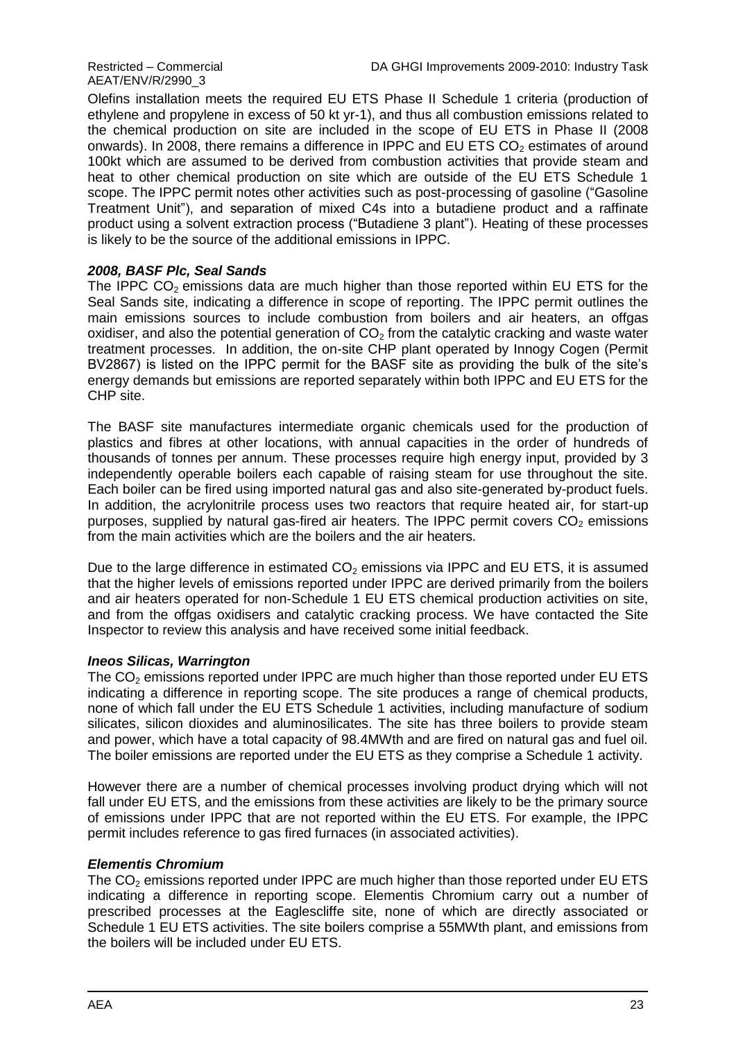Olefins installation meets the required EU ETS Phase II Schedule 1 criteria (production of ethylene and propylene in excess of 50 kt yr-1), and thus all combustion emissions related to the chemical production on site are included in the scope of EU ETS in Phase II (2008 onwards). In 2008, there remains a difference in IPPC and EU ETS $CO_2$ estimates of around 100kt which are assumed to be derived from combustion activities that provide steam and heat to other chemical production on site which are outside of the EU ETS Schedule 1 scope. The IPPC permit notes other activities such as post-processing of gasoline ("Gasoline Treatment Unit"), and separation of mixed C4s into a butadiene product and a raffinate product using a solvent extraction process ("Butadiene 3 plant"). Heating of these processes is likely to be the source of the additional emissions in IPPC.

#### *2008, BASF Plc, Seal Sands*

The IPPC $CO_2$ emissions data are much higher than those reported within EU ETS for the Seal Sands site, indicating a difference in scope of reporting. The IPPC permit outlines the main emissions sources to include combustion from boilers and air heaters, an offgas oxidiser, and also the potential generation of $CO_2$ from the catalytic cracking and waste water treatment processes. In addition, the on-site CHP plant operated by Innogy Cogen (Permit BV2867) is listed on the IPPC permit for the BASF site as providing the bulk of the site's energy demands but emissions are reported separately within both IPPC and EU ETS for the CHP site.

The BASF site manufactures intermediate organic chemicals used for the production of plastics and fibres at other locations, with annual capacities in the order of hundreds of thousands of tonnes per annum. These processes require high energy input, provided by 3 independently operable boilers each capable of raising steam for use throughout the site. Each boiler can be fired using imported natural gas and also site-generated by-product fuels. In addition, the acrylonitrile process uses two reactors that require heated air, for start-up purposes, supplied by natural gas-fired air heaters. The IPPC permit covers $CO_2$ emissions from the main activities which are the boilers and the air heaters.

Due to the large difference in estimated $CO_2$ emissions via IPPC and EU ETS, it is assumed that the higher levels of emissions reported under IPPC are derived primarily from the boilers and air heaters operated for non-Schedule 1 EU ETS chemical production activities on site, and from the offgas oxidisers and catalytic cracking process. We have contacted the Site Inspector to review this analysis and have received some initial feedback.

#### *Ineos Silicas, Warrington*

The $CO_2$ emissions reported under IPPC are much higher than those reported under EU ETS indicating a difference in reporting scope. The site produces a range of chemical products, none of which fall under the EU ETS Schedule 1 activities, including manufacture of sodium silicates, silicon dioxides and aluminosilicates. The site has three boilers to provide steam and power, which have a total capacity of 98.4MWth and are fired on natural gas and fuel oil. The boiler emissions are reported under the EU ETS as they comprise a Schedule 1 activity.

However there are a number of chemical processes involving product drying which will not fall under EU ETS, and the emissions from these activities are likely to be the primary source of emissions under IPPC that are not reported within the EU ETS. For example, the IPPC permit includes reference to gas fired furnaces (in associated activities).

#### *Elementis Chromium*

The $CO_2$ emissions reported under IPPC are much higher than those reported under EU ETS indicating a difference in reporting scope. Elementis Chromium carry out a number of prescribed processes at the Eaglescliffe site, none of which are directly associated or Schedule 1 EU ETS activities. The site boilers comprise a 55MWth plant, and emissions from the boilers will be included under EU ETS.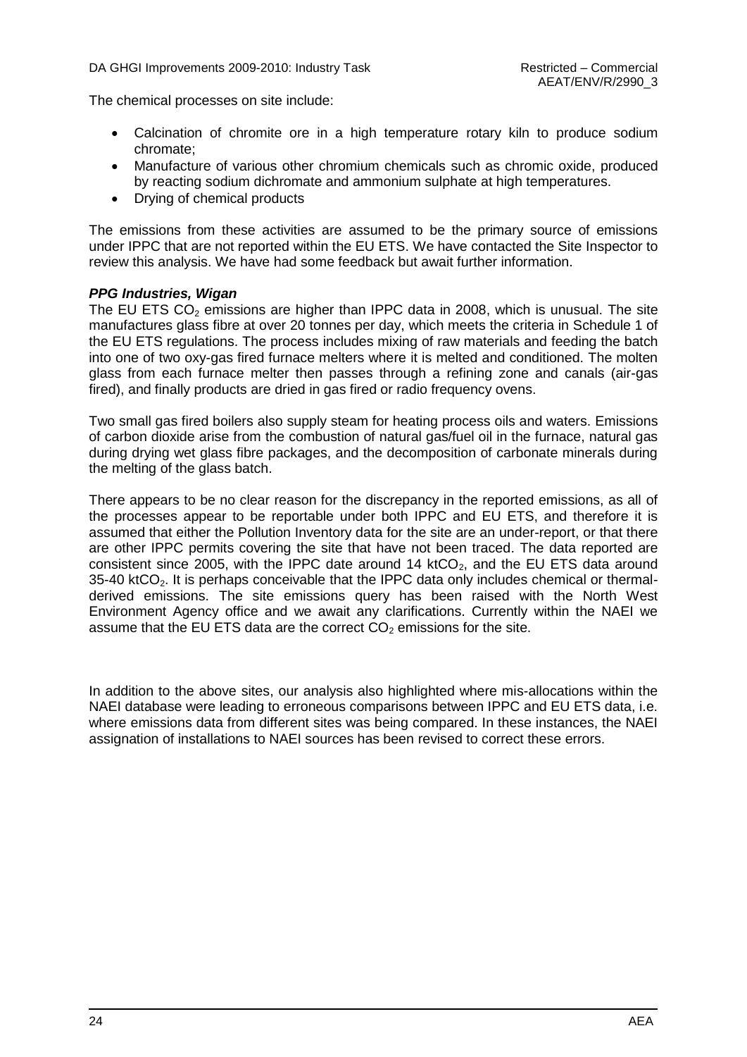The chemical processes on site include:

- Calcination of chromite ore in a high temperature rotary kiln to produce sodium chromate;
- Manufacture of various other chromium chemicals such as chromic oxide, produced by reacting sodium dichromate and ammonium sulphate at high temperatures.
- Drying of chemical products

The emissions from these activities are assumed to be the primary source of emissions under IPPC that are not reported within the EU ETS. We have contacted the Site Inspector to review this analysis. We have had some feedback but await further information.

***PPG Industries, Wigan***

The EU ETS $CO_2$ emissions are higher than IPPC data in 2008, which is unusual. The site manufactures glass fibre at over 20 tonnes per day, which meets the criteria in Schedule 1 of the EU ETS regulations. The process includes mixing of raw materials and feeding the batch into one of two oxy-gas fired furnace melters where it is melted and conditioned. The molten glass from each furnace melter then passes through a refining zone and canals (air-gas fired), and finally products are dried in gas fired or radio frequency ovens.

Two small gas fired boilers also supply steam for heating process oils and waters. Emissions of carbon dioxide arise from the combustion of natural gas/fuel oil in the furnace, natural gas during drying wet glass fibre packages, and the decomposition of carbonate minerals during the melting of the glass batch.

There appears to be no clear reason for the discrepancy in the reported emissions, as all of the processes appear to be reportable under both IPPC and EU ETS, and therefore it is assumed that either the Pollution Inventory data for the site are an under-report, or that there are other IPPC permits covering the site that have not been traced. The data reported are consistent since 2005, with the IPPC date around 14 $ktCO_2$, and the EU ETS data around 35-40 $ktCO_2$. It is perhaps conceivable that the IPPC data only includes chemical or thermal-derived emissions. The site emissions query has been raised with the North West Environment Agency office and we await any clarifications. Currently within the NAEI we assume that the EU ETS data are the correct $CO_2$ emissions for the site.

In addition to the above sites, our analysis also highlighted where mis-allocations within the NAEI database were leading to erroneous comparisons between IPPC and EU ETS data, i.e. where emissions data from different sites was being compared. In these instances, the NAEI assignation of installations to NAEI sources has been revised to correct these errors.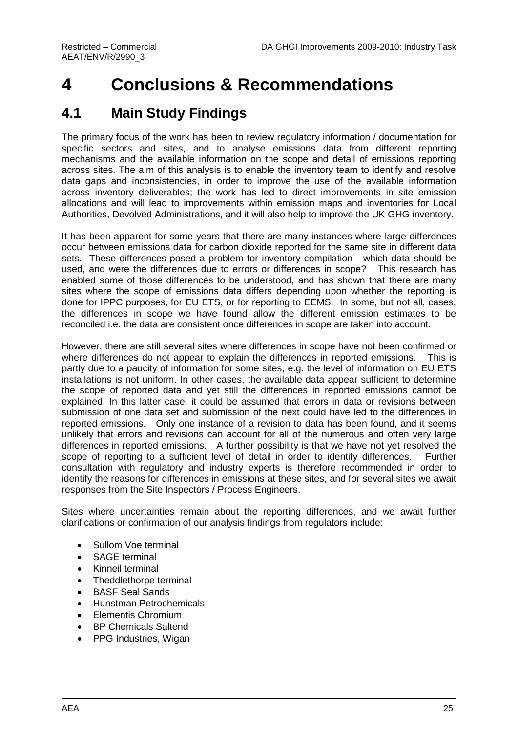# 4 Conclusions & Recommendations

## 4.1 Main Study Findings

The primary focus of the work has been to review regulatory information / documentation for specific sectors and sites, and to analyse emissions data from different reporting mechanisms and the available information on the scope and detail of emissions reporting across sites. The aim of this analysis is to enable the inventory team to identify and resolve data gaps and inconsistencies, in order to improve the use of the available information across inventory deliverables; the work has led to direct improvements in site emission allocations and will lead to improvements within emission maps and inventories for Local Authorities, Devolved Administrations, and it will also help to improve the UK GHG inventory.

It has been apparent for some years that there are many instances where large differences occur between emissions data for carbon dioxide reported for the same site in different data sets. These differences posed a problem for inventory compilation - which data should be used, and were the differences due to errors or differences in scope? This research has enabled some of those differences to be understood, and has shown that there are many sites where the scope of emissions data differs depending upon whether the reporting is done for IPPC purposes, for EU ETS, or for reporting to EEMS. In some, but not all, cases, the differences in scope we have found allow the different emission estimates to be reconciled i.e. the data are consistent once differences in scope are taken into account.

However, there are still several sites where differences in scope have not been confirmed or where differences do not appear to explain the differences in reported emissions. This is partly due to a paucity of information for some sites, e.g. the level of information on EU ETS installations is not uniform. In other cases, the available data appear sufficient to determine the scope of reported data and yet still the differences in reported emissions cannot be explained. In this latter case, it could be assumed that errors in data or revisions between submission of one data set and submission of the next could have led to the differences in reported emissions. Only one instance of a revision to data has been found, and it seems unlikely that errors and revisions can account for all of the numerous and often very large differences in reported emissions. A further possibility is that we have not yet resolved the scope of reporting to a sufficient level of detail in order to identify differences. Further consultation with regulatory and industry experts is therefore recommended in order to identify the reasons for differences in emissions at these sites, and for several sites we await responses from the Site Inspectors / Process Engineers.

Sites where uncertainties remain about the reporting differences, and we await further clarifications or confirmation of our analysis findings from regulators include:

- Sullom Voe terminal
- SAGE terminal
- Kinneil terminal
- Theddlethorpe terminal
- BASF Seal Sands
- Hunstman Petrochemicals
- Elementis Chromium
- BP Chemicals Saltend
- PPG Industries, Wigan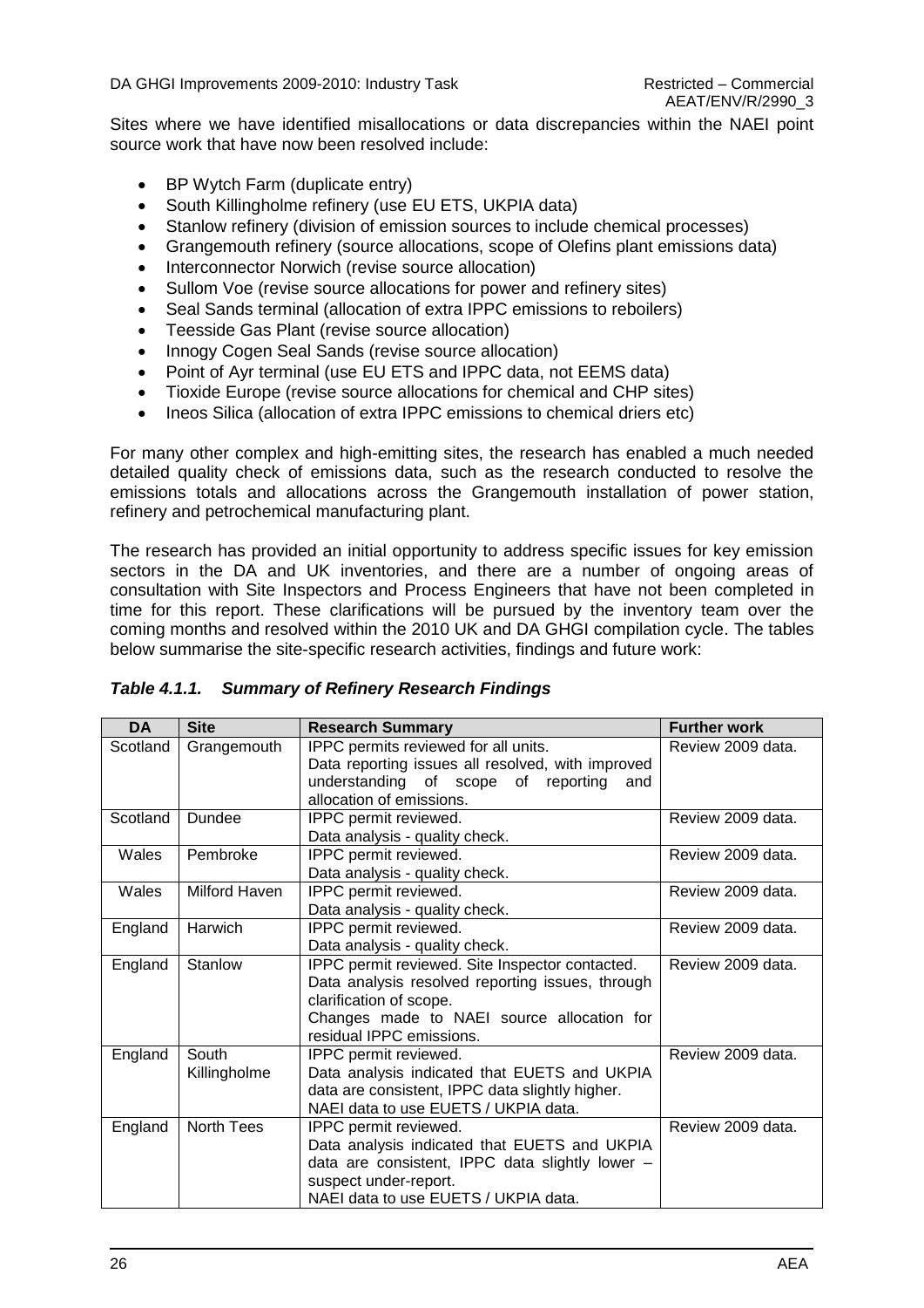Sites where we have identified misallocations or data discrepancies within the NAEI point source work that have now been resolved include:

- BP Wytch Farm (duplicate entry)
- South Killingholme refinery (use EU ETS, UKPIA data)
- Stanlow refinery (division of emission sources to include chemical processes)
- Grangemouth refinery (source allocations, scope of Olefins plant emissions data)
- Interconnector Norwich (revise source allocation)
- Sullom Voe (revise source allocations for power and refinery sites)
- Seal Sands terminal (allocation of extra IPPC emissions to reboilers)
- Teesside Gas Plant (revise source allocation)
- Innogy Cogen Seal Sands (revise source allocation)
- Point of Ayr terminal (use EU ETS and IPPC data, not EEMS data)
- Tioxide Europe (revise source allocations for chemical and CHP sites)
- Ineos Silica (allocation of extra IPPC emissions to chemical driers etc)

For many other complex and high-emitting sites, the research has enabled a much needed detailed quality check of emissions data, such as the research conducted to resolve the emissions totals and allocations across the Grangemouth installation of power station, refinery and petrochemical manufacturing plant.

The research has provided an initial opportunity to address specific issues for key emission sectors in the DA and UK inventories, and there are a number of ongoing areas of consultation with Site Inspectors and Process Engineers that have not been completed in time for this report. These clarifications will be pursued by the inventory team over the coming months and resolved within the 2010 UK and DA GHGI compilation cycle. The tables below summarise the site-specific research activities, findings and future work:

***Table 4.1.1. Summary of Refinery Research Findings***

| DA | Site | Research Summary | Further work |
|---|---|---|---|
| Scotland | Grangemouth | IPPC permits reviewed for all units. Data reporting issues all resolved, with improved understanding of scope of reporting and allocation of emissions. | Review 2009 data. |
| Scotland | Dundee | IPPC permit reviewed. Data analysis - quality check. | Review 2009 data. |
| Wales | Pembroke | IPPC permit reviewed. Data analysis - quality check. | Review 2009 data. |
| Wales | Milford Haven | IPPC permit reviewed. Data analysis - quality check. | Review 2009 data. |
| England | Harwich | IPPC permit reviewed. Data analysis - quality check. | Review 2009 data. |
| England | Stanlow | IPPC permit reviewed. Site Inspector contacted. Data analysis resolved reporting issues, through clarification of scope. Changes made to NAEI source allocation for residual IPPC emissions. | Review 2009 data. |
| England | South Killingholme | IPPC permit reviewed. Data analysis indicated that EUETS and UKPIA data are consistent, IPPC data slightly higher. NAEI data to use EUETS / UKPIA data. | Review 2009 data. |
| England | North Tees | IPPC permit reviewed. Data analysis indicated that EUETS and UKPIA data are consistent, IPPC data slightly lower – suspect under-report. NAEI data to use EUETS / UKPIA data. | Review 2009 data. |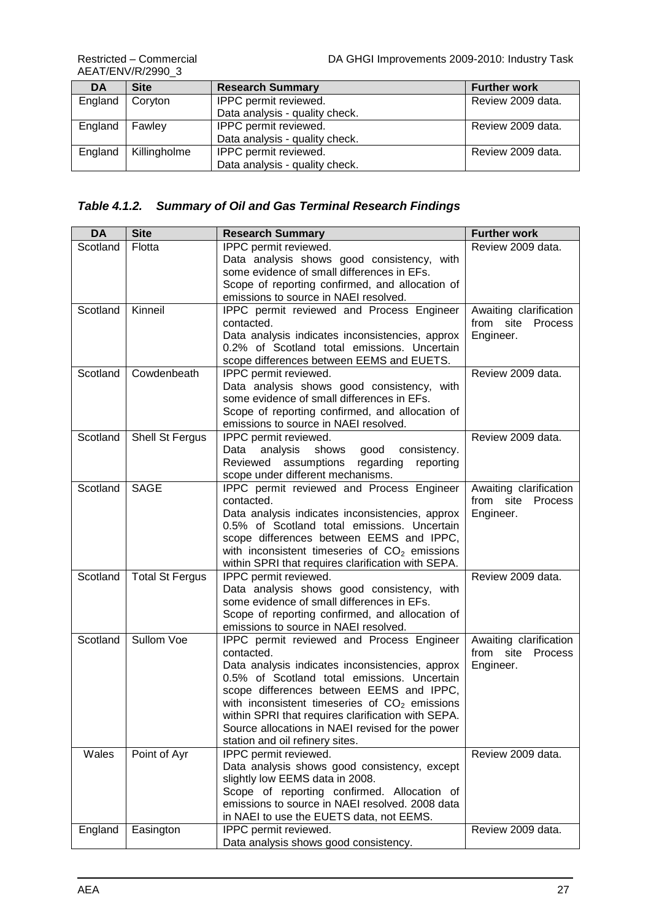| DA | Site | Research Summary | Further work |
|---|---|---|---|
| England | Coryton | IPPC permit reviewed. Data analysis - quality check. | Review 2009 data. |
| England | Fawley | IPPC permit reviewed. Data analysis - quality check. | Review 2009 data. |
| England | Killingholme | IPPC permit reviewed. Data analysis - quality check. | Review 2009 data. |

### *Table 4.1.2. Summary of Oil and Gas Terminal Research Findings*

| DA | Site | Research Summary | Further work |
|---|---|---|---|
| Scotland | Flotta | IPPC permit reviewed. Data analysis shows good consistency, with some evidence of small differences in EFs. Scope of reporting confirmed, and allocation of emissions to source in NAEI resolved. | Review 2009 data. |
| Scotland | Kinneil | IPPC permit reviewed and Process Engineer contacted. Data analysis indicates inconsistencies, approx 0.2% of Scotland total emissions. Uncertain scope differences between EEMS and EUETS. | Awaiting clarification from site Process Engineer. |
| Scotland | Cowdenbeath | IPPC permit reviewed. Data analysis shows good consistency, with some evidence of small differences in EFs. Scope of reporting confirmed, and allocation of emissions to source in NAEI resolved. | Review 2009 data. |
| Scotland | Shell St Fergus | IPPC permit reviewed. Data analysis shows good consistency. Reviewed assumptions regarding reporting scope under different mechanisms. | Review 2009 data. |
| Scotland | SAGE | IPPC permit reviewed and Process Engineer contacted. Data analysis indicates inconsistencies, approx 0.5% of Scotland total emissions. Uncertain scope differences between EEMS and IPPC, with inconsistent timeseries of $CO_2$ emissions within SPRI that requires clarification with SEPA. | Awaiting clarification from site Process Engineer. |
| Scotland | Total St Fergus | IPPC permit reviewed. Data analysis shows good consistency, with some evidence of small differences in EFs. Scope of reporting confirmed, and allocation of emissions to source in NAEI resolved. | Review 2009 data. |
| Scotland | Sullom Voe | IPPC permit reviewed and Process Engineer contacted. Data analysis indicates inconsistencies, approx 0.5% of Scotland total emissions. Uncertain scope differences between EEMS and IPPC, with inconsistent timeseries of $CO_2$ emissions within SPRI that requires clarification with SEPA. Source allocations in NAEI revised for the power station and oil refinery sites. | Awaiting clarification from site Process Engineer. |
| Wales | Point of Ayr | IPPC permit reviewed. Data analysis shows good consistency, except slightly low EEMS data in 2008. Scope of reporting confirmed. Allocation of emissions to source in NAEI resolved. 2008 data in NAEI to use the EUETS data, not EEMS. | Review 2009 data. |
| England | Easington | IPPC permit reviewed. Data analysis shows good consistency. | Review 2009 data. |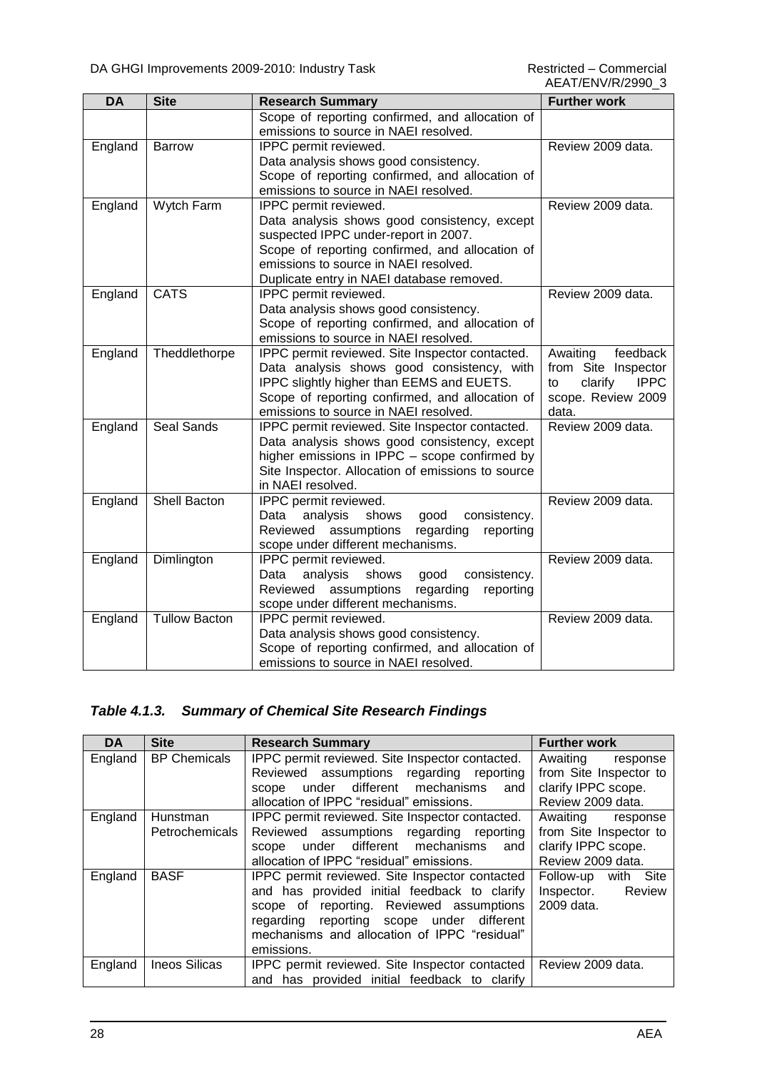| DA | Site | Research Summary | Further work |
|---|---|---|---|
| | | Scope of reporting confirmed, and allocation of emissions to source in NAEI resolved. | |
| England | Barrow | IPPC permit reviewed.<br>Data analysis shows good consistency.<br>Scope of reporting confirmed, and allocation of emissions to source in NAEI resolved. | Review 2009 data. |
| England | Wytch Farm | IPPC permit reviewed.<br>Data analysis shows good consistency, except suspected IPPC under-report in 2007.<br>Scope of reporting confirmed, and allocation of emissions to source in NAEI resolved.<br>Duplicate entry in NAEI database removed. | Review 2009 data. |
| England | CATS | IPPC permit reviewed.<br>Data analysis shows good consistency.<br>Scope of reporting confirmed, and allocation of emissions to source in NAEI resolved. | Review 2009 data. |
| England | Theddlethorpe | IPPC permit reviewed. Site Inspector contacted.<br>Data analysis shows good consistency, with IPPC slightly higher than EEMS and EUETS.<br>Scope of reporting confirmed, and allocation of emissions to source in NAEI resolved. | Awaiting feedback from Site Inspector to clarify IPPC scope. Review 2009 data. |
| England | Seal Sands | IPPC permit reviewed. Site Inspector contacted.<br>Data analysis shows good consistency, except higher emissions in IPPC – scope confirmed by Site Inspector. Allocation of emissions to source in NAEI resolved. | Review 2009 data. |
| England | Shell Bacton | IPPC permit reviewed.<br>Data analysis shows good consistency. Reviewed assumptions regarding reporting scope under different mechanisms. | Review 2009 data. |
| England | Dimlington | IPPC permit reviewed.<br>Data analysis shows good consistency. Reviewed assumptions regarding reporting scope under different mechanisms. | Review 2009 data. |
| England | Tullow Bacton | IPPC permit reviewed.<br>Data analysis shows good consistency.<br>Scope of reporting confirmed, and allocation of emissions to source in NAEI resolved. | Review 2009 data. |

### *Table 4.1.3. Summary of Chemical Site Research Findings*

| DA | Site | Research Summary | Further work |
|---|---|---|---|
| England | BP Chemicals | IPPC permit reviewed. Site Inspector contacted. Reviewed assumptions regarding reporting scope under different mechanisms and allocation of IPPC "residual" emissions. | Awaiting response from Site Inspector to clarify IPPC scope. Review 2009 data. |
| England | Hunstman Petrochemicals | IPPC permit reviewed. Site Inspector contacted. Reviewed assumptions regarding reporting scope under different mechanisms and allocation of IPPC "residual" emissions. | Awaiting response from Site Inspector to clarify IPPC scope. Review 2009 data. |
| England | BASF | IPPC permit reviewed. Site Inspector contacted and has provided initial feedback to clarify scope of reporting. Reviewed assumptions regarding reporting scope under different mechanisms and allocation of IPPC "residual" emissions. | Follow-up with Site Inspector. Review 2009 data. |
| England | Ineos Silicas | IPPC permit reviewed. Site Inspector contacted and has provided initial feedback to clarify | Review 2009 data. |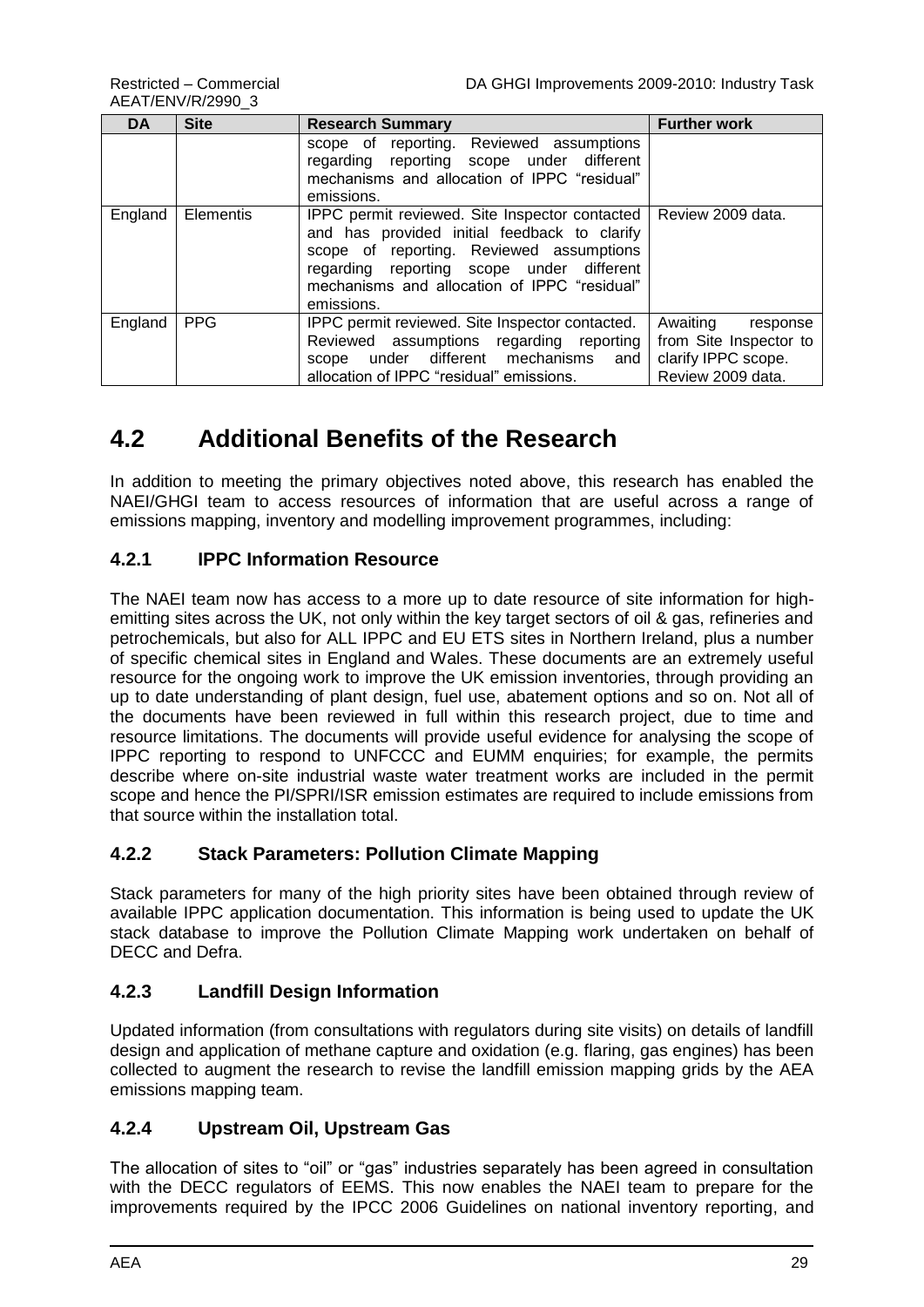| DA | Site | Research Summary | Further work |
|---|---|---|---|
| | | scope of reporting. Reviewed assumptions regarding reporting scope under different mechanisms and allocation of IPPC "residual" emissions. | |
| England | Elementis | IPPC permit reviewed. Site Inspector contacted and has provided initial feedback to clarify scope of reporting. Reviewed assumptions regarding reporting scope under different mechanisms and allocation of IPPC "residual" emissions. | Review 2009 data. |
| England | PPG | IPPC permit reviewed. Site Inspector contacted. Reviewed assumptions regarding reporting scope under different mechanisms and allocation of IPPC "residual" emissions. | Awaiting response from Site Inspector to clarify IPPC scope. Review 2009 data. |

## 4.2 Additional Benefits of the Research

In addition to meeting the primary objectives noted above, this research has enabled the NAEI/GHGI team to access resources of information that are useful across a range of emissions mapping, inventory and modelling improvement programmes, including:

### 4.2.1 IPPC Information Resource

The NAEI team now has access to a more up to date resource of site information for high-emitting sites across the UK, not only within the key target sectors of oil & gas, refineries and petrochemicals, but also for ALL IPPC and EU ETS sites in Northern Ireland, plus a number of specific chemical sites in England and Wales. These documents are an extremely useful resource for the ongoing work to improve the UK emission inventories, through providing an up to date understanding of plant design, fuel use, abatement options and so on. Not all of the documents have been reviewed in full within this research project, due to time and resource limitations. The documents will provide useful evidence for analysing the scope of IPPC reporting to respond to UNFCCC and EUMM enquiries; for example, the permits describe where on-site industrial waste water treatment works are included in the permit scope and hence the PI/SPRI/ISR emission estimates are required to include emissions from that source within the installation total.

### 4.2.2 Stack Parameters: Pollution Climate Mapping

Stack parameters for many of the high priority sites have been obtained through review of available IPPC application documentation. This information is being used to update the UK stack database to improve the Pollution Climate Mapping work undertaken on behalf of DECC and Defra.

### 4.2.3 Landfill Design Information

Updated information (from consultations with regulators during site visits) on details of landfill design and application of methane capture and oxidation (e.g. flaring, gas engines) has been collected to augment the research to revise the landfill emission mapping grids by the AEA emissions mapping team.

### 4.2.4 Upstream Oil, Upstream Gas

The allocation of sites to "oil" or "gas" industries separately has been agreed in consultation with the DECC regulators of EEMS. This now enables the NAEI team to prepare for the improvements required by the IPCC 2006 Guidelines on national inventory reporting, and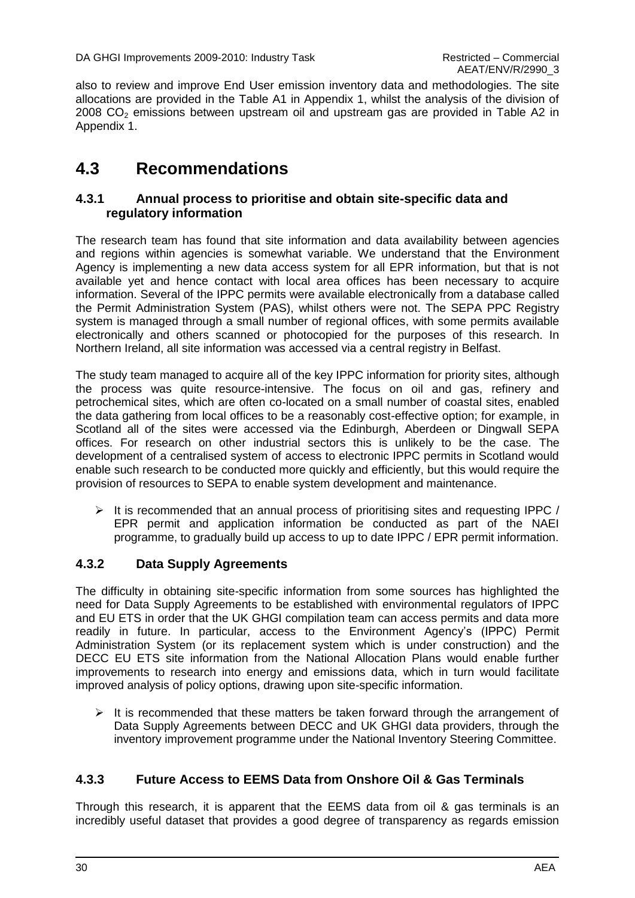also to review and improve End User emission inventory data and methodologies. The site allocations are provided in the Table A1 in Appendix 1, whilst the analysis of the division of 2008 $CO_2$ emissions between upstream oil and upstream gas are provided in Table A2 in Appendix 1.

# 4.3 Recommendations

### 4.3.1 Annual process to prioritise and obtain site-specific data and regulatory information

The research team has found that site information and data availability between agencies and regions within agencies is somewhat variable. We understand that the Environment Agency is implementing a new data access system for all EPR information, but that is not available yet and hence contact with local area offices has been necessary to acquire information. Several of the IPPC permits were available electronically from a database called the Permit Administration System (PAS), whilst others were not. The SEPA PPC Registry system is managed through a small number of regional offices, with some permits available electronically and others scanned or photocopied for the purposes of this research. In Northern Ireland, all site information was accessed via a central registry in Belfast.

The study team managed to acquire all of the key IPPC information for priority sites, although the process was quite resource-intensive. The focus on oil and gas, refinery and petrochemical sites, which are often co-located on a small number of coastal sites, enabled the data gathering from local offices to be a reasonably cost-effective option; for example, in Scotland all of the sites were accessed via the Edinburgh, Aberdeen or Dingwall SEPA offices. For research on other industrial sectors this is unlikely to be the case. The development of a centralised system of access to electronic IPPC permits in Scotland would enable such research to be conducted more quickly and efficiently, but this would require the provision of resources to SEPA to enable system development and maintenance.

- It is recommended that an annual process of prioritising sites and requesting IPPC / EPR permit and application information be conducted as part of the NAEI programme, to gradually build up access to up to date IPPC / EPR permit information.

### 4.3.2 Data Supply Agreements

The difficulty in obtaining site-specific information from some sources has highlighted the need for Data Supply Agreements to be established with environmental regulators of IPPC and EU ETS in order that the UK GHGI compilation team can access permits and data more readily in future. In particular, access to the Environment Agency's (IPPC) Permit Administration System (or its replacement system which is under construction) and the DECC EU ETS site information from the National Allocation Plans would enable further improvements to research into energy and emissions data, which in turn would facilitate improved analysis of policy options, drawing upon site-specific information.

- It is recommended that these matters be taken forward through the arrangement of Data Supply Agreements between DECC and UK GHGI data providers, through the inventory improvement programme under the National Inventory Steering Committee.

### 4.3.3 Future Access to EEMS Data from Onshore Oil & Gas Terminals

Through this research, it is apparent that the EEMS data from oil & gas terminals is an incredibly useful dataset that provides a good degree of transparency as regards emission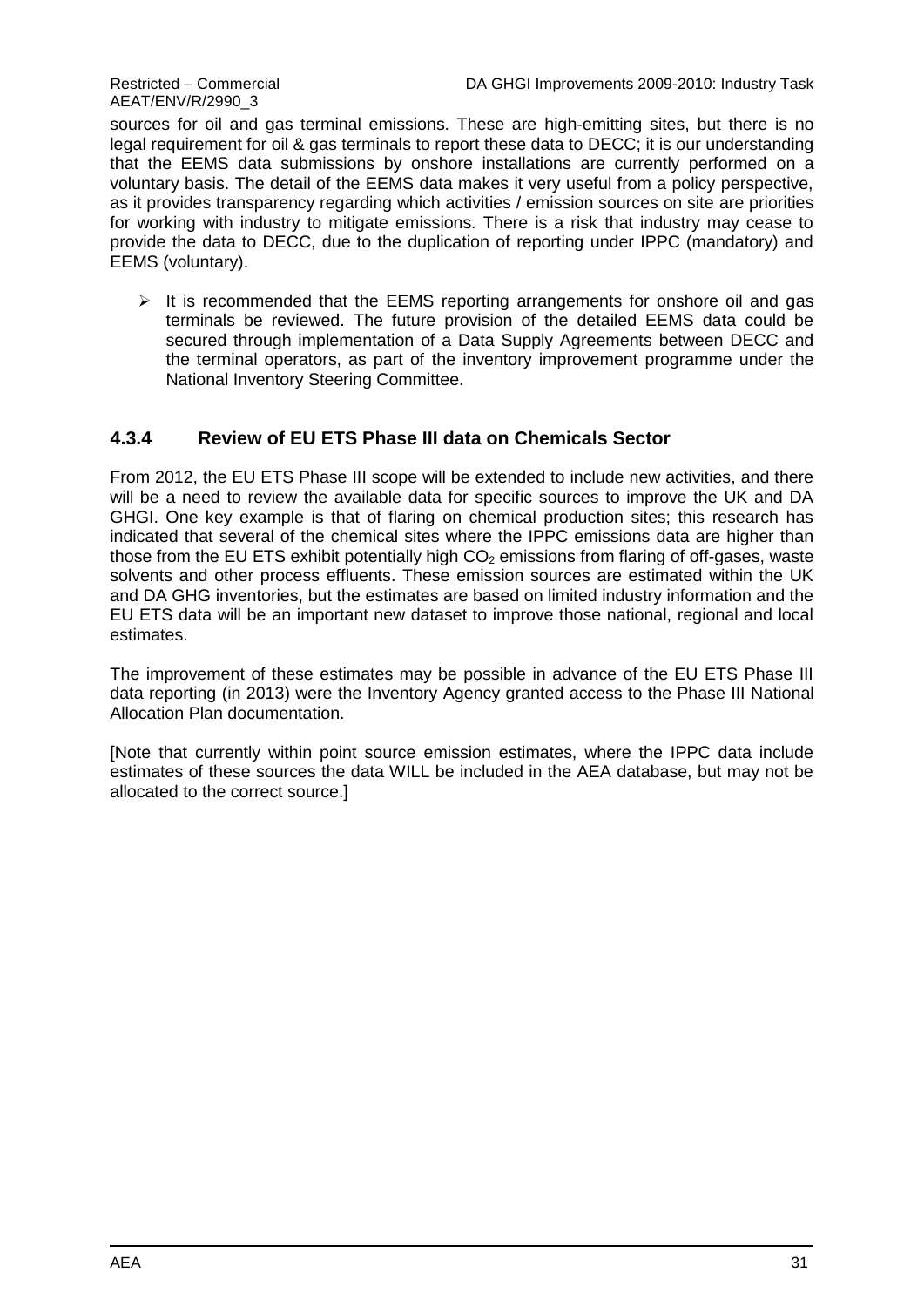sources for oil and gas terminal emissions. These are high-emitting sites, but there is no legal requirement for oil & gas terminals to report these data to DECC; it is our understanding that the EEMS data submissions by onshore installations are currently performed on a voluntary basis. The detail of the EEMS data makes it very useful from a policy perspective, as it provides transparency regarding which activities / emission sources on site are priorities for working with industry to mitigate emissions. There is a risk that industry may cease to provide the data to DECC, due to the duplication of reporting under IPPC (mandatory) and EEMS (voluntary).

- It is recommended that the EEMS reporting arrangements for onshore oil and gas terminals be reviewed. The future provision of the detailed EEMS data could be secured through implementation of a Data Supply Agreements between DECC and the terminal operators, as part of the inventory improvement programme under the National Inventory Steering Committee.

### 4.3.4 Review of EU ETS Phase III data on Chemicals Sector

From 2012, the EU ETS Phase III scope will be extended to include new activities, and there will be a need to review the available data for specific sources to improve the UK and DA GHGI. One key example is that of flaring on chemical production sites; this research has indicated that several of the chemical sites where the IPPC emissions data are higher than those from the EU ETS exhibit potentially high $CO_2$ emissions from flaring of off-gases, waste solvents and other process effluents. These emission sources are estimated within the UK and DA GHG inventories, but the estimates are based on limited industry information and the EU ETS data will be an important new dataset to improve those national, regional and local estimates.

The improvement of these estimates may be possible in advance of the EU ETS Phase III data reporting (in 2013) were the Inventory Agency granted access to the Phase III National Allocation Plan documentation.

[Note that currently within point source emission estimates, where the IPPC data include estimates of these sources the data WILL be included in the AEA database, but may not be allocated to the correct source.]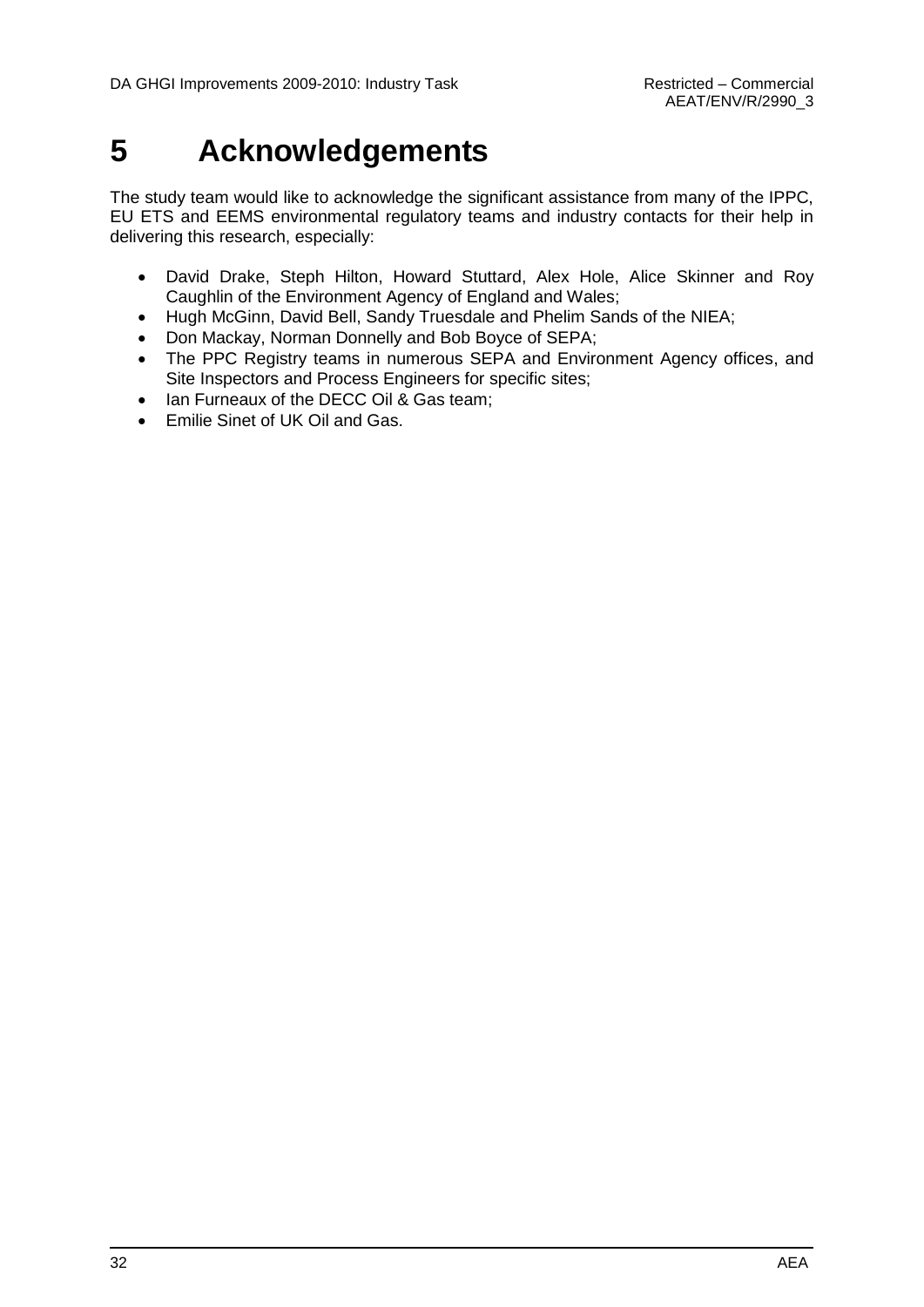# 5 Acknowledgements

The study team would like to acknowledge the significant assistance from many of the IPPC, EU ETS and EEMS environmental regulatory teams and industry contacts for their help in delivering this research, especially:

- David Drake, Steph Hilton, Howard Stuttard, Alex Hole, Alice Skinner and Roy Caughlin of the Environment Agency of England and Wales;
- Hugh McGinn, David Bell, Sandy Truesdale and Phelim Sands of the NIEA;
- Don Mackay, Norman Donnelly and Bob Boyce of SEPA;
- The PPC Registry teams in numerous SEPA and Environment Agency offices, and Site Inspectors and Process Engineers for specific sites;
- Ian Furneaux of the DECC Oil & Gas team;
- Emilie Sinet of UK Oil and Gas.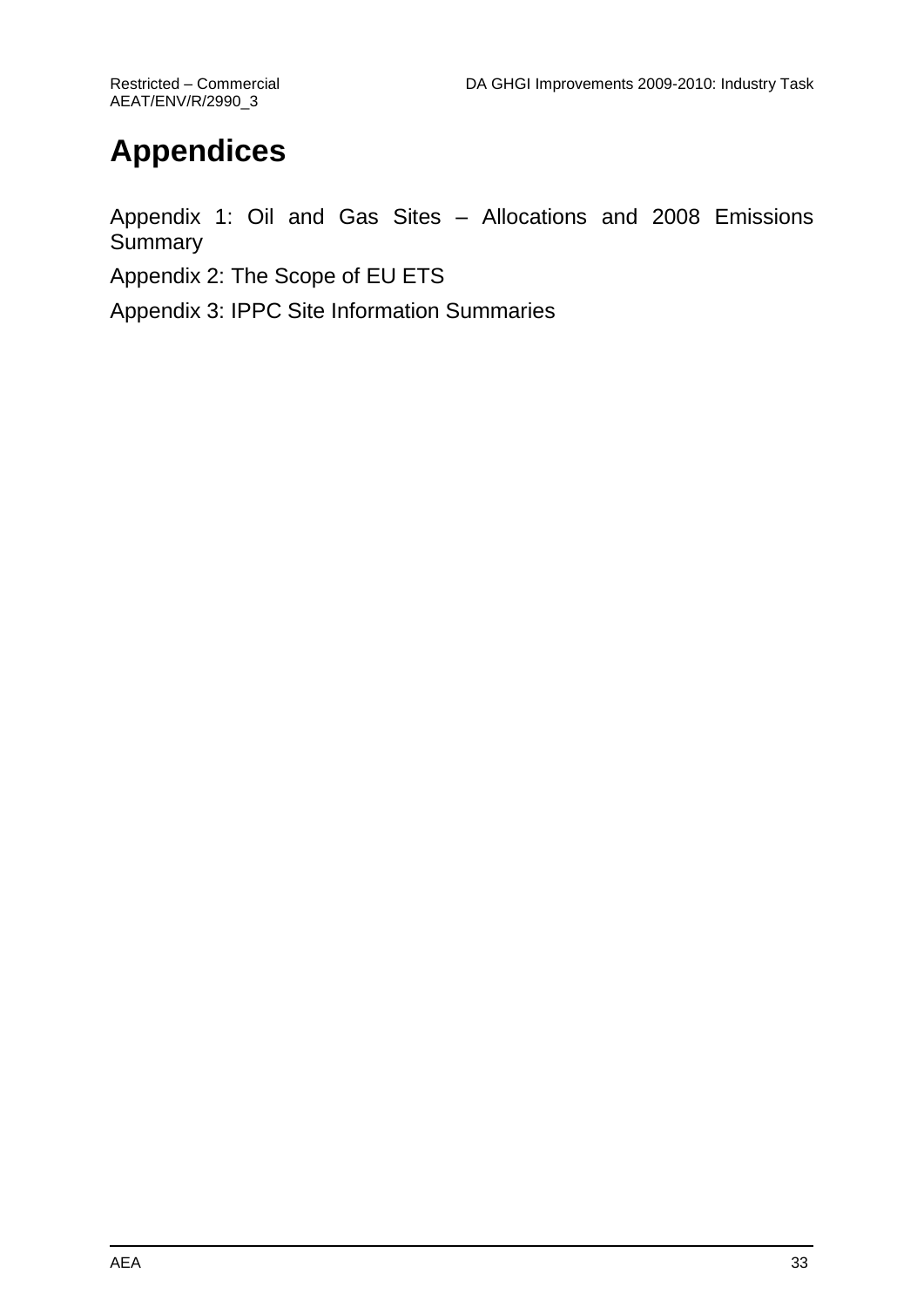# Appendices

Appendix 1: Oil and Gas Sites – Allocations and 2008 Emissions Summary

Appendix 2: The Scope of EU ETS

Appendix 3: IPPC Site Information Summaries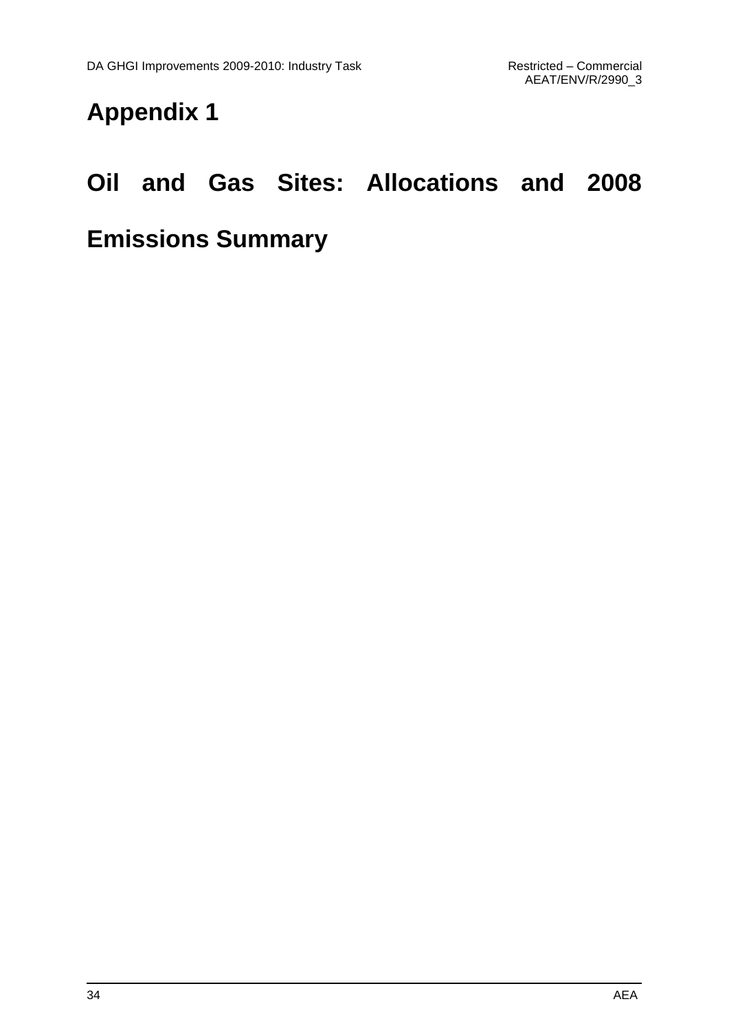# Appendix 1

# Oil and Gas Sites: Allocations and 2008 Emissions Summary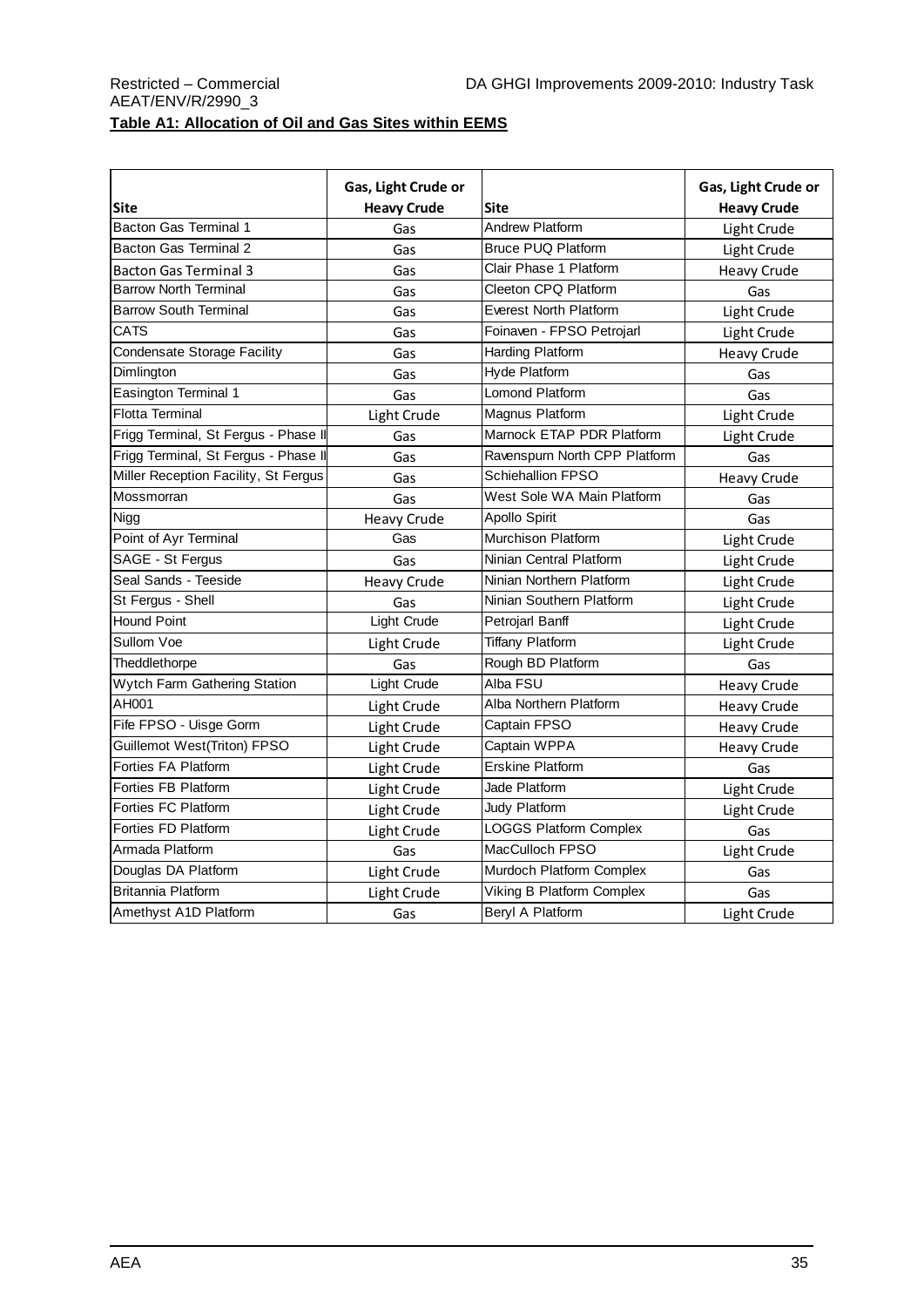**Table A1: Allocation of Oil and Gas Sites within EEMS**

| Site | Gas, Light Crude or Heavy Crude | Site | Gas, Light Crude or Heavy Crude |
|---|---|---|---|
| Bacton Gas Terminal 1 | Gas | Andrew Platform | Light Crude |
| Bacton Gas Terminal 2 | Gas | Bruce PUQ Platform | Light Crude |
| Bacton Gas Terminal 3 | Gas | Clair Phase 1 Platform | Heavy Crude |
| Barrow North Terminal | Gas | Cleeton CPQ Platform | Gas |
| Barrow South Terminal | Gas | Everest North Platform | Light Crude |
| CATS | Gas | Foinaven - FPSO Petrojarl | Light Crude |
| Condensate Storage Facility | Gas | Harding Platform | Heavy Crude |
| Dimlington | Gas | Hyde Platform | Gas |
| Easington Terminal 1 | Gas | Lomond Platform | Gas |
| Flotta Terminal | Light Crude | Magnus Platform | Light Crude |
| Frigg Terminal, St Fergus - Phase II | Gas | Marnock ETAP PDR Platform | Light Crude |
| Frigg Terminal, St Fergus - Phase II | Gas | Ravenspurn North CPP Platform | Gas |
| Miller Reception Facility, St Fergus | Gas | Schiehallion FPSO | Heavy Crude |
| Mossmorran | Gas | West Sole WA Main Platform | Gas |
| Nigg | Heavy Crude | Apollo Spirit | Gas |
| Point of Ayr Terminal | Gas | Murchison Platform | Light Crude |
| SAGE - St Fergus | Gas | Ninian Central Platform | Light Crude |
| Seal Sands - Teeside | Heavy Crude | Ninian Northern Platform | Light Crude |
| St Fergus - Shell | Gas | Ninian Southern Platform | Light Crude |
| Hound Point | Light Crude | Petrojarl Banff | Light Crude |
| Sullom Voe | Light Crude | Tiffany Platform | Light Crude |
| Theddlethorpe | Gas | Rough BD Platform | Gas |
| Wytch Farm Gathering Station | Light Crude | Alba FSU | Heavy Crude |
| AH001 | Light Crude | Alba Northern Platform | Heavy Crude |
| Fife FPSO - Uisge Gorm | Light Crude | Captain FPSO | Heavy Crude |
| Guillemot West(Triton) FPSO | Light Crude | Captain WPPA | Heavy Crude |
| Forties FA Platform | Light Crude | Erskine Platform | Gas |
| Forties FB Platform | Light Crude | Jade Platform | Light Crude |
| Forties FC Platform | Light Crude | Judy Platform | Light Crude |
| Forties FD Platform | Light Crude | LOGGS Platform Complex | Gas |
| Armada Platform | Gas | MacCulloch FPSO | Light Crude |
| Douglas DA Platform | Light Crude | Murdoch Platform Complex | Gas |
| Britannia Platform | Light Crude | Viking B Platform Complex | Gas |
| Amethyst A1D Platform | Gas | Beryl A Platform | Light Crude |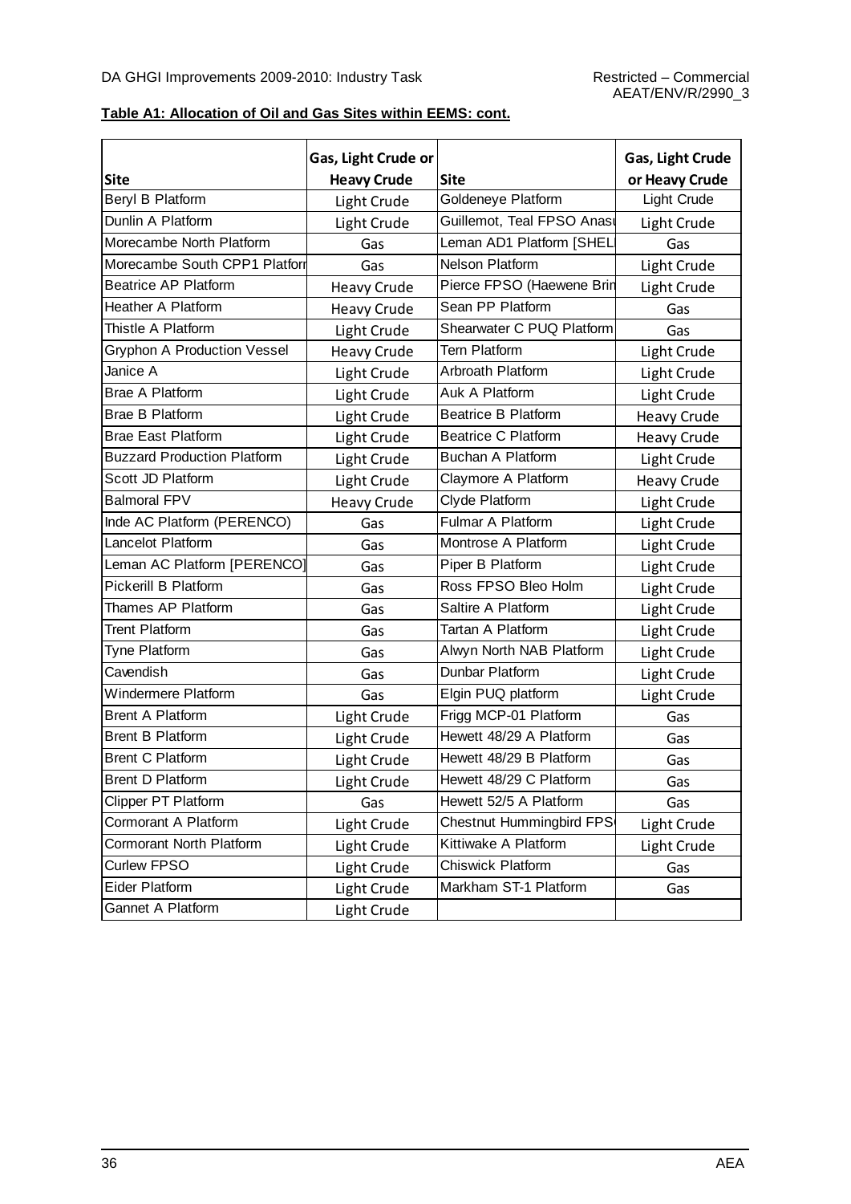**Table A1: Allocation of Oil and Gas Sites within EEMS: cont.**

| Site | Gas, Light Crude or Heavy Crude | Site | Gas, Light Crude or Heavy Crude |
|---|---|---|---|
| Beryl B Platform | Light Crude | Goldeneye Platform | Light Crude |
| Dunlin A Platform | Light Crude | Guillemot, Teal FPSO Anasu | Light Crude |
| Morecambe North Platform | Gas | Leman AD1 Platform [SHEL | Gas |
| Morecambe South CPP1 Platforr | Gas | Nelson Platform | Light Crude |
| Beatrice AP Platform | Heavy Crude | Pierce FPSO (Haewene Brin | Light Crude |
| Heather A Platform | Heavy Crude | Sean PP Platform | Gas |
| Thistle A Platform | Light Crude | Shearwater C PUQ Platform | Gas |
| Gryphon A Production Vessel | Heavy Crude | Tern Platform | Light Crude |
| Janice A | Light Crude | Arbroath Platform | Light Crude |
| Brae A Platform | Light Crude | Auk A Platform | Light Crude |
| Brae B Platform | Light Crude | Beatrice B Platform | Heavy Crude |
| Brae East Platform | Light Crude | Beatrice C Platform | Heavy Crude |
| Buzzard Production Platform | Light Crude | Buchan A Platform | Light Crude |
| Scott JD Platform | Light Crude | Claymore A Platform | Heavy Crude |
| Balmoral FPV | Heavy Crude | Clyde Platform | Light Crude |
| Inde AC Platform (PERENCO) | Gas | Fulmar A Platform | Light Crude |
| Lancelot Platform | Gas | Montrose A Platform | Light Crude |
| Leman AC Platform [PERENCO] | Gas | Piper B Platform | Light Crude |
| Pickerill B Platform | Gas | Ross FPSO Bleo Holm | Light Crude |
| Thames AP Platform | Gas | Saltire A Platform | Light Crude |
| Trent Platform | Gas | Tartan A Platform | Light Crude |
| Tyne Platform | Gas | Alwyn North NAB Platform | Light Crude |
| Cavendish | Gas | Dunbar Platform | Light Crude |
| Windermere Platform | Gas | Elgin PUQ platform | Light Crude |
| Brent A Platform | Light Crude | Frigg MCP-01 Platform | Gas |
| Brent B Platform | Light Crude | Hewett 48/29 A Platform | Gas |
| Brent C Platform | Light Crude | Hewett 48/29 B Platform | Gas |
| Brent D Platform | Light Crude | Hewett 48/29 C Platform | Gas |
| Clipper PT Platform | Gas | Hewett 52/5 A Platform | Gas |
| Cormorant A Platform | Light Crude | Chestnut Hummingbird FPS | Light Crude |
| Cormorant North Platform | Light Crude | Kittiwake A Platform | Light Crude |
| Curlew FPSO | Light Crude | Chiswick Platform | Gas |
| Eider Platform | Light Crude | Markham ST-1 Platform | Gas |
| Gannet A Platform | Light Crude | | |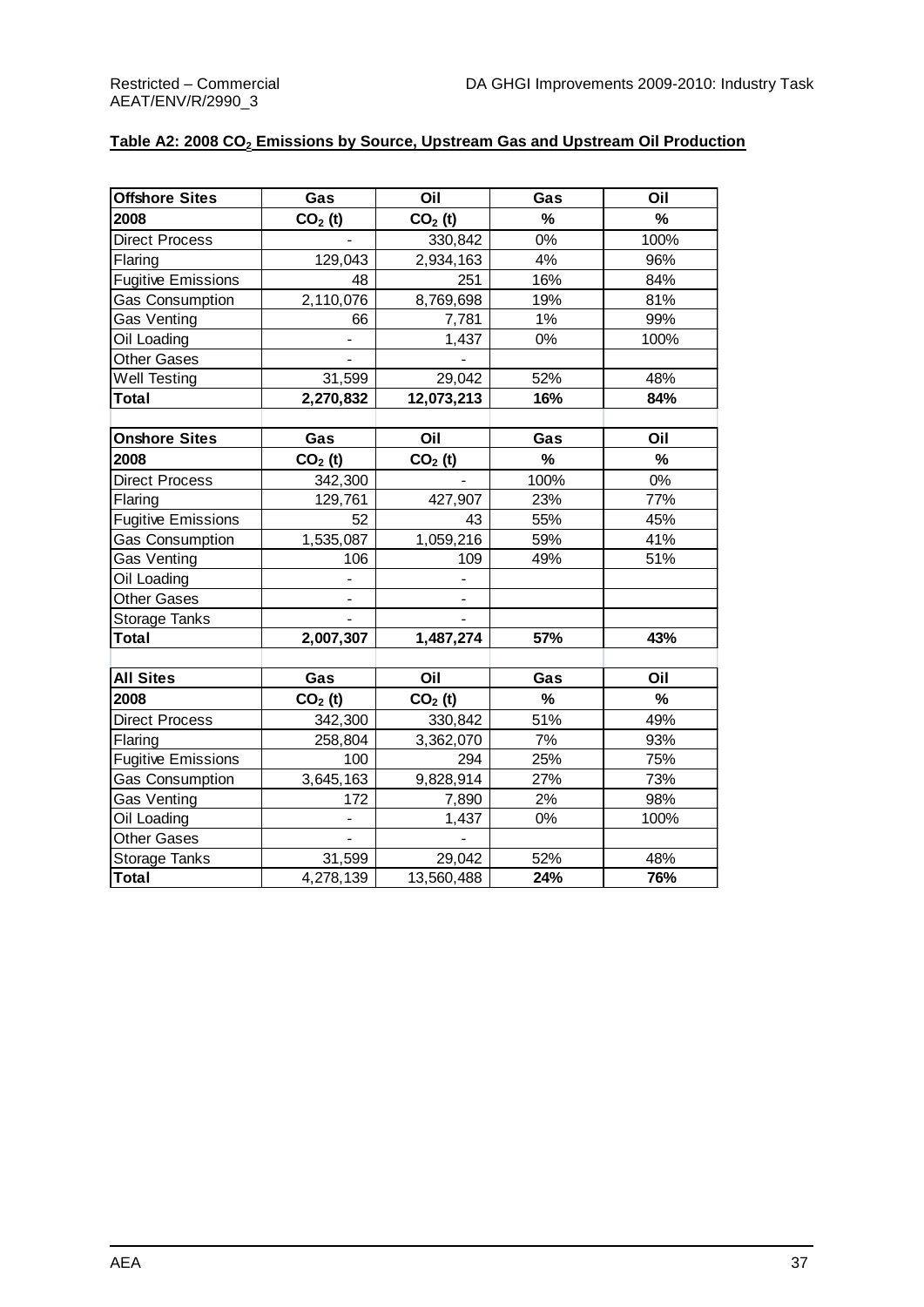**Table A2: 2008 $CO_2$ Emissions by Source, Upstream Gas and Upstream Oil Production**

| Offshore Sites | Gas | Oil | Gas | Oil |
|---|---|---|---|---|
| **2008** | **$CO_2$ (t)** | **$CO_2$ (t)** | **%** | **%** |
| Direct Process | - | 330,842 | 0% | 100% |
| Flaring | 129,043 | 2,934,163 | 4% | 96% |
| Fugitive Emissions | 48 | 251 | 16% | 84% |
| Gas Consumption | 2,110,076 | 8,769,698 | 19% | 81% |
| Gas Venting | 66 | 7,781 | 1% | 99% |
| Oil Loading | - | 1,437 | 0% | 100% |
| Other Gases | - | - | | |
| Well Testing | 31,599 | 29,042 | 52% | 48% |
| **Total** | **2,270,832** | **12,073,213** | **16%** | **84%** |

| Onshore Sites | Gas | Oil | Gas | Oil |
|---|---|---|---|---|
| **2008** | **$CO_2$ (t)** | **$CO_2$ (t)** | **%** | **%** |
| Direct Process | 342,300 | - | 100% | 0% |
| Flaring | 129,761 | 427,907 | 23% | 77% |
| Fugitive Emissions | 52 | 43 | 55% | 45% |
| Gas Consumption | 1,535,087 | 1,059,216 | 59% | 41% |
| Gas Venting | 106 | 109 | 49% | 51% |
| Oil Loading | - | - | | |
| Other Gases | - | - | | |
| Storage Tanks | - | - | | |
| **Total** | **2,007,307** | **1,487,274** | **57%** | **43%** |

| All Sites | Gas | Oil | Gas | Oil |
|---|---|---|---|---|
| **2008** | **$CO_2$ (t)** | **$CO_2$ (t)** | **%** | **%** |
| Direct Process | 342,300 | 330,842 | 51% | 49% |
| Flaring | 258,804 | 3,362,070 | 7% | 93% |
| Fugitive Emissions | 100 | 294 | 25% | 75% |
| Gas Consumption | 3,645,163 | 9,828,914 | 27% | 73% |
| Gas Venting | 172 | 7,890 | 2% | 98% |
| Oil Loading | - | 1,437 | 0% | 100% |
| Other Gases | - | - | | |
| Storage Tanks | 31,599 | 29,042 | 52% | 48% |
| **Total** | 4,278,139 | 13,560,488 | **24%** | **76%** |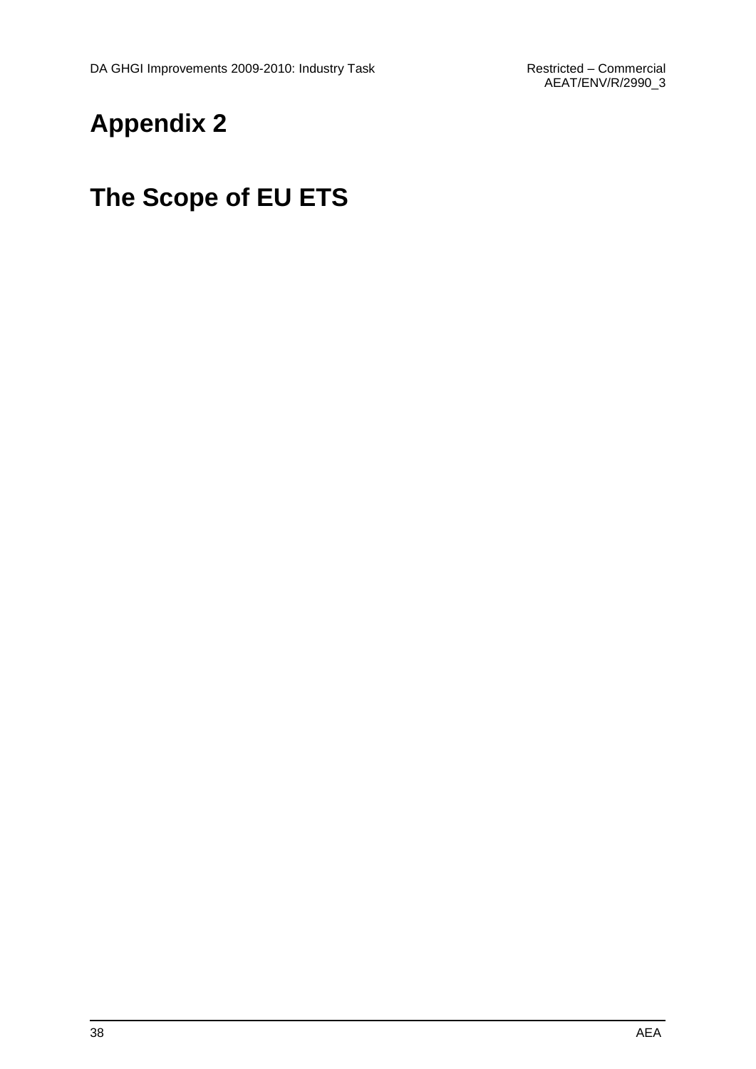# Appendix 2

# The Scope of EU ETS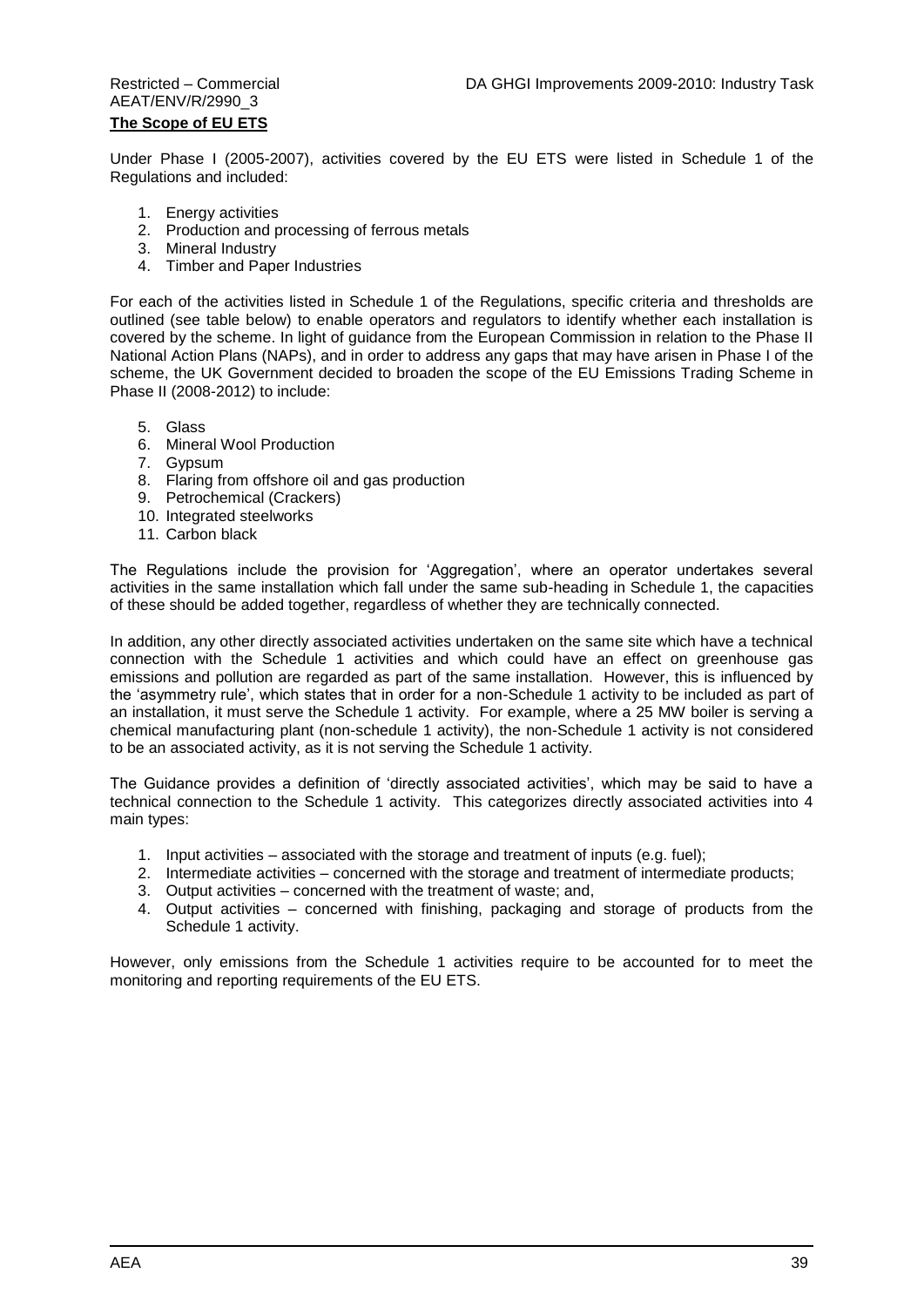## The Scope of EU ETS

Under Phase I (2005-2007), activities covered by the EU ETS were listed in Schedule 1 of the Regulations and included:

1. Energy activities
2. Production and processing of ferrous metals
3. Mineral Industry
4. Timber and Paper Industries

For each of the activities listed in Schedule 1 of the Regulations, specific criteria and thresholds are outlined (see table below) to enable operators and regulators to identify whether each installation is covered by the scheme. In light of guidance from the European Commission in relation to the Phase II National Action Plans (NAPs), and in order to address any gaps that may have arisen in Phase I of the scheme, the UK Government decided to broaden the scope of the EU Emissions Trading Scheme in Phase II (2008-2012) to include:

5. Glass
6. Mineral Wool Production
7. Gypsum
8. Flaring from offshore oil and gas production
9. Petrochemical (Crackers)
10. Integrated steelworks
11. Carbon black

The Regulations include the provision for 'Aggregation', where an operator undertakes several activities in the same installation which fall under the same sub-heading in Schedule 1, the capacities of these should be added together, regardless of whether they are technically connected.

In addition, any other directly associated activities undertaken on the same site which have a technical connection with the Schedule 1 activities and which could have an effect on greenhouse gas emissions and pollution are regarded as part of the same installation. However, this is influenced by the 'asymmetry rule', which states that in order for a non-Schedule 1 activity to be included as part of an installation, it must serve the Schedule 1 activity. For example, where a 25 MW boiler is serving a chemical manufacturing plant (non-schedule 1 activity), the non-Schedule 1 activity is not considered to be an associated activity, as it is not serving the Schedule 1 activity.

The Guidance provides a definition of 'directly associated activities', which may be said to have a technical connection to the Schedule 1 activity. This categorizes directly associated activities into 4 main types:

1. Input activities – associated with the storage and treatment of inputs (e.g. fuel);
2. Intermediate activities – concerned with the storage and treatment of intermediate products;
3. Output activities – concerned with the treatment of waste; and,
4. Output activities – concerned with finishing, packaging and storage of products from the Schedule 1 activity.

However, only emissions from the Schedule 1 activities require to be accounted for to meet the monitoring and reporting requirements of the EU ETS.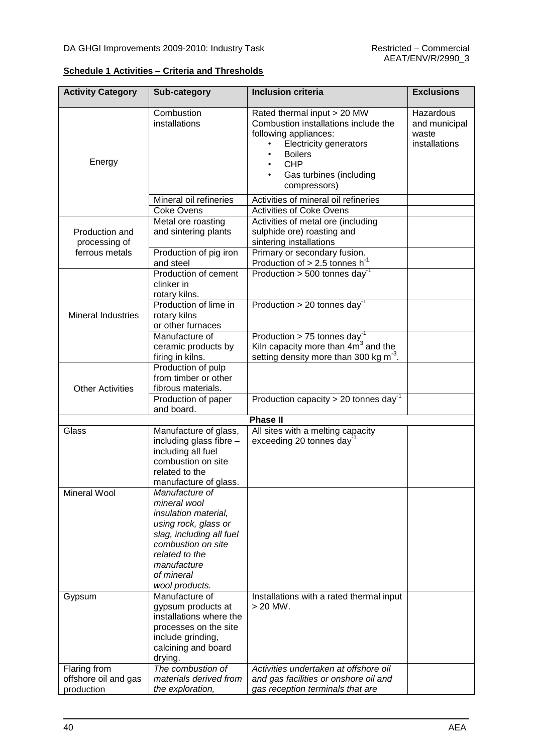**Schedule 1 Activities – Criteria and Thresholds**

| Activity Category | Sub-category | Inclusion criteria | Exclusions |
|---|---|---|---|
| Energy | Combustion installations | Rated thermal input > 20 MW<br>Combustion installations include the following appliances:<br>• Electricity generators<br>• Boilers<br>• CHP<br>• Gas turbines (including compressors) | Hazardous and municipal waste installations |
| | Mineral oil refineries | Activities of mineral oil refineries | |
| | Coke Ovens | Activities of Coke Ovens | |
| Production and processing of ferrous metals | Metal ore roasting and sintering plants | Activities of metal ore (including sulphide ore) roasting and sintering installations | |
| | Production of pig iron and steel | Primary or secondary fusion. Production of > 2.5 tonnes $h^{-1}$ | |
| Mineral Industries | Production of cement clinker in rotary kilns. | Production > 500 tonnes $day^{-1}$ | |
| | Production of lime in rotary kilns or other furnaces | Production > 20 tonnes $day^{-1}$ | |
| | Manufacture of ceramic products by firing in kilns. | Production > 75 tonnes $day^{-1}$<br>Kiln capacity more than $4m^3$ and the setting density more than 300 kg $m^{-3}$. | |
| Other Activities | Production of pulp from timber or other fibrous materials. | | |
| | Production of paper and board. | Production capacity > 20 tonnes $day^{-1}$ | |
| **Phase II** | | | |
| Glass | Manufacture of glass, including glass fibre – including all fuel combustion on site related to the manufacture of glass. | All sites with a melting capacity exceeding 20 tonnes $day^{-1}$ | |
| Mineral Wool | *Manufacture of mineral wool insulation material, using rock, glass or slag, including all fuel combustion on site related to the manufacture of mineral wool products.* | | |
| Gypsum | Manufacture of gypsum products at installations where the processes on the site include grinding, calcining and board drying. | Installations with a rated thermal input > 20 MW. | |
| Flaring from offshore oil and gas production | *The combustion of materials derived from the exploration,* | *Activities undertaken at offshore oil and gas facilities or onshore oil and gas reception terminals that are* | |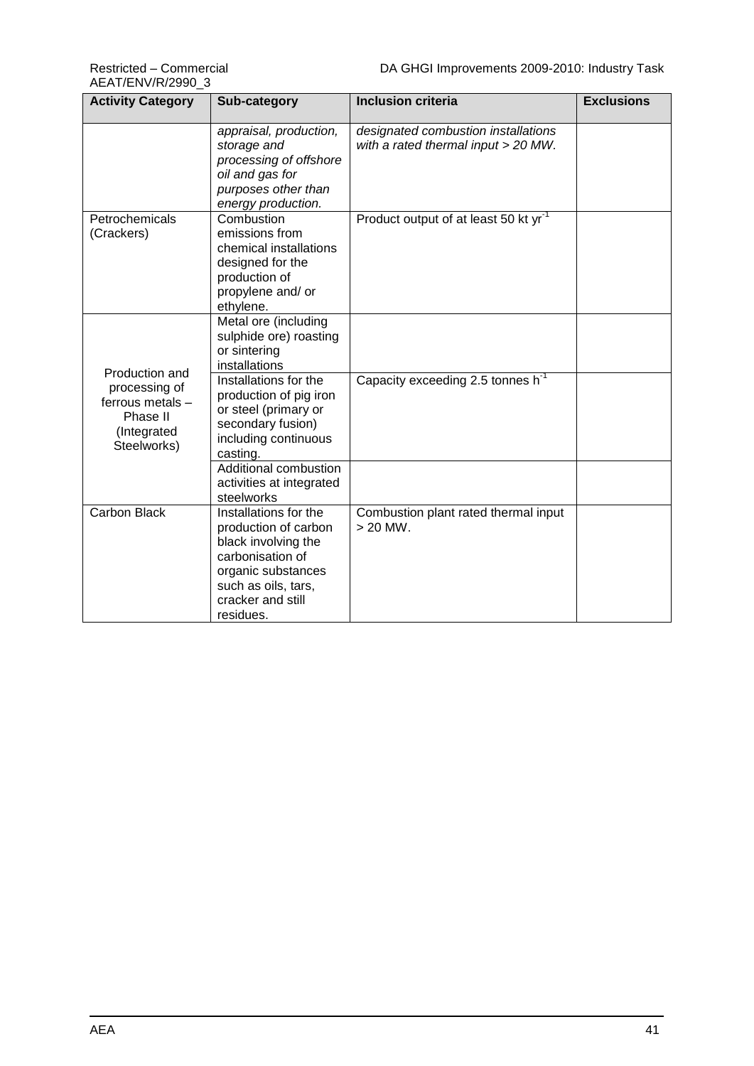| Activity Category | Sub-category | Inclusion criteria | Exclusions |
|---|---|---|---|
| | *appraisal, production, storage and processing of offshore oil and gas for purposes other than energy production.* | *designated combustion installations with a rated thermal input > 20 MW.* | |
| Petrochemicals (Crackers) | Combustion emissions from chemical installations designed for the production of propylene and/ or ethylene. | Product output of at least 50 kt $yr^{-1}$ | |
| Production and processing of ferrous metals – Phase II (Integrated Steelworks) | Metal ore (including sulphide ore) roasting or sintering installations | | |
| | Installations for the production of pig iron or steel (primary or secondary fusion) including continuous casting. | Capacity exceeding 2.5 tonnes $h^{-1}$ | |
| | Additional combustion activities at integrated steelworks | | |
| Carbon Black | Installations for the production of carbon black involving the carbonisation of organic substances such as oils, tars, cracker and still residues. | Combustion plant rated thermal input > 20 MW. | |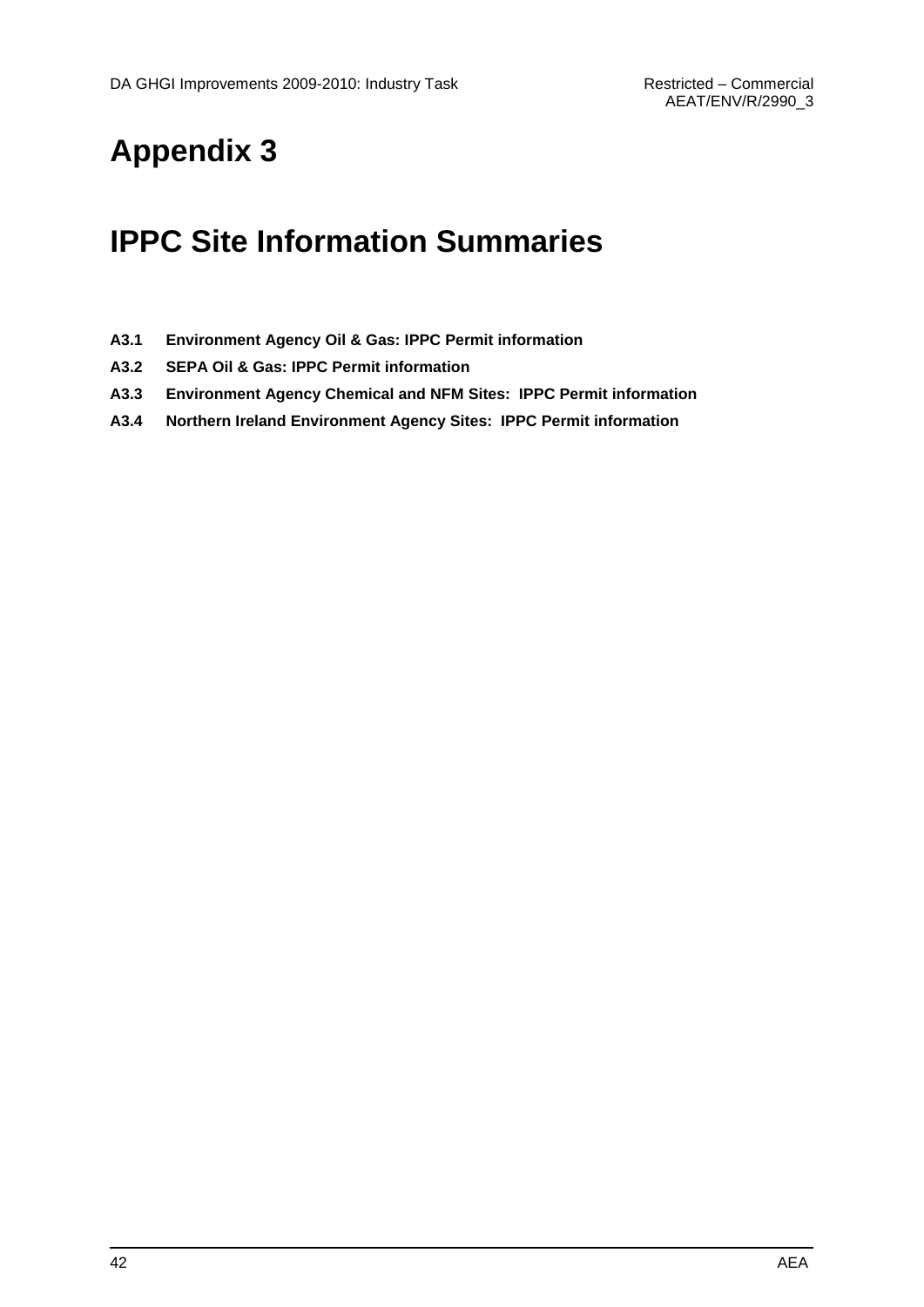# Appendix 3

# IPPC Site Information Summaries

**A3.1 Environment Agency Oil & Gas: IPPC Permit information**

**A3.2 SEPA Oil & Gas: IPPC Permit information**

**A3.3 Environment Agency Chemical and NFM Sites: IPPC Permit information**

**A3.4 Northern Ireland Environment Agency Sites: IPPC Permit information**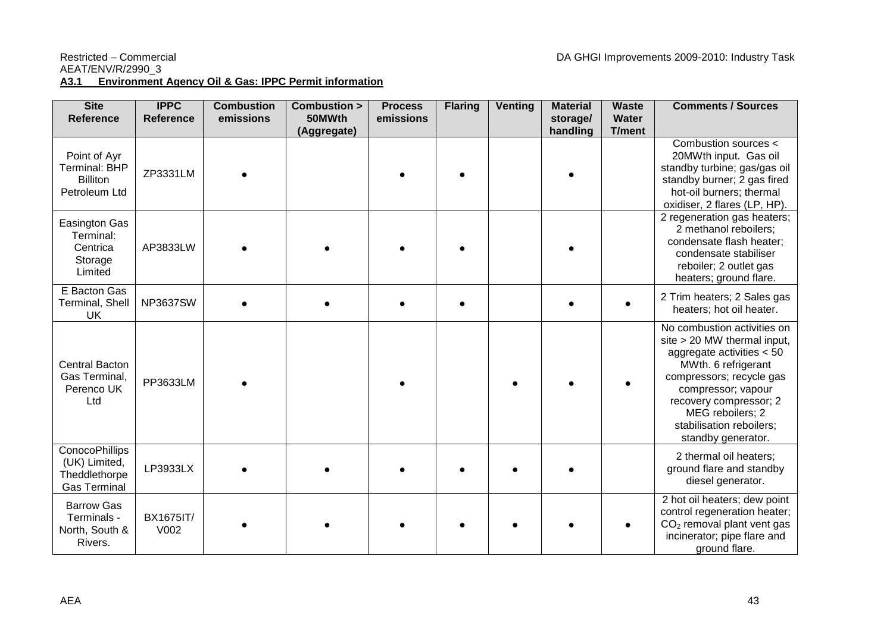### A3.1 Environment Agency Oil & Gas: IPPC Permit information

| Site Reference | IPPC Reference | Combustion emissions | Combustion > 50MWth (Aggregate) | Process emissions | Flaring | Venting | Material storage/ handling | Waste Water T/ment | Comments / Sources |
|---|---|---|---|---|---|---|---|---|---|
| Point of Ayr Terminal: BHP Billiton Petroleum Ltd | ZP3331LM | ● | | ● | ● | | ● | | Combustion sources < 20MWth input. Gas oil standby turbine; gas/gas oil standby burner; 2 gas fired hot-oil burners; thermal oxidiser, 2 flares (LP, HP). |
| Easington Gas Terminal: Centrica Storage Limited | AP3833LW | ● | ● | ● | ● | | ● | | 2 regeneration gas heaters; 2 methanol reboilers; condensate flash heater; condensate stabiliser reboiler; 2 outlet gas heaters; ground flare. |
| E Bacton Gas Terminal, Shell UK | NP3637SW | ● | ● | ● | ● | | ● | ● | 2 Trim heaters; 2 Sales gas heaters; hot oil heater. |
| Central Bacton Gas Terminal, Perenco UK Ltd | PP3633LM | ● | | ● | | ● | ● | ● | No combustion activities on site > 20 MW thermal input, aggregate activities < 50 MWth. 6 refrigerant compressors; recycle gas compressor; vapour recovery compressor; 2 MEG reboilers; 2 stabilisation reboilers; standby generator. |
| ConocoPhillips (UK) Limited, Theddlethorpe Gas Terminal | LP3933LX | ● | ● | ● | ● | ● | ● | | 2 thermal oil heaters; ground flare and standby diesel generator. |
| Barrow Gas Terminals - North, South & Rivers. | BX1675IT/ V002 | ● | ● | ● | ● | ● | ● | ● | 2 hot oil heaters; dew point control regeneration heater; $CO_2$ removal plant vent gas incinerator; pipe flare and ground flare. |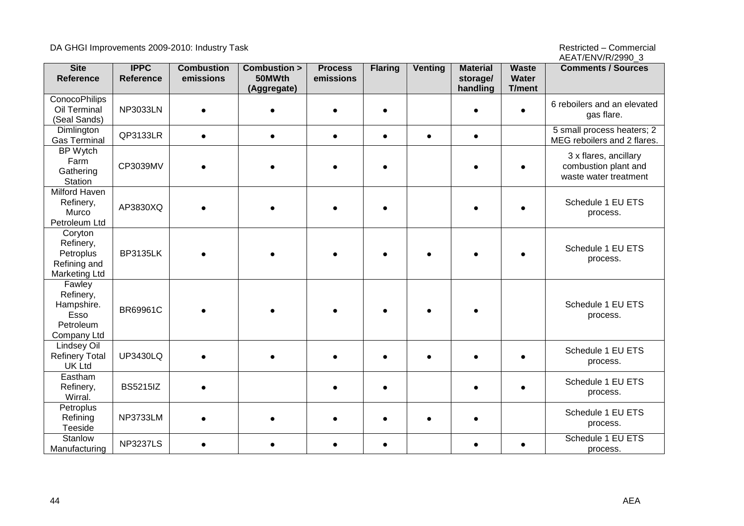| Site Reference | IPPC Reference | Combustion emissions | Combustion > 50MWth (Aggregate) | Process emissions | Flaring | Venting | Material storage/ handling | Waste Water T/ment | Comments / Sources |
|---|---|---|---|---|---|---|---|---|---|
| ConocoPhilips Oil Terminal (Seal Sands) | NP3033LN | ● | ● | ● | ● | | ● | ● | 6 reboilers and an elevated gas flare. |
| Dimlington Gas Terminal | QP3133LR | ● | ● | ● | ● | ● | ● | | 5 small process heaters; 2 MEG reboilers and 2 flares. |
| BP Wytch Farm Gathering Station | CP3039MV | ● | ● | ● | ● | | ● | ● | 3 x flares, ancillary combustion plant and waste water treatment |
| Milford Haven Refinery, Murco Petroleum Ltd | AP3830XQ | ● | ● | ● | ● | | ● | ● | Schedule 1 EU ETS process. |
| Coryton Refinery, Petroplus Refining and Marketing Ltd | BP3135LK | ● | ● | ● | ● | ● | ● | ● | Schedule 1 EU ETS process. |
| Fawley Refinery, Hampshire. Esso Petroleum Company Ltd | BR69961C | ● | ● | ● | ● | ● | ● | | Schedule 1 EU ETS process. |
| Lindsey Oil Refinery Total UK Ltd | UP3430LQ | ● | ● | ● | ● | ● | ● | ● | Schedule 1 EU ETS process. |
| Eastham Refinery, Wirral. | BS5215IZ | ● | | ● | ● | | ● | ● | Schedule 1 EU ETS process. |
| Petroplus Refining Teeside | NP3733LM | ● | ● | ● | ● | ● | ● | | Schedule 1 EU ETS process. |
| Stanlow Manufacturing | NP3237LS | ● | ● | ● | ● | | ● | ● | Schedule 1 EU ETS process. |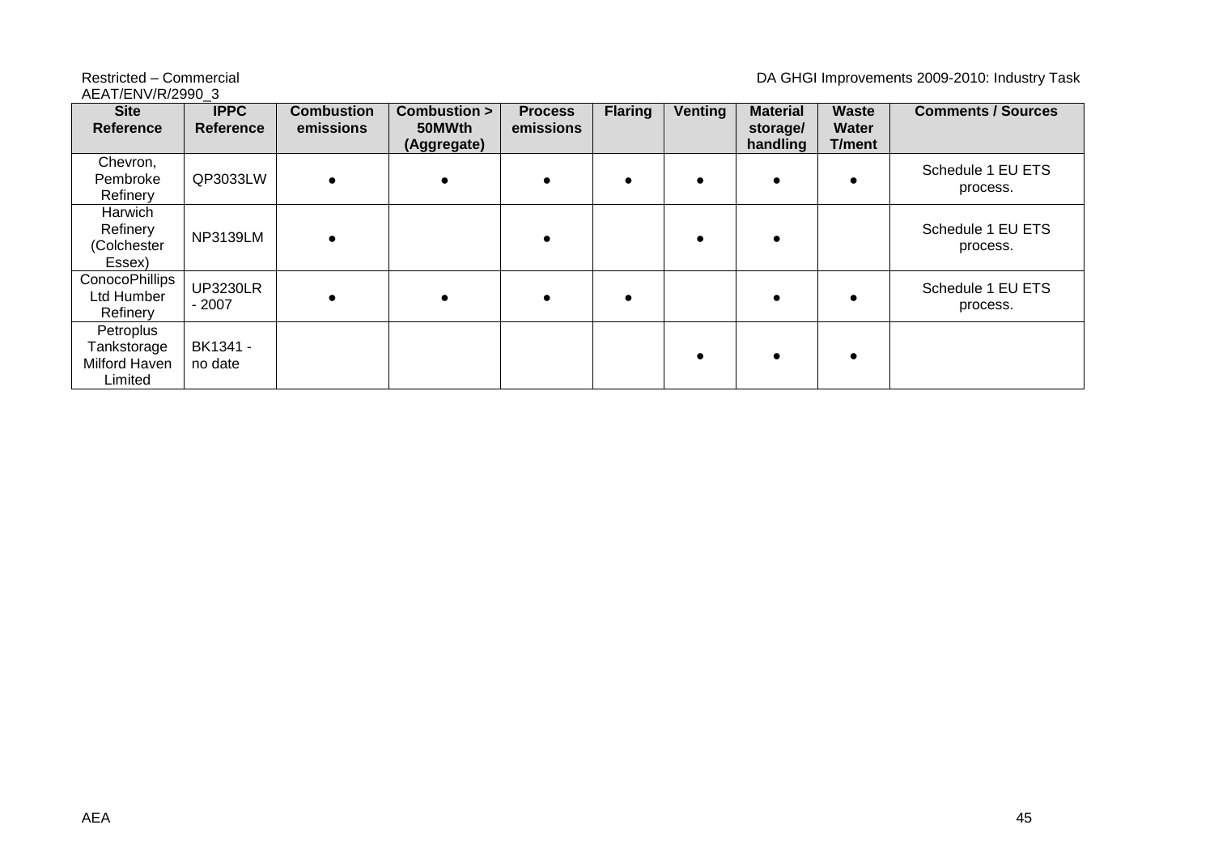| Site Reference | IPPC Reference | Combustion emissions | Combustion > 50MWth (Aggregate) | Process emissions | Flaring | Venting | Material storage/ handling | Waste Water T/ment | Comments / Sources |
|---|---|---|---|---|---|---|---|---|---|
| Chevron, Pembroke Refinery | QP3033LW | ● | ● | ● | ● | ● | ● | ● | Schedule 1 EU ETS process. |
| Harwich Refinery (Colchester Essex) | NP3139LM | ● | | ● | | ● | ● | | Schedule 1 EU ETS process. |
| ConocoPhillips Ltd Humber Refinery | UP3230LR - 2007 | ● | ● | ● | ● | | ● | ● | Schedule 1 EU ETS process. |
| Petroplus Tankstorage Milford Haven Limited | BK1341 - no date | | | | | ● | ● | ● | |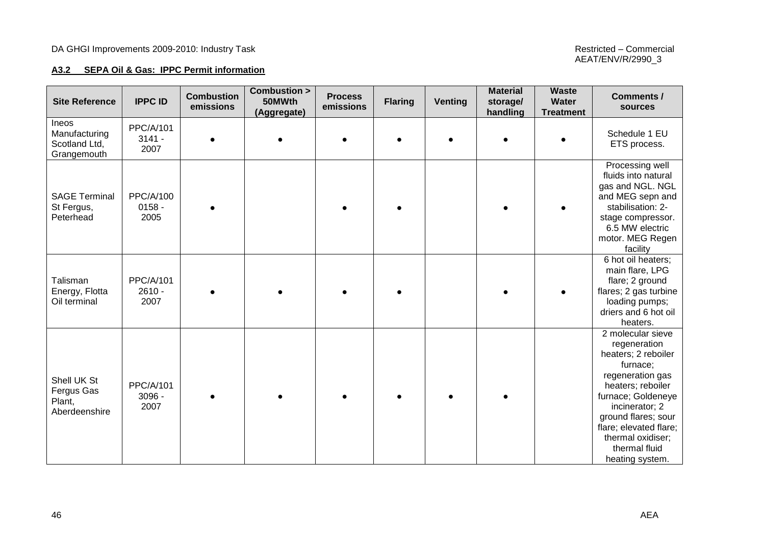### A3.2 SEPA Oil & Gas: IPPC Permit information

| Site Reference | IPPC ID | Combustion emissions | Combustion > 50MWth (Aggregate) | Process emissions | Flaring | Venting | Material storage/ handling | Waste Water Treatment | Comments / sources |
|---|---|---|---|---|---|---|---|---|---|
| Ineos Manufacturing Scotland Ltd, Grangemouth | PPC/A/1013141 - 2007 | ● | ● | ● | ● | ● | ● | ● | Schedule 1 EU ETS process. |
| SAGE Terminal St Fergus, Peterhead | PPC/A/1000158 - 2005 | ● | | ● | ● | | ● | ● | Processing well fluids into natural gas and NGL. NGL and MEG sepn and stabilisation: 2-stage compressor. 6.5 MW electric motor. MEG Regen facility |
| Talisman Energy, Flotta Oil terminal | PPC/A/1012610 - 2007 | ● | ● | ● | ● | | ● | ● | 6 hot oil heaters; main flare, LPG flare; 2 ground flares; 2 gas turbine loading pumps; driers and 6 hot oil heaters. |
| Shell UK St Fergus Gas Plant, Aberdeenshire | PPC/A/1013096 - 2007 | ● | ● | ● | ● | ● | ● | | 2 molecular sieve regeneration heaters; 2 reboiler furnace; regeneration gas heaters; reboiler furnace; Goldeneye incinerator; 2 ground flares; sour flare; elevated flare; thermal oxidiser; thermal fluid heating system. |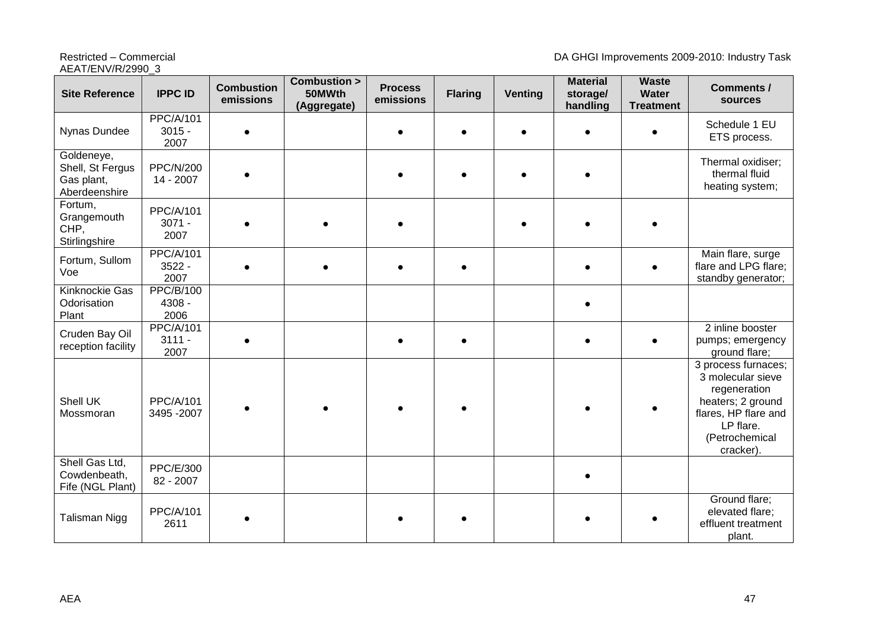| Site Reference | IPPC ID | Combustion emissions | Combustion > 50MWth (Aggregate) | Process emissions | Flaring | Venting | Material storage/ handling | Waste Water Treatment | Comments / sources |
|---|---|---|---|---|---|---|---|---|---|
| Nynas Dundee | PPC/A/1013015 - 2007 | ● | | ● | ● | ● | ● | ● | Schedule 1 EU ETS process. |
| Goldeneye, Shell, St Fergus Gas plant, Aberdeenshire | PPC/N/20014 - 2007 | ● | | ● | ● | ● | ● | | Thermal oxidiser; thermal fluid heating system; |
| Fortum, Grangemouth CHP, Stirlingshire | PPC/A/1013071 - 2007 | ● | ● | ● | | ● | ● | ● | |
| Fortum, Sullom Voe | PPC/A/1013522 - 2007 | ● | ● | ● | ● | | ● | ● | Main flare, surge flare and LPG flare; standby generator; |
| Kinknockie Gas Odorisation Plant | PPC/B/1004308 - 2006 | | | | | | ● | | |
| Cruden Bay Oil reception facility | PPC/A/1013111 - 2007 | ● | | ● | ● | | ● | ● | 2 inline booster pumps; emergency ground flare; |
| Shell UK Mossmoran | PPC/A/1013495 -2007 | ● | ● | ● | ● | | ● | ● | 3 process furnaces; 3 molecular sieve regeneration heaters; 2 ground flares, HP flare and LP flare. (Petrochemical cracker). |
| Shell Gas Ltd, Cowdenbeath, Fife (NGL Plant) | PPC/E/30082 - 2007 | | | | | | ● | | |
| Talisman Nigg | PPC/A/1012611 | ● | | ● | ● | | ● | ● | Ground flare; elevated flare; effluent treatment plant. |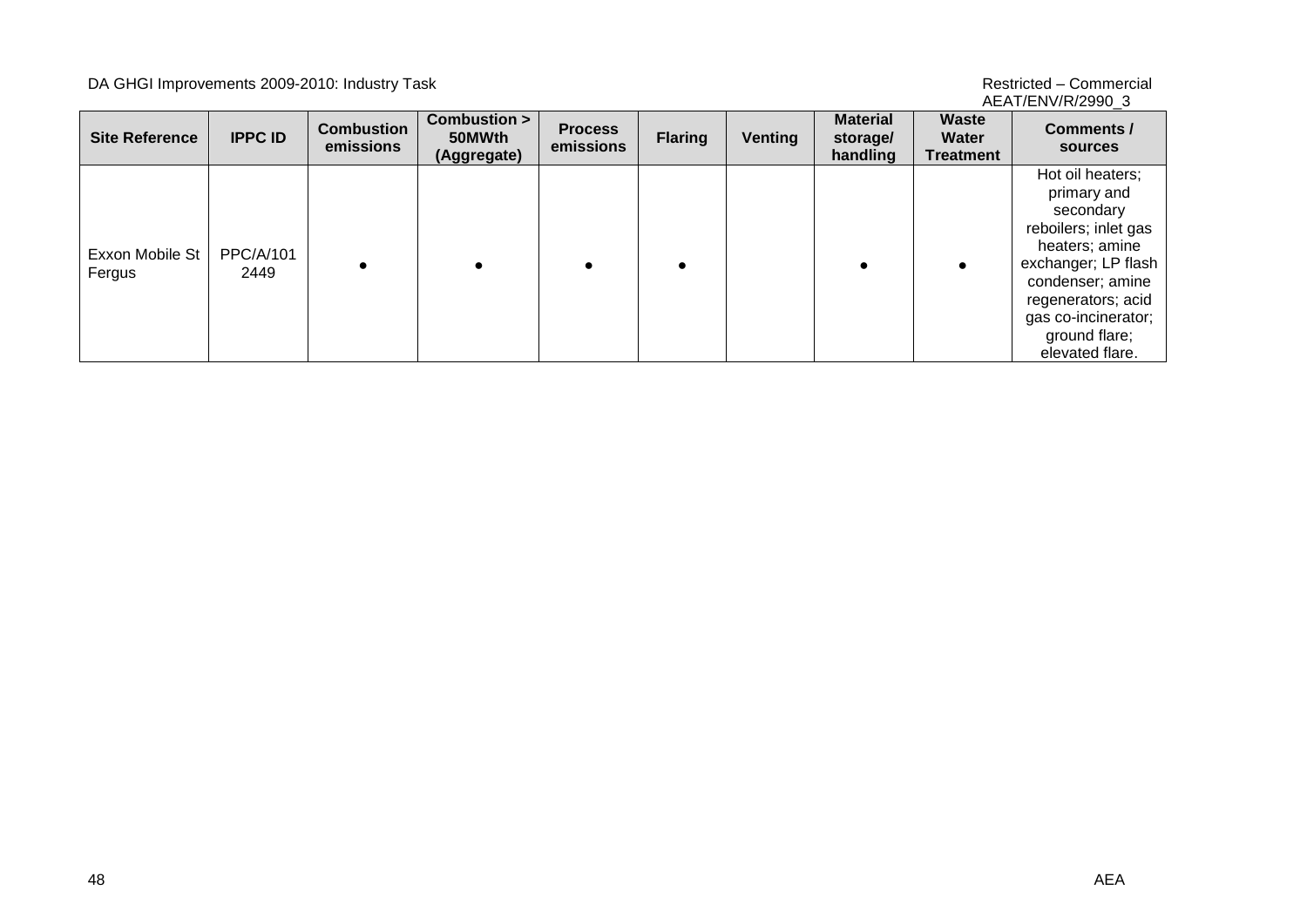| Site Reference | IPPC ID | Combustion emissions | Combustion > 50MWth (Aggregate) | Process emissions | Flaring | Venting | Material storage/ handling | Waste Water Treatment | Comments / sources |
|---|---|---|---|---|---|---|---|---|---|
| Exxon Mobile St Fergus | PPC/A/1012449 | • | • | • | • | | • | • | Hot oil heaters; primary and secondary reboilers; inlet gas heaters; amine exchanger; LP flash condenser; amine regenerators; acid gas co-incinerator; ground flare; elevated flare. |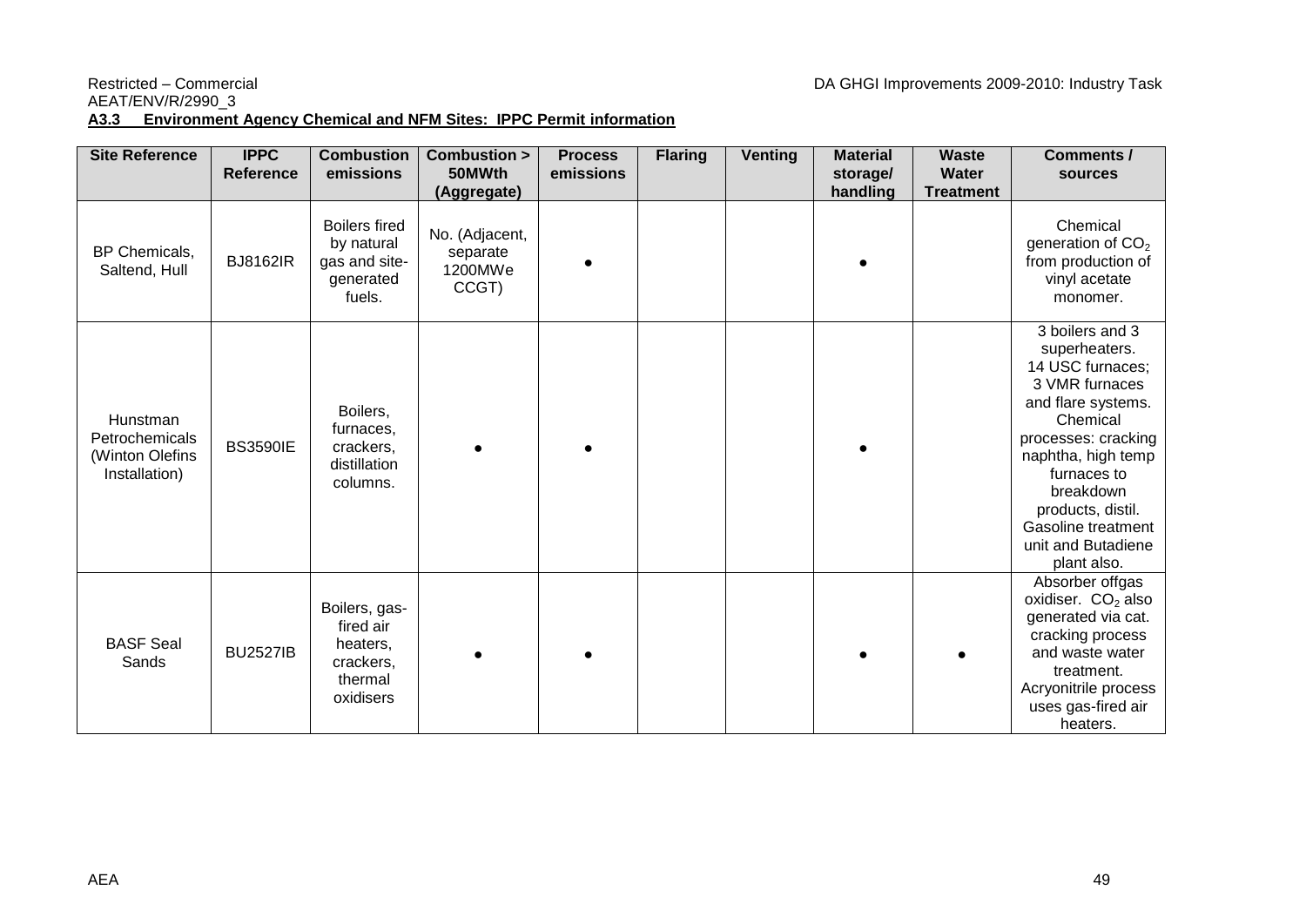### A3.3 Environment Agency Chemical and NFM Sites: IPPC Permit information

| Site Reference | IPPC Reference | Combustion emissions | Combustion > 50MWth (Aggregate) | Process emissions | Flaring | Venting | Material storage/ handling | Waste Water Treatment | Comments / sources |
|---|---|---|---|---|---|---|---|---|---|
| BP Chemicals, Saltend, Hull | BJ8162IR | Boilers fired by natural gas and site-generated fuels. | No. (Adjacent, separate 1200MWe CCGT) | ● | | | ● | | Chemical generation of $CO_2$ from production of vinyl acetate monomer. |
| Hunstman Petrochemicals (Winton Olefins Installation) | BS3590IE | Boilers, furnaces, crackers, distillation columns. | ● | ● | | | ● | | 3 boilers and 3 superheaters. 14 USC furnaces; 3 VMR furnaces and flare systems. Chemical processes: cracking naphtha, high temp furnaces to breakdown products, distil. Gasoline treatment unit and Butadiene plant also. |
| BASF Seal Sands | BU2527IB | Boilers, gas-fired air heaters, crackers, thermal oxidisers | ● | ● | | | ● | ● | Absorber offgas oxidiser. $CO_2$ also generated via cat. cracking process and waste water treatment. Acryonitrile process uses gas-fired air heaters. |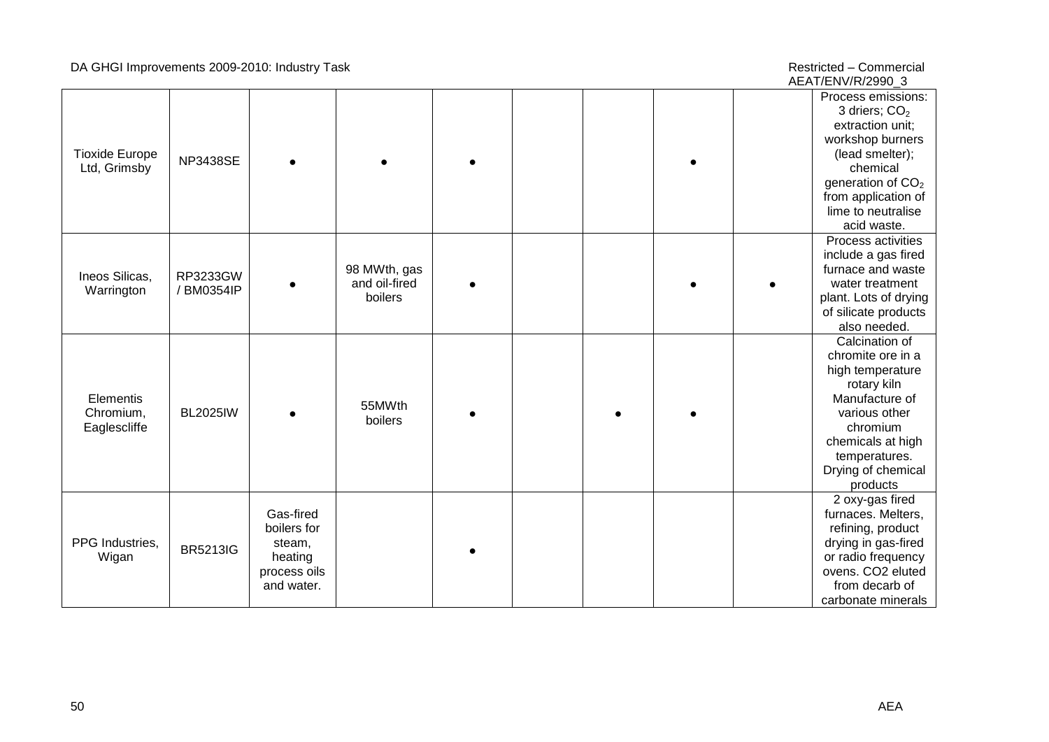| | | | | | | | | | |
|---|---|---|---|---|---|---|---|---|---|
| Tioxide Europe Ltd, Grimsby | NP3438SE | ● | ● | ● | | | ● | | Process emissions: 3 driers; $CO_2$ extraction unit; workshop burners (lead smelter); chemical generation of $CO_2$ from application of lime to neutralise acid waste. |
| Ineos Silicas, Warrington | RP3233GW / BM0354IP | ● | 98 MWth, gas and oil-fired boilers | ● | | | ● | ● | Process activities include a gas fired furnace and waste water treatment plant. Lots of drying of silicate products also needed. |
| Elementis Chromium, Eaglescliffe | BL2025IW | ● | 55MWth boilers | ● | | ● | ● | | Calcination of chromite ore in a high temperature rotary kiln Manufacture of various other chromium chemicals at high temperatures. Drying of chemical products |
| PPG Industries, Wigan | BR5213IG | Gas-fired boilers for steam, heating process oils and water. | | ● | | | | | 2 oxy-gas fired furnaces. Melters, refining, product drying in gas-fired or radio frequency ovens. CO2 eluted from decarb of carbonate minerals |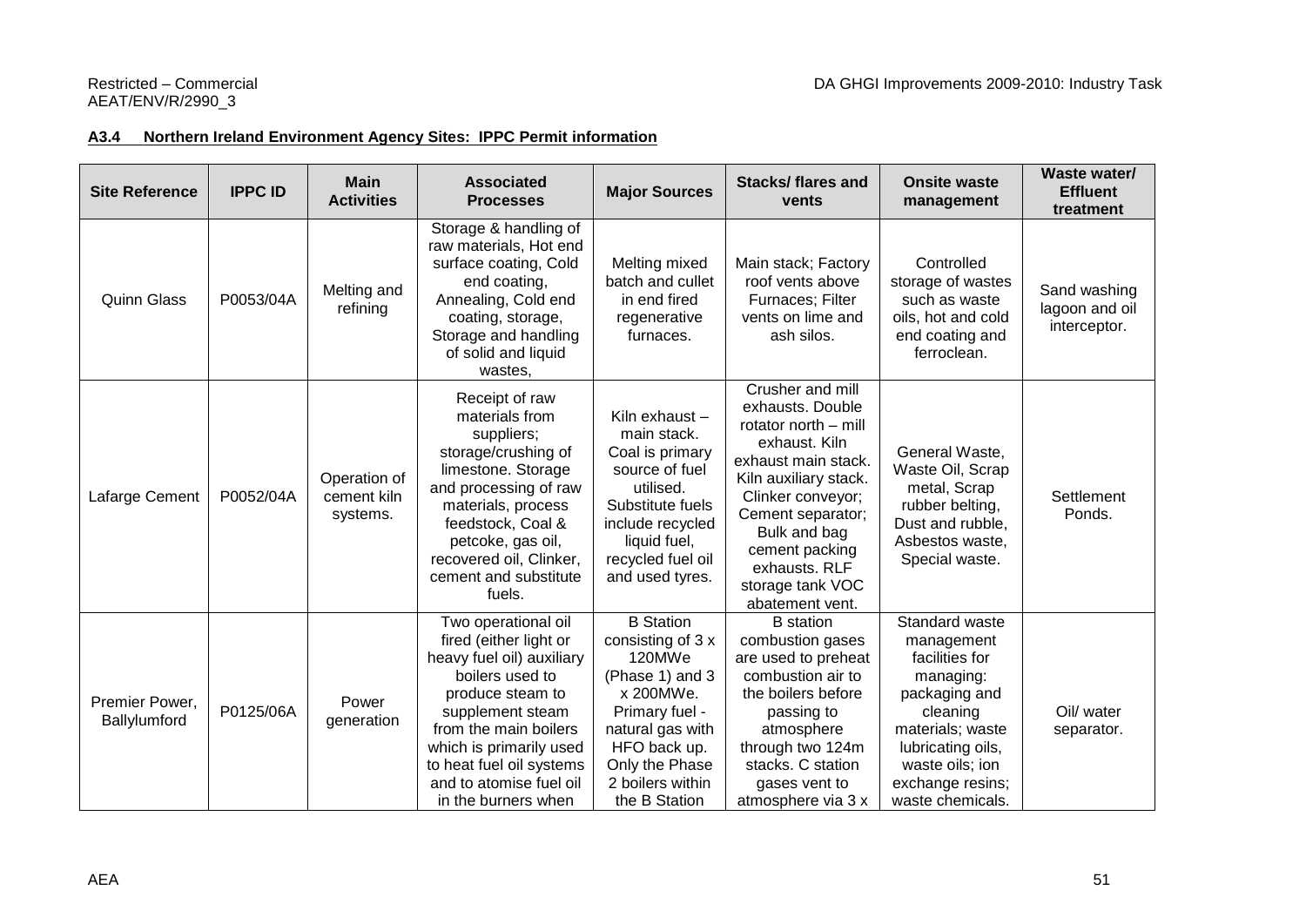### A3.4 Northern Ireland Environment Agency Sites: IPPC Permit information

| Site Reference | IPPC ID | Main Activities | Associated Processes | Major Sources | Stacks/ flares and vents | Onsite waste management | Waste water/ Effluent treatment |
|---|---|---|---|---|---|---|---|
| Quinn Glass | P0053/04A | Melting and refining | Storage & handling of raw materials, Hot end surface coating, Cold end coating, Annealing, Cold end coating, storage, Storage and handling of solid and liquid wastes, | Melting mixed batch and cullet in end fired regenerative furnaces. | Main stack; Factory roof vents above Furnaces; Filter vents on lime and ash silos. | Controlled storage of wastes such as waste oils, hot and cold end coating and ferroclean. | Sand washing lagoon and oil interceptor. |
| Lafarge Cement | P0052/04A | Operation of cement kiln systems. | Receipt of raw materials from suppliers; storage/crushing of limestone. Storage and processing of raw materials, process feedstock, Coal & petcoke, gas oil, recovered oil, Clinker, cement and substitute fuels. | Kiln exhaust – main stack. Coal is primary source of fuel utilised. Substitute fuels include recycled liquid fuel, recycled fuel oil and used tyres. | Crusher and mill exhausts. Double rotator north – mill exhaust. Kiln exhaust main stack. Kiln auxiliary stack. Clinker conveyor; Cement separator; Bulk and bag cement packing exhausts. RLF storage tank VOC abatement vent. | General Waste, Waste Oil, Scrap metal, Scrap rubber belting, Dust and rubble, Asbestos waste, Special waste. | Settlement Ponds. |
| Premier Power, Ballylumford | P0125/06A | Power generation | Two operational oil fired (either light or heavy fuel oil) auxiliary boilers used to produce steam to supplement steam from the main boilers which is primarily used to heat fuel oil systems and to atomise fuel oil in the burners when | B Station consisting of 3 x 120MWe (Phase 1) and 3 x 200MWe. Primary fuel - natural gas with HFO back up. Only the Phase 2 boilers within the B Station | B station combustion gases are used to preheat combustion air to the boilers before passing to atmosphere through two 124m stacks. C station gases vent to atmosphere via 3 x | Standard waste management facilities for managing: packaging and cleaning materials; waste lubricating oils, waste oils; ion exchange resins; waste chemicals. | Oil/ water separator. |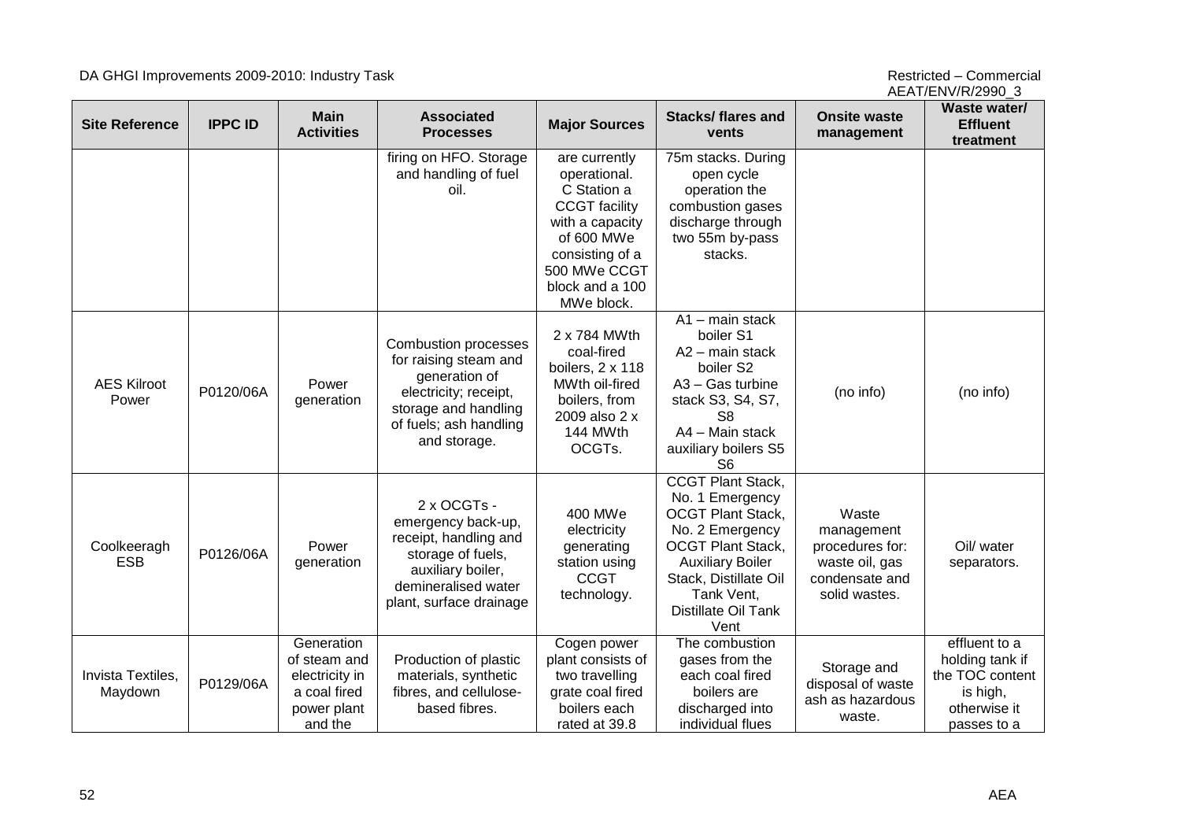| Site Reference | IPPC ID | Main Activities | Associated Processes | Major Sources | Stacks/ flares and vents | Onsite waste management | Waste water/ Effluent treatment |
|---|---|---|---|---|---|---|---|
| | | | firing on HFO. Storage and handling of fuel oil. | are currently operational. C Station a CCGT facility with a capacity of 600 MWe consisting of a 500 MWe CCGT block and a 100 MWe block. | 75m stacks. During open cycle operation the combustion gases discharge through two 55m by-pass stacks. | | |
| AES Kilroot Power | P0120/06A | Power generation | Combustion processes for raising steam and generation of electricity; receipt, storage and handling of fuels; ash handling and storage. | 2 x 784 MWth coal-fired boilers, 2 x 118 MWth oil-fired boilers, from 2009 also 2 x 144 MWth OCGTs. | A1 – main stack boiler S1<br>A2 – main stack boiler S2<br>A3 – Gas turbine stack S3, S4, S7, S8<br>A4 – Main stack auxiliary boilers S5 S6 | (no info) | (no info) |
| Coolkeeragh ESB | P0126/06A | Power generation | 2 x OCGTs - emergency back-up, receipt, handling and storage of fuels, auxiliary boiler, demineralised water plant, surface drainage | 400 MWe electricity generating station using CCGT technology. | CCGT Plant Stack, No. 1 Emergency OCGT Plant Stack, No. 2 Emergency OCGT Plant Stack, Auxiliary Boiler Stack, Distillate Oil Tank Vent, Distillate Oil Tank Vent | Waste management procedures for: waste oil, gas condensate and solid wastes. | Oil/ water separators. |
| Invista Textiles, Maydown | P0129/06A | Generation of steam and electricity in a coal fired power plant and the | Production of plastic materials, synthetic fibres, and cellulose-based fibres. | Cogen power plant consists of two travelling grate coal fired boilers each rated at 39.8 | The combustion gases from the each coal fired boilers are discharged into individual flues | Storage and disposal of waste ash as hazardous waste. | effluent to a holding tank if the TOC content is high, otherwise it passes to a |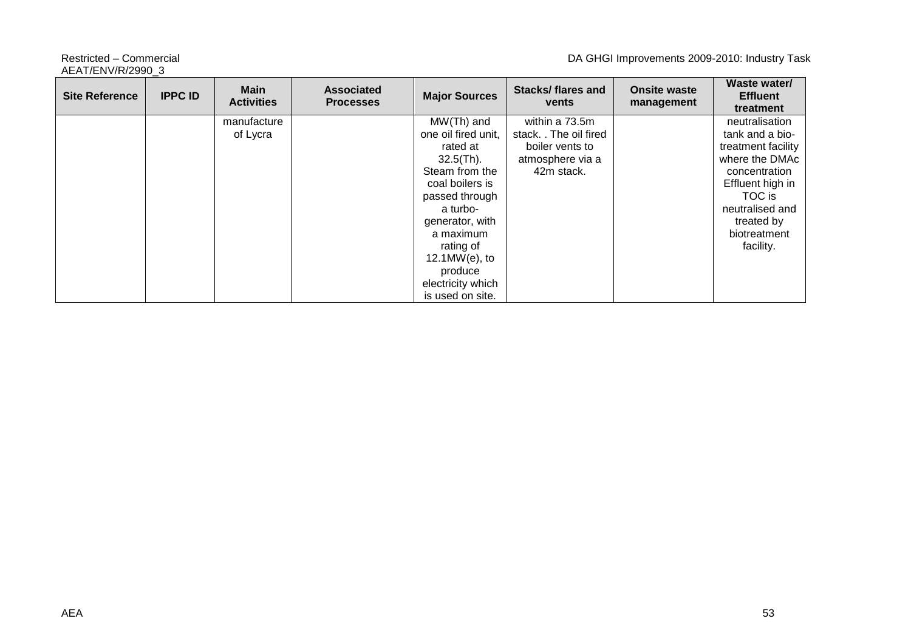| Site Reference | IPPC ID | Main Activities | Associated Processes | Major Sources | Stacks/ flares and vents | Onsite waste management | Waste water/ Effluent treatment |
|---|---|---|---|---|---|---|---|
| | | manufacture of Lycra | | MW(Th) and one oil fired unit, rated at 32.5(Th). Steam from the coal boilers is passed through a turbo-generator, with a maximum rating of 12.1MW(e), to produce electricity which is used on site. | within a 73.5m stack. . The oil fired boiler vents to atmosphere via a 42m stack. | | neutralisation tank and a bio-treatment facility where the DMAc concentration Effluent high in TOC is neutralised and treated by biotreatment facility. |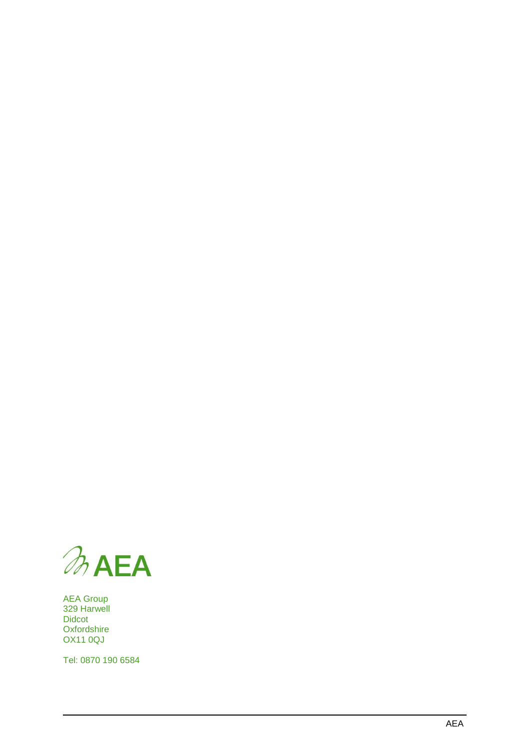AEA

AEA Group
329 Harwell
Didcot
Oxfordshire
OX11 0QJ

Tel: 0870 190 6584